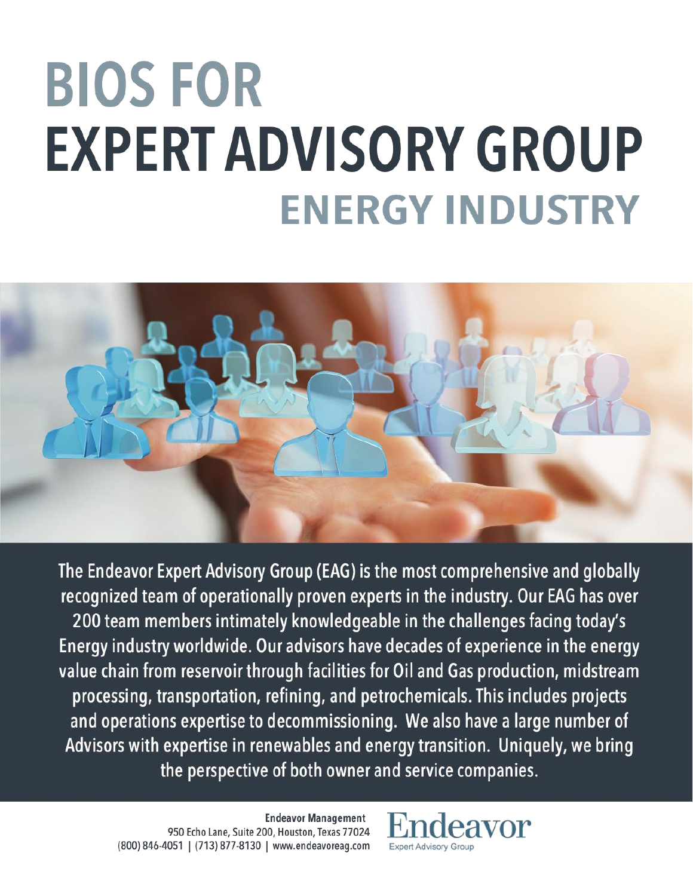# BIOS FOR EXPERT ADVISORY GROUP

## ENERGY INDUSTRY

The Endeavor Expert Advisory Group (EAG) is the most comprehensive and globally recognized team of operationally proven experts in the industry. Our EAG has over 200 team members intimately knowledgeable in the challenges facing today's Energy industry worldwide. Our advisors have decades of experience in the energy value chain from reservoir through facilities for Oil and Gas production, midstream processing, transportation, refining, and petrochemicals. This includes projects and operations expertise to decommissioning. We also have a large number of Advisors with expertise in renewables and energy transition. Uniquely, we bring the perspective of both owner and service companies.

**Endeavor Management**
950 Echo Lane, Suite 200, Houston, Texas 77024
(800) 846-4051 | (713) 877-8130 | www.endeavoreag.com

Endeavor
Expert Advisory Group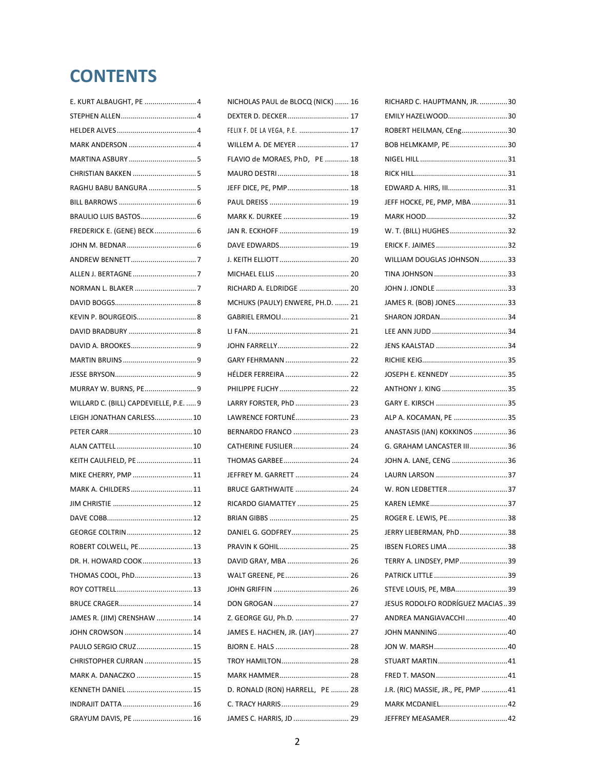# CONTENTS

E. KURT ALBAUGHT, PE ........................ 4
STEPHEN ALLEN ........................ 4
HELDER ALVES ........................ 4
MARK ANDERSON ........................ 4
MARTINA ASBURY ........................ 5
CHRISTIAN BAKKEN ........................ 5
RAGHU BABU BANGURA ........................ 5
BILL BARROWS ........................ 6
BRAULIO LUIS BASTOS ........................ 6
FREDERICK E. (GENE) BECK ........................ 6
JOHN M. BEDNAR ........................ 6
ANDREW BENNETT ........................ 7
ALLEN J. BERTAGNE ........................ 7
NORMAN L. BLAKER ........................ 7
DAVID BOGGS ........................ 8
KEVIN P. BOURGEOIS ........................ 8
DAVID BRADBURY ........................ 8
DAVID A. BROOKES ........................ 9
MARTIN BRUINS ........................ 9
JESSE BRYSON ........................ 9
MURRAY W. BURNS, PE ........................ 9
WILLARD C. (BILL) CAPDEVIELLE, P.E. ........ 9
LEIGH JONATHAN CARLESS ........................ 10
PETER CARR ........................ 10
ALAN CATTELL ........................ 10
KEITH CAULFIELD, PE ........................ 11
MIKE CHERRY, PMP ........................ 11
MARK A. CHILDERS ........................ 11
JIM CHRISTIE ........................ 12
DAVE COBB ........................ 12
GEORGE COLTRIN ........................ 12
ROBERT COLWELL, PE ........................ 13
DR. H. HOWARD COOK ........................ 13
THOMAS COOL, PhD ........................ 13
ROY COTTRELL ........................ 13
BRUCE CRAGER ........................ 14
JAMES R. (JIM) CRENSHAW ........................ 14
JOHN CROWSON ........................ 14
PAULO SERGIO CRUZ ........................ 15
CHRISTOPHER CURRAN ........................ 15
MARK A. DANACZKO ........................ 15
KENNETH DANIEL ........................ 15
INDRAJIT DATTA ........................ 16
GRAYUM DAVIS, PE ........................ 16
NICHOLAS PAUL de BLOCQ (NICK) ........ 16
DEXTER D. DECKER ........................ 17
FELIX F. DE LA VEGA, P.E. ........................ 17
WILLEM A. DE MEYER ........................ 17
FLAVIO de MORAES, PhD, PE ........................ 18
MAURO DESTRI ........................ 18
JEFF DICE, PE, PMP ........................ 18
PAUL DREISS ........................ 19
MARK K. DURKEE ........................ 19
JAN R. ECKHOFF ........................ 19
DAVE EDWARDS ........................ 19
J. KEITH ELLIOTT ........................ 20
MICHAEL ELLIS ........................ 20
RICHARD A. ELDRIDGE ........................ 20
MCHUKS (PAULY) ENWERE, PH.D. ........ 21
GABRIEL ERMOLI ........................ 21
LI FAN ........................ 21
JOHN FARRELLY ........................ 22
GARY FEHRMANN ........................ 22
HÉLDER FERREIRA ........................ 22
PHILIPPE FLICHY ........................ 22
LARRY FORSTER, PhD ........................ 23
LAWRENCE FORTUNÉ ........................ 23
BERNARDO FRANCO ........................ 23
CATHERINE FUSILIER ........................ 24
THOMAS GARBEE ........................ 24
JEFFREY M. GARRETT ........................ 24
BRUCE GARTHWAITE ........................ 24
RICARDO GIAMATTEY ........................ 25
BRIAN GIBBS ........................ 25
DANIEL G. GODFREY ........................ 25
PRAVIN K GOHIL ........................ 25
DAVID GRAY, MBA ........................ 26
WALT GREENE, PE ........................ 26
JOHN GRIFFIN ........................ 26
DON GROGAN ........................ 27
Z. GEORGE GU, Ph.D. ........................ 27
JAMES E. HACHEN, JR. (JAY) ........................ 27
BJORN E. HALS ........................ 28
TROY HAMILTON ........................ 28
MARK HAMMER ........................ 28
D. RONALD (RON) HARRELL, PE ........ 28
C. TRACY HARRIS ........................ 29
JAMES C. HARRIS, JD ........................ 29
RICHARD C. HAUPTMANN, JR. ........................ 30
EMILY HAZELWOOD ........................ 30
ROBERT HEILMAN, CEng ........................ 30
BOB HELMKAMP, PE ........................ 30
NIGEL HILL ........................ 31
RICK HILL ........................ 31
EDWARD A. HIRS, III ........................ 31
JEFF HOCKE, PE, PMP, MBA ........................ 31
MARK HOOD ........................ 32
W. T. (BILL) HUGHES ........................ 32
ERICK F. JAIMES ........................ 32
WILLIAM DOUGLAS JOHNSON ........................ 33
TINA JOHNSON ........................ 33
JOHN J. JONDLE ........................ 33
JAMES R. (BOB) JONES ........................ 33
SHARON JORDAN ........................ 34
LEE ANN JUDD ........................ 34
JENS KAALSTAD ........................ 34
RICHIE KEIG ........................ 35
JOSEPH E. KENNEDY ........................ 35
ANTHONY J. KING ........................ 35
GARY E. KIRSCH ........................ 35
ALP A. KOCAMAN, PE ........................ 35
ANASTASIS (IAN) KOKKINOS ........................ 36
G. GRAHAM LANCASTER III ........................ 36
JOHN A. LANE, CENG ........................ 36
LAURN LARSON ........................ 37
W. RON LEDBETTER ........................ 37
KAREN LEMKE ........................ 37
ROGER E. LEWIS, PE ........................ 38
JERRY LIEBERMAN, PhD ........................ 38
IBSEN FLORES LIMA ........................ 38
TERRY A. LINDSEY, PMP ........................ 39
PATRICK LITTLE ........................ 39
STEVE LOUIS, PE, MBA ........................ 39
JESUS RODOLFO RODRÍGUEZ MACIAS .. 39
ANDREA MANGIAVACCHI ........................ 40
JOHN MANNING ........................ 40
JON W. MARSH ........................ 40
STUART MARTIN ........................ 41
FRED T. MASON ........................ 41
J.R. (RIC) MASSIE, JR., PE, PMP ........................ 41
MARK MCDANIEL ........................ 42
JEFFREY MEASAMER ........................ 42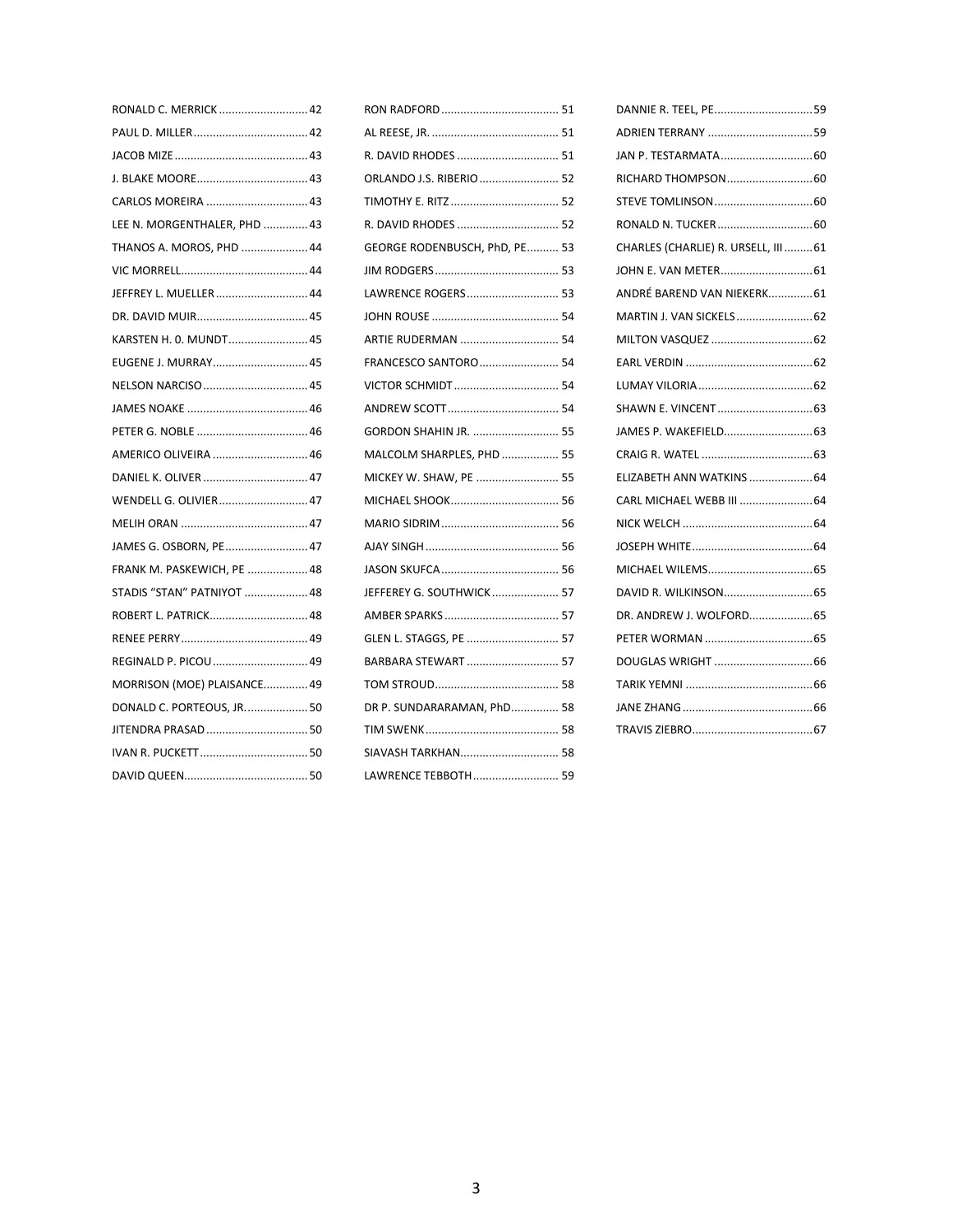RONALD C. MERRICK ............................ 42
PAUL D. MILLER .................................... 42
JACOB MIZE .......................................... 43
J. BLAKE MOORE ................................... 43
CARLOS MOREIRA ................................ 43
LEE N. MORGENTHALER, PHD .............. 43
THANOS A. MOROS, PHD ..................... 44
VIC MORRELL ........................................ 44
JEFFREY L. MUELLER ............................. 44
DR. DAVID MUIR ................................... 45
KARSTEN H. 0. MUNDT ......................... 45
EUGENE J. MURRAY .............................. 45
NELSON NARCISO ................................. 45
JAMES NOAKE ...................................... 46
PETER G. NOBLE ................................... 46
AMERICO OLIVEIRA .............................. 46
DANIEL K. OLIVER ................................. 47
WENDELL G. OLIVIER ............................ 47
MELIH ORAN ........................................ 47
JAMES G. OSBORN, PE .......................... 47
FRANK M. PASKEWICH, PE ................... 48
STADIS "STAN" PATNIYOT .................... 48
ROBERT L. PATRICK ............................... 48
RENEE PERRY ........................................ 49
REGINALD P. PICOU .............................. 49
MORRISON (MOE) PLAISANCE .............. 49
DONALD C. PORTEOUS, JR. ................... 50
JITENDRA PRASAD ................................ 50
IVAN R. PUCKETT .................................. 50
DAVID QUEEN ....................................... 50
RON RADFORD ..................................... 51
AL REESE, JR. ........................................ 51
R. DAVID RHODES ................................ 51
ORLANDO J.S. RIBERIO ......................... 52
TIMOTHY E. RITZ .................................. 52
R. DAVID RHODES ................................ 52
GEORGE RODENBUSCH, PhD, PE .......... 53
JIM RODGERS ....................................... 53
LAWRENCE ROGERS ............................. 53
JOHN ROUSE ........................................ 54
ARTIE RUDERMAN ............................... 54
FRANCESCO SANTORO ......................... 54
VICTOR SCHMIDT ................................. 54
ANDREW SCOTT ................................... 54
GORDON SHAHIN JR. ........................... 55
MALCOLM SHARPLES, PHD .................. 55
MICKEY W. SHAW, PE .......................... 55
MICHAEL SHOOK .................................. 56
MARIO SIDRIM ..................................... 56
AJAY SINGH .......................................... 56
JASON SKUFCA ..................................... 56
JEFFEREY G. SOUTHWICK ..................... 57
AMBER SPARKS .................................... 57
GLEN L. STAGGS, PE ............................. 57
BARBARA STEWART ............................. 57
TOM STROUD ....................................... 58
DR P. SUNDARARAMAN, PhD ............... 58
TIM SWENK .......................................... 58
SIAVASH TARKHAN ............................... 58
LAWRENCE TEBBOTH ........................... 59
DANNIE R. TEEL, PE ............................... 59
ADRIEN TERRANY ................................. 59
JAN P. TESTARMATA ............................. 60
RICHARD THOMPSON ........................... 60
STEVE TOMLINSON ............................... 60
RONALD N. TUCKER .............................. 60
CHARLES (CHARLIE) R. URSELL, III ......... 61
JOHN E. VAN METER ............................. 61
ANDRÉ BAREND VAN NIEKERK .............. 61
MARTIN J. VAN SICKELS ........................ 62
MILTON VASQUEZ ................................ 62
EARL VERDIN ........................................ 62
LUMAY VILORIA .................................... 62
SHAWN E. VINCENT .............................. 63
JAMES P. WAKEFIELD ............................ 63
CRAIG R. WATEL ................................... 63
ELIZABETH ANN WATKINS .................... 64
CARL MICHAEL WEBB III ....................... 64
NICK WELCH ......................................... 64
JOSEPH WHITE ...................................... 64
MICHAEL WILEMS ................................. 65
DAVID R. WILKINSON ............................ 65
DR. ANDREW J. WOLFORD .................... 65
PETER WORMAN .................................. 65
DOUGLAS WRIGHT ............................... 66
TARIK YEMNI ........................................ 66
JANE ZHANG ......................................... 66
TRAVIS ZIEBRO ...................................... 67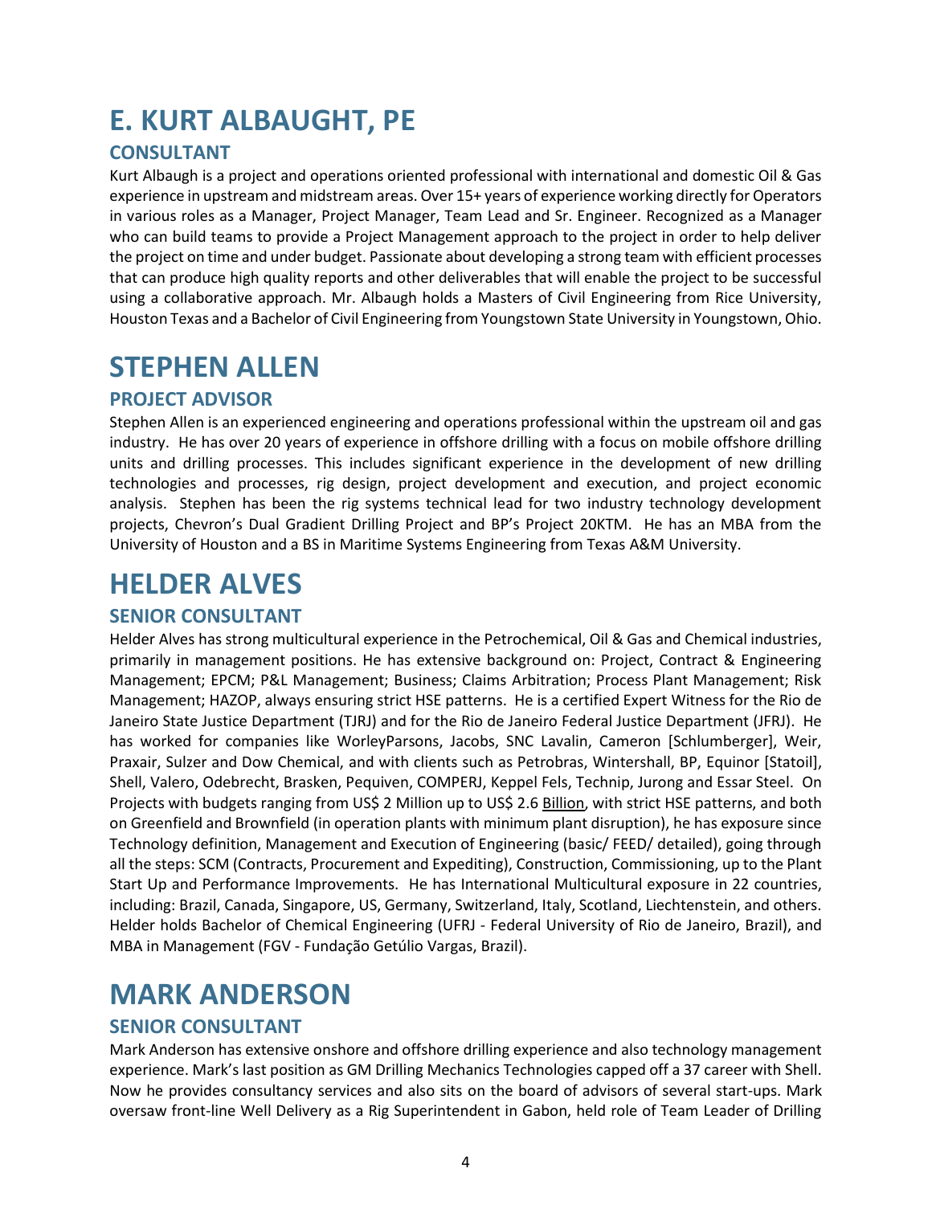# E. KURT ALBAUGHT, PE

## CONSULTANT

Kurt Albaugh is a project and operations oriented professional with international and domestic Oil & Gas experience in upstream and midstream areas. Over 15+ years of experience working directly for Operators in various roles as a Manager, Project Manager, Team Lead and Sr. Engineer. Recognized as a Manager who can build teams to provide a Project Management approach to the project in order to help deliver the project on time and under budget. Passionate about developing a strong team with efficient processes that can produce high quality reports and other deliverables that will enable the project to be successful using a collaborative approach. Mr. Albaugh holds a Masters of Civil Engineering from Rice University, Houston Texas and a Bachelor of Civil Engineering from Youngstown State University in Youngstown, Ohio.

# STEPHEN ALLEN

## PROJECT ADVISOR

Stephen Allen is an experienced engineering and operations professional within the upstream oil and gas industry. He has over 20 years of experience in offshore drilling with a focus on mobile offshore drilling units and drilling processes. This includes significant experience in the development of new drilling technologies and processes, rig design, project development and execution, and project economic analysis. Stephen has been the rig systems technical lead for two industry technology development projects, Chevron's Dual Gradient Drilling Project and BP's Project 20KTM. He has an MBA from the University of Houston and a BS in Maritime Systems Engineering from Texas A&M University.

# HELDER ALVES

## SENIOR CONSULTANT

Helder Alves has strong multicultural experience in the Petrochemical, Oil & Gas and Chemical industries, primarily in management positions. He has extensive background on: Project, Contract & Engineering Management; EPCM; P&L Management; Business; Claims Arbitration; Process Plant Management; Risk Management; HAZOP, always ensuring strict HSE patterns. He is a certified Expert Witness for the Rio de Janeiro State Justice Department (TJRJ) and for the Rio de Janeiro Federal Justice Department (JFRJ). He has worked for companies like WorleyParsons, Jacobs, SNC Lavalin, Cameron [Schlumberger], Weir, Praxair, Sulzer and Dow Chemical, and with clients such as Petrobras, Wintershall, BP, Equinor [Statoil], Shell, Valero, Odebrecht, Brasken, Pequiven, COMPERJ, Keppel Fels, Technip, Jurong and Essar Steel. On Projects with budgets ranging from US$ 2 Million up to US$ 2.6 <u>Billion</u>, with strict HSE patterns, and both on Greenfield and Brownfield (in operation plants with minimum plant disruption), he has exposure since Technology definition, Management and Execution of Engineering (basic/ FEED/ detailed), going through all the steps: SCM (Contracts, Procurement and Expediting), Construction, Commissioning, up to the Plant Start Up and Performance Improvements. He has International Multicultural exposure in 22 countries, including: Brazil, Canada, Singapore, US, Germany, Switzerland, Italy, Scotland, Liechtenstein, and others. Helder holds Bachelor of Chemical Engineering (UFRJ - Federal University of Rio de Janeiro, Brazil), and MBA in Management (FGV - Fundação Getúlio Vargas, Brazil).

# MARK ANDERSON

## SENIOR CONSULTANT

Mark Anderson has extensive onshore and offshore drilling experience and also technology management experience. Mark's last position as GM Drilling Mechanics Technologies capped off a 37 career with Shell. Now he provides consultancy services and also sits on the board of advisors of several start-ups. Mark oversaw front-line Well Delivery as a Rig Superintendent in Gabon, held role of Team Leader of Drilling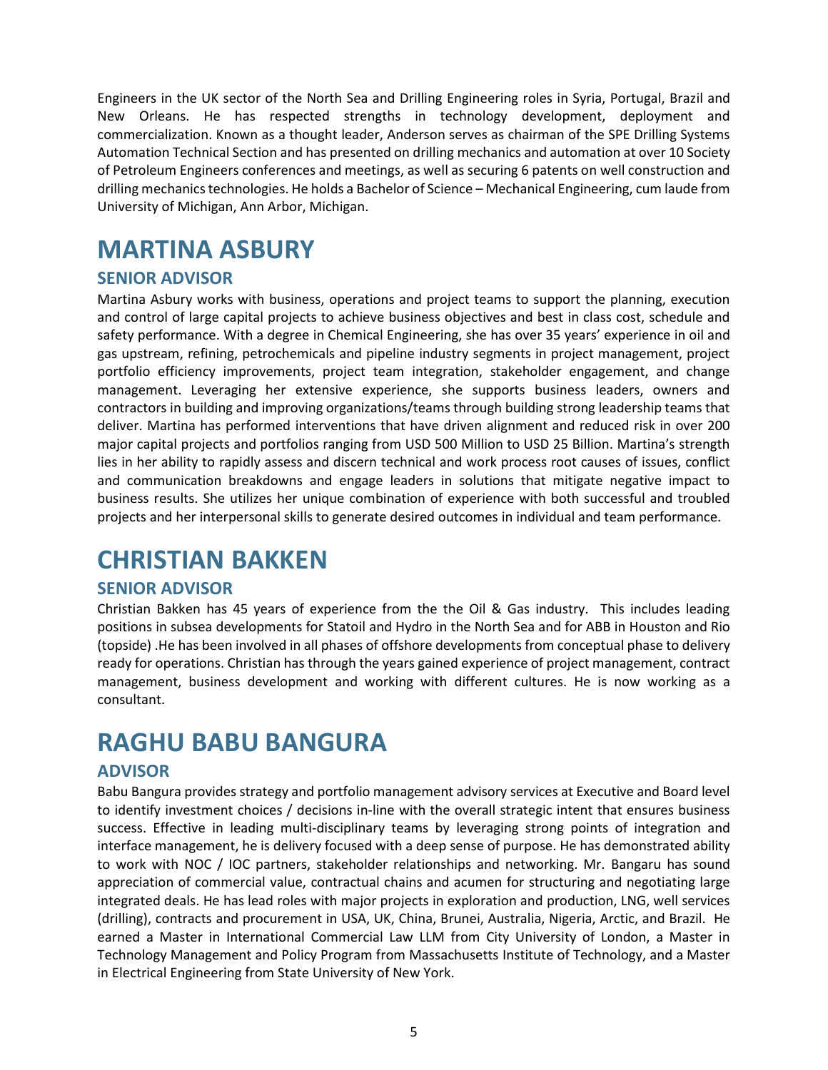Engineers in the UK sector of the North Sea and Drilling Engineering roles in Syria, Portugal, Brazil and New Orleans. He has respected strengths in technology development, deployment and commercialization. Known as a thought leader, Anderson serves as chairman of the SPE Drilling Systems Automation Technical Section and has presented on drilling mechanics and automation at over 10 Society of Petroleum Engineers conferences and meetings, as well as securing 6 patents on well construction and drilling mechanics technologies. He holds a Bachelor of Science – Mechanical Engineering, cum laude from University of Michigan, Ann Arbor, Michigan.

# MARTINA ASBURY

## SENIOR ADVISOR

Martina Asbury works with business, operations and project teams to support the planning, execution and control of large capital projects to achieve business objectives and best in class cost, schedule and safety performance. With a degree in Chemical Engineering, she has over 35 years' experience in oil and gas upstream, refining, petrochemicals and pipeline industry segments in project management, project portfolio efficiency improvements, project team integration, stakeholder engagement, and change management. Leveraging her extensive experience, she supports business leaders, owners and contractors in building and improving organizations/teams through building strong leadership teams that deliver. Martina has performed interventions that have driven alignment and reduced risk in over 200 major capital projects and portfolios ranging from USD 500 Million to USD 25 Billion. Martina's strength lies in her ability to rapidly assess and discern technical and work process root causes of issues, conflict and communication breakdowns and engage leaders in solutions that mitigate negative impact to business results. She utilizes her unique combination of experience with both successful and troubled projects and her interpersonal skills to generate desired outcomes in individual and team performance.

# CHRISTIAN BAKKEN

## SENIOR ADVISOR

Christian Bakken has 45 years of experience from the the Oil & Gas industry. This includes leading positions in subsea developments for Statoil and Hydro in the North Sea and for ABB in Houston and Rio (topside) .He has been involved in all phases of offshore developments from conceptual phase to delivery ready for operations. Christian has through the years gained experience of project management, contract management, business development and working with different cultures. He is now working as a consultant.

# RAGHU BABU BANGURA

## ADVISOR

Babu Bangura provides strategy and portfolio management advisory services at Executive and Board level to identify investment choices / decisions in-line with the overall strategic intent that ensures business success. Effective in leading multi-disciplinary teams by leveraging strong points of integration and interface management, he is delivery focused with a deep sense of purpose. He has demonstrated ability to work with NOC / IOC partners, stakeholder relationships and networking. Mr. Bangaru has sound appreciation of commercial value, contractual chains and acumen for structuring and negotiating large integrated deals. He has lead roles with major projects in exploration and production, LNG, well services (drilling), contracts and procurement in USA, UK, China, Brunei, Australia, Nigeria, Arctic, and Brazil. He earned a Master in International Commercial Law LLM from City University of London, a Master in Technology Management and Policy Program from Massachusetts Institute of Technology, and a Master in Electrical Engineering from State University of New York.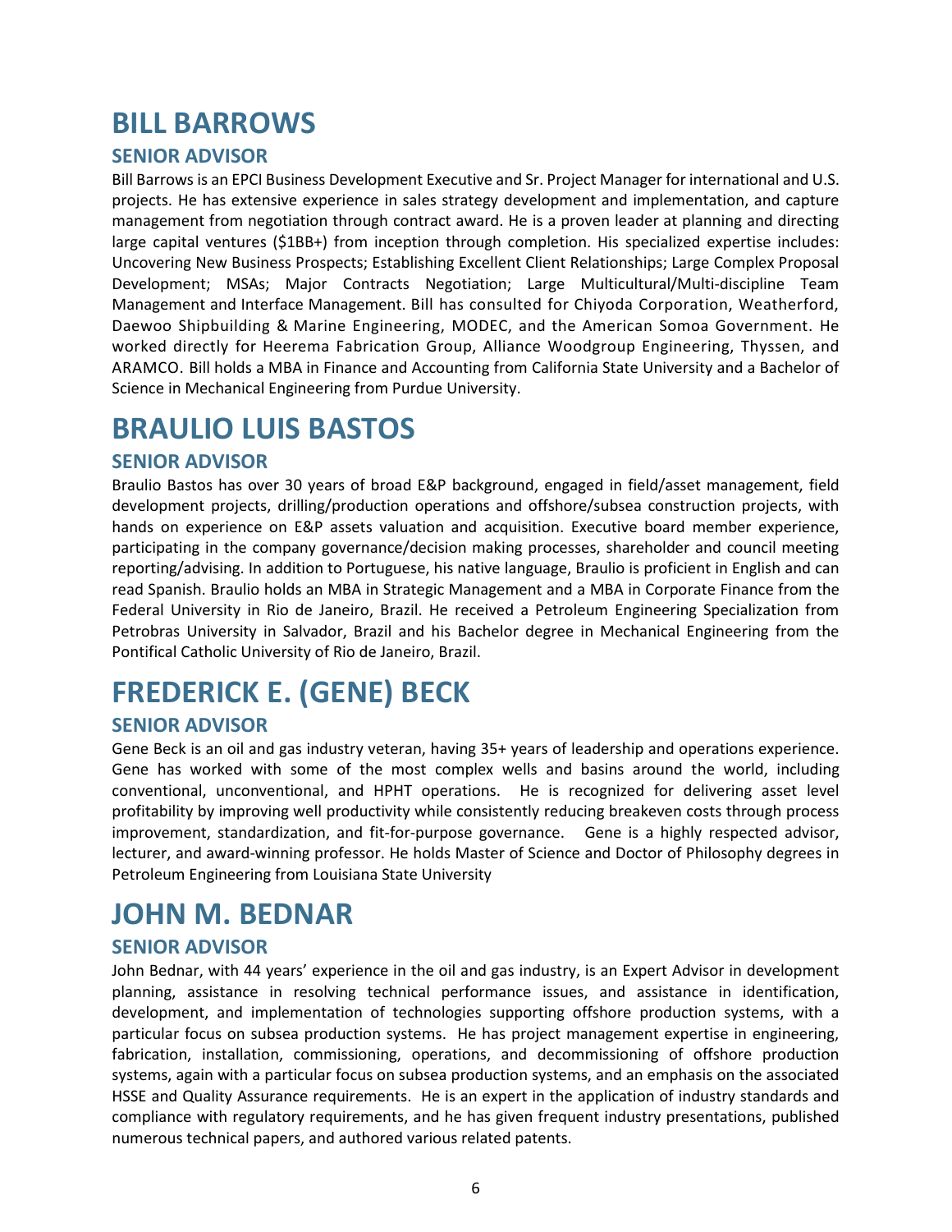# BILL BARROWS

## SENIOR ADVISOR

Bill Barrows is an EPCI Business Development Executive and Sr. Project Manager for international and U.S. projects. He has extensive experience in sales strategy development and implementation, and capture management from negotiation through contract award. He is a proven leader at planning and directing large capital ventures ($1BB+) from inception through completion. His specialized expertise includes: Uncovering New Business Prospects; Establishing Excellent Client Relationships; Large Complex Proposal Development; MSAs; Major Contracts Negotiation; Large Multicultural/Multi-discipline Team Management and Interface Management. Bill has consulted for Chiyoda Corporation, Weatherford, Daewoo Shipbuilding & Marine Engineering, MODEC, and the American Somoa Government. He worked directly for Heerema Fabrication Group, Alliance Woodgroup Engineering, Thyssen, and ARAMCO. Bill holds a MBA in Finance and Accounting from California State University and a Bachelor of Science in Mechanical Engineering from Purdue University.

# BRAULIO LUIS BASTOS

## SENIOR ADVISOR

Braulio Bastos has over 30 years of broad E&P background, engaged in field/asset management, field development projects, drilling/production operations and offshore/subsea construction projects, with hands on experience on E&P assets valuation and acquisition. Executive board member experience, participating in the company governance/decision making processes, shareholder and council meeting reporting/advising. In addition to Portuguese, his native language, Braulio is proficient in English and can read Spanish. Braulio holds an MBA in Strategic Management and a MBA in Corporate Finance from the Federal University in Rio de Janeiro, Brazil. He received a Petroleum Engineering Specialization from Petrobras University in Salvador, Brazil and his Bachelor degree in Mechanical Engineering from the Pontifical Catholic University of Rio de Janeiro, Brazil.

# FREDERICK E. (GENE) BECK

## SENIOR ADVISOR

Gene Beck is an oil and gas industry veteran, having 35+ years of leadership and operations experience. Gene has worked with some of the most complex wells and basins around the world, including conventional, unconventional, and HPHT operations. He is recognized for delivering asset level profitability by improving well productivity while consistently reducing breakeven costs through process improvement, standardization, and fit-for-purpose governance. Gene is a highly respected advisor, lecturer, and award-winning professor. He holds Master of Science and Doctor of Philosophy degrees in Petroleum Engineering from Louisiana State University

# JOHN M. BEDNAR

## SENIOR ADVISOR

John Bednar, with 44 years' experience in the oil and gas industry, is an Expert Advisor in development planning, assistance in resolving technical performance issues, and assistance in identification, development, and implementation of technologies supporting offshore production systems, with a particular focus on subsea production systems. He has project management expertise in engineering, fabrication, installation, commissioning, operations, and decommissioning of offshore production systems, again with a particular focus on subsea production systems, and an emphasis on the associated HSSE and Quality Assurance requirements. He is an expert in the application of industry standards and compliance with regulatory requirements, and he has given frequent industry presentations, published numerous technical papers, and authored various related patents.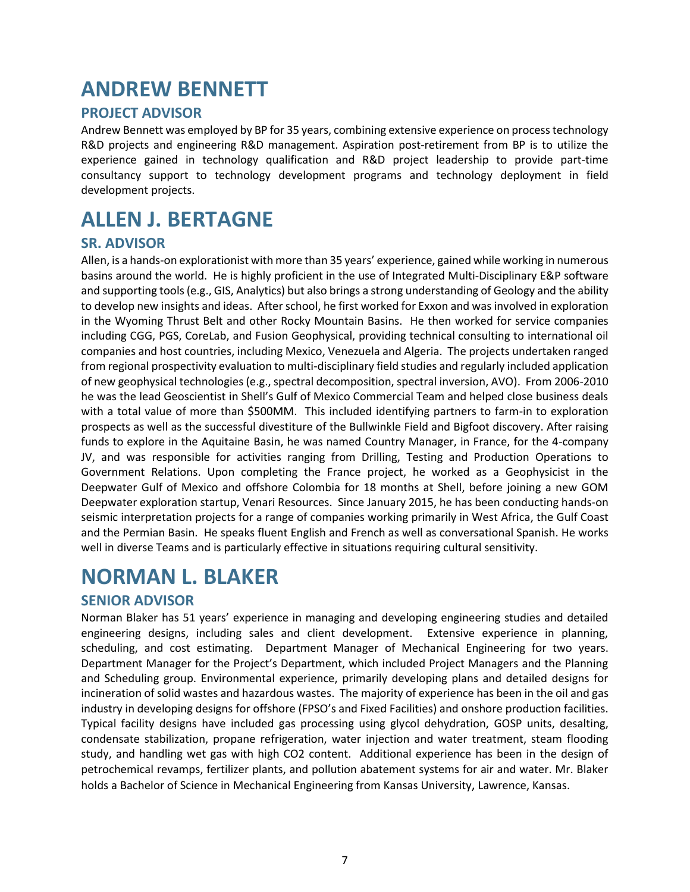# ANDREW BENNETT

## PROJECT ADVISOR

Andrew Bennett was employed by BP for 35 years, combining extensive experience on process technology R&D projects and engineering R&D management. Aspiration post-retirement from BP is to utilize the experience gained in technology qualification and R&D project leadership to provide part-time consultancy support to technology development programs and technology deployment in field development projects.

# ALLEN J. BERTAGNE

## SR. ADVISOR

Allen, is a hands-on explorationist with more than 35 years' experience, gained while working in numerous basins around the world. He is highly proficient in the use of Integrated Multi-Disciplinary E&P software and supporting tools (e.g., GIS, Analytics) but also brings a strong understanding of Geology and the ability to develop new insights and ideas. After school, he first worked for Exxon and was involved in exploration in the Wyoming Thrust Belt and other Rocky Mountain Basins. He then worked for service companies including CGG, PGS, CoreLab, and Fusion Geophysical, providing technical consulting to international oil companies and host countries, including Mexico, Venezuela and Algeria. The projects undertaken ranged from regional prospectivity evaluation to multi-disciplinary field studies and regularly included application of new geophysical technologies (e.g., spectral decomposition, spectral inversion, AVO). From 2006-2010 he was the lead Geoscientist in Shell's Gulf of Mexico Commercial Team and helped close business deals with a total value of more than $500MM. This included identifying partners to farm-in to exploration prospects as well as the successful divestiture of the Bullwinkle Field and Bigfoot discovery. After raising funds to explore in the Aquitaine Basin, he was named Country Manager, in France, for the 4-company JV, and was responsible for activities ranging from Drilling, Testing and Production Operations to Government Relations. Upon completing the France project, he worked as a Geophysicist in the Deepwater Gulf of Mexico and offshore Colombia for 18 months at Shell, before joining a new GOM Deepwater exploration startup, Venari Resources. Since January 2015, he has been conducting hands-on seismic interpretation projects for a range of companies working primarily in West Africa, the Gulf Coast and the Permian Basin. He speaks fluent English and French as well as conversational Spanish. He works well in diverse Teams and is particularly effective in situations requiring cultural sensitivity.

# NORMAN L. BLAKER

## SENIOR ADVISOR

Norman Blaker has 51 years' experience in managing and developing engineering studies and detailed engineering designs, including sales and client development. Extensive experience in planning, scheduling, and cost estimating. Department Manager of Mechanical Engineering for two years. Department Manager for the Project's Department, which included Project Managers and the Planning and Scheduling group. Environmental experience, primarily developing plans and detailed designs for incineration of solid wastes and hazardous wastes. The majority of experience has been in the oil and gas industry in developing designs for offshore (FPSO's and Fixed Facilities) and onshore production facilities. Typical facility designs have included gas processing using glycol dehydration, GOSP units, desalting, condensate stabilization, propane refrigeration, water injection and water treatment, steam flooding study, and handling wet gas with high $CO_2$ content. Additional experience has been in the design of petrochemical revamps, fertilizer plants, and pollution abatement systems for air and water. Mr. Blaker holds a Bachelor of Science in Mechanical Engineering from Kansas University, Lawrence, Kansas.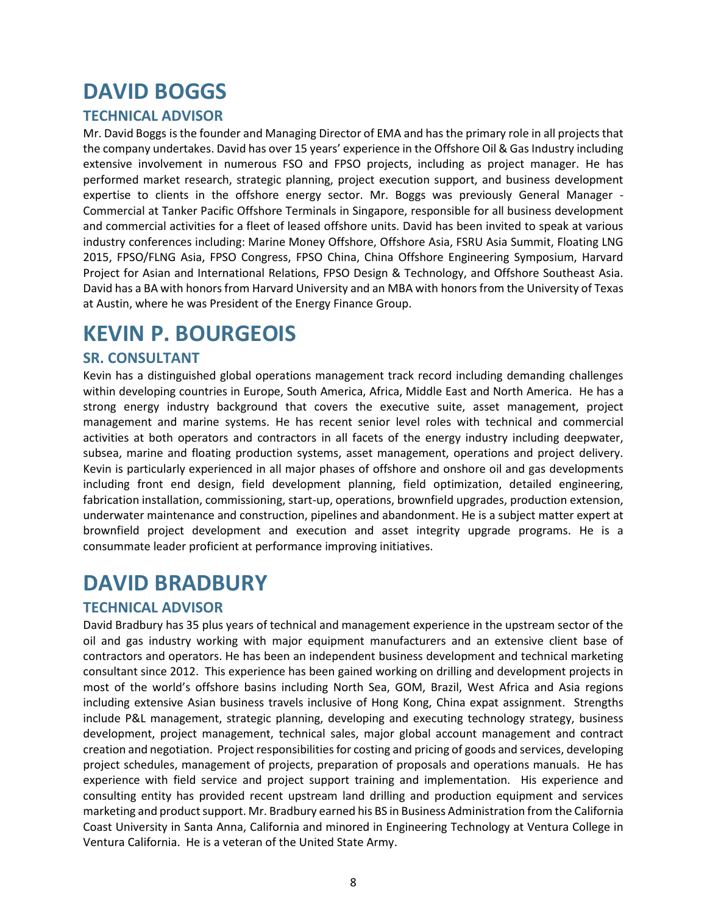# DAVID BOGGS

## TECHNICAL ADVISOR

Mr. David Boggs is the founder and Managing Director of EMA and has the primary role in all projects that the company undertakes. David has over 15 years' experience in the Offshore Oil & Gas Industry including extensive involvement in numerous FSO and FPSO projects, including as project manager. He has performed market research, strategic planning, project execution support, and business development expertise to clients in the offshore energy sector. Mr. Boggs was previously General Manager - Commercial at Tanker Pacific Offshore Terminals in Singapore, responsible for all business development and commercial activities for a fleet of leased offshore units. David has been invited to speak at various industry conferences including: Marine Money Offshore, Offshore Asia, FSRU Asia Summit, Floating LNG 2015, FPSO/FLNG Asia, FPSO Congress, FPSO China, China Offshore Engineering Symposium, Harvard Project for Asian and International Relations, FPSO Design & Technology, and Offshore Southeast Asia. David has a BA with honors from Harvard University and an MBA with honors from the University of Texas at Austin, where he was President of the Energy Finance Group.

# KEVIN P. BOURGEOIS

## SR. CONSULTANT

Kevin has a distinguished global operations management track record including demanding challenges within developing countries in Europe, South America, Africa, Middle East and North America. He has a strong energy industry background that covers the executive suite, asset management, project management and marine systems. He has recent senior level roles with technical and commercial activities at both operators and contractors in all facets of the energy industry including deepwater, subsea, marine and floating production systems, asset management, operations and project delivery. Kevin is particularly experienced in all major phases of offshore and onshore oil and gas developments including front end design, field development planning, field optimization, detailed engineering, fabrication installation, commissioning, start-up, operations, brownfield upgrades, production extension, underwater maintenance and construction, pipelines and abandonment. He is a subject matter expert at brownfield project development and execution and asset integrity upgrade programs. He is a consummate leader proficient at performance improving initiatives.

# DAVID BRADBURY

## TECHNICAL ADVISOR

David Bradbury has 35 plus years of technical and management experience in the upstream sector of the oil and gas industry working with major equipment manufacturers and an extensive client base of contractors and operators. He has been an independent business development and technical marketing consultant since 2012. This experience has been gained working on drilling and development projects in most of the world's offshore basins including North Sea, GOM, Brazil, West Africa and Asia regions including extensive Asian business travels inclusive of Hong Kong, China expat assignment. Strengths include P&L management, strategic planning, developing and executing technology strategy, business development, project management, technical sales, major global account management and contract creation and negotiation. Project responsibilities for costing and pricing of goods and services, developing project schedules, management of projects, preparation of proposals and operations manuals. He has experience with field service and project support training and implementation. His experience and consulting entity has provided recent upstream land drilling and production equipment and services marketing and product support. Mr. Bradbury earned his BS in Business Administration from the California Coast University in Santa Anna, California and minored in Engineering Technology at Ventura College in Ventura California. He is a veteran of the United State Army.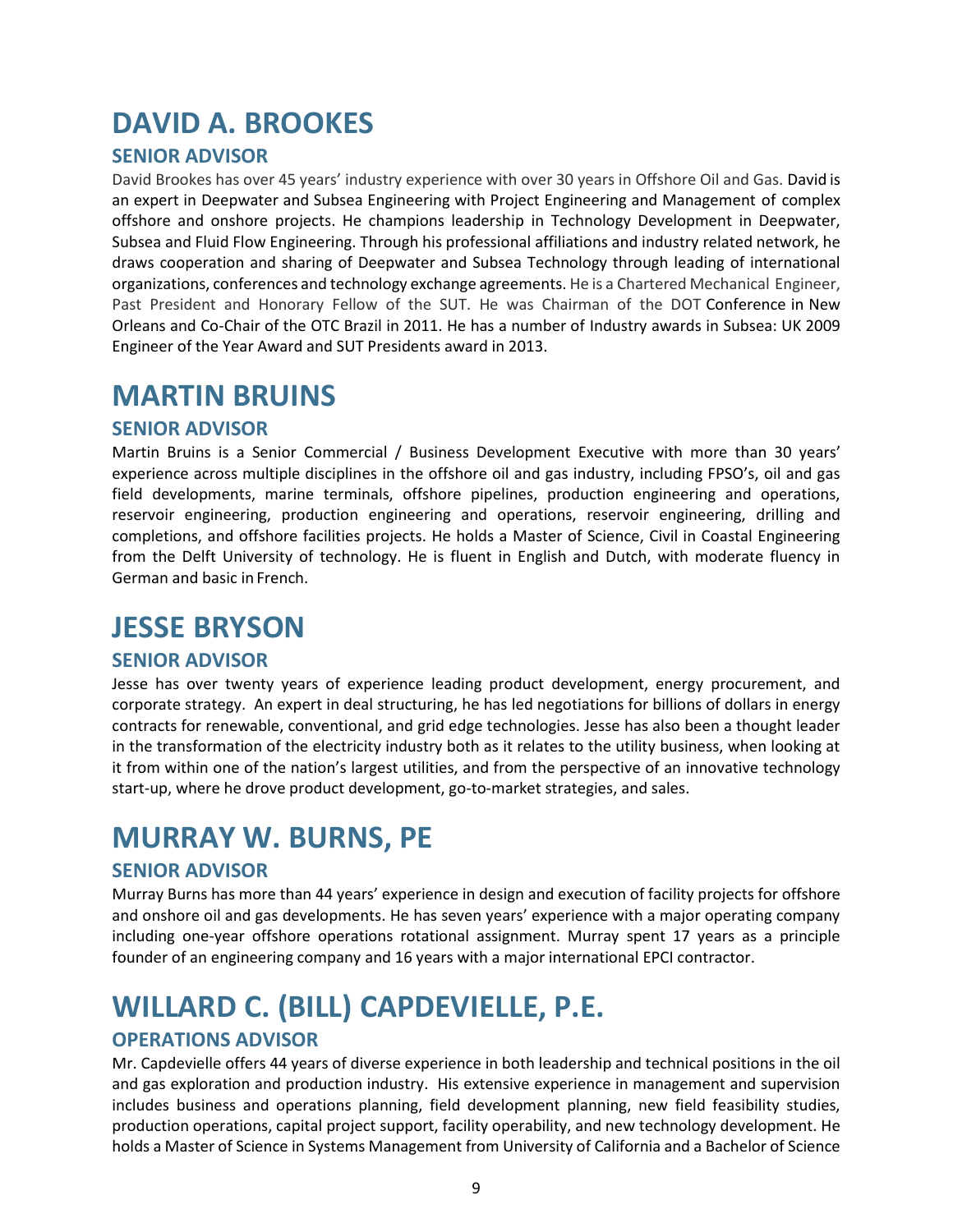# DAVID A. BROOKES

## SENIOR ADVISOR

David Brookes has over 45 years' industry experience with over 30 years in Offshore Oil and Gas. David is an expert in Deepwater and Subsea Engineering with Project Engineering and Management of complex offshore and onshore projects. He champions leadership in Technology Development in Deepwater, Subsea and Fluid Flow Engineering. Through his professional affiliations and industry related network, he draws cooperation and sharing of Deepwater and Subsea Technology through leading of international organizations, conferences and technology exchange agreements. He is a Chartered Mechanical Engineer, Past President and Honorary Fellow of the SUT. He was Chairman of the DOT Conference in New Orleans and Co-Chair of the OTC Brazil in 2011. He has a number of Industry awards in Subsea: UK 2009 Engineer of the Year Award and SUT Presidents award in 2013.

# MARTIN BRUINS

## SENIOR ADVISOR

Martin Bruins is a Senior Commercial / Business Development Executive with more than 30 years' experience across multiple disciplines in the offshore oil and gas industry, including FPSO's, oil and gas field developments, marine terminals, offshore pipelines, production engineering and operations, reservoir engineering, production engineering and operations, reservoir engineering, drilling and completions, and offshore facilities projects. He holds a Master of Science, Civil in Coastal Engineering from the Delft University of technology. He is fluent in English and Dutch, with moderate fluency in German and basic in French.

# JESSE BRYSON

## SENIOR ADVISOR

Jesse has over twenty years of experience leading product development, energy procurement, and corporate strategy. An expert in deal structuring, he has led negotiations for billions of dollars in energy contracts for renewable, conventional, and grid edge technologies. Jesse has also been a thought leader in the transformation of the electricity industry both as it relates to the utility business, when looking at it from within one of the nation's largest utilities, and from the perspective of an innovative technology start-up, where he drove product development, go-to-market strategies, and sales.

# MURRAY W. BURNS, PE

## SENIOR ADVISOR

Murray Burns has more than 44 years' experience in design and execution of facility projects for offshore and onshore oil and gas developments. He has seven years' experience with a major operating company including one-year offshore operations rotational assignment. Murray spent 17 years as a principle founder of an engineering company and 16 years with a major international EPCI contractor.

# WILLARD C. (BILL) CAPDEVIELLE, P.E.

## OPERATIONS ADVISOR

Mr. Capdevielle offers 44 years of diverse experience in both leadership and technical positions in the oil and gas exploration and production industry. His extensive experience in management and supervision includes business and operations planning, field development planning, new field feasibility studies, production operations, capital project support, facility operability, and new technology development. He holds a Master of Science in Systems Management from University of California and a Bachelor of Science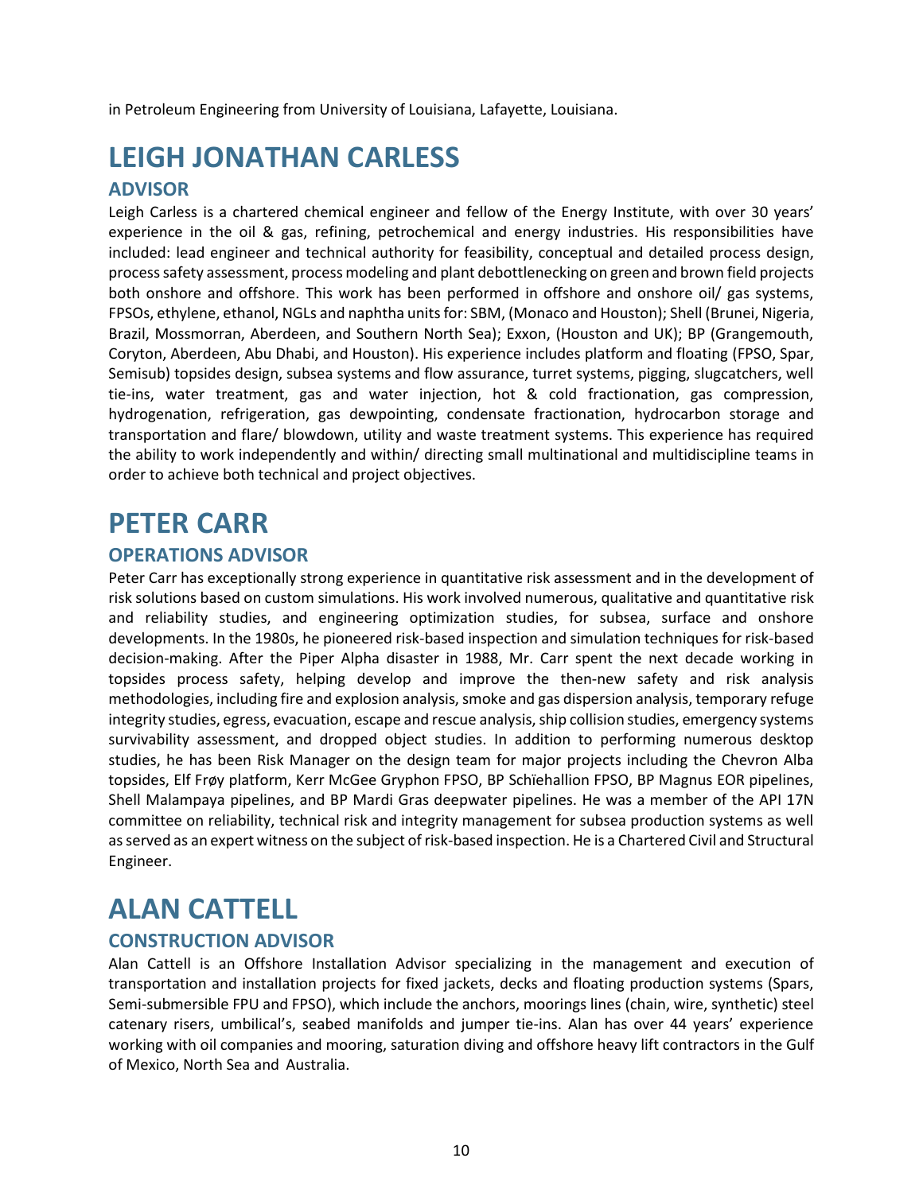in Petroleum Engineering from University of Louisiana, Lafayette, Louisiana.

# LEIGH JONATHAN CARLESS

## ADVISOR

Leigh Carless is a chartered chemical engineer and fellow of the Energy Institute, with over 30 years' experience in the oil & gas, refining, petrochemical and energy industries. His responsibilities have included: lead engineer and technical authority for feasibility, conceptual and detailed process design, process safety assessment, process modeling and plant debottlenecking on green and brown field projects both onshore and offshore. This work has been performed in offshore and onshore oil/ gas systems, FPSOs, ethylene, ethanol, NGLs and naphtha units for: SBM, (Monaco and Houston); Shell (Brunei, Nigeria, Brazil, Mossmorran, Aberdeen, and Southern North Sea); Exxon, (Houston and UK); BP (Grangemouth, Coryton, Aberdeen, Abu Dhabi, and Houston). His experience includes platform and floating (FPSO, Spar, Semisub) topsides design, subsea systems and flow assurance, turret systems, pigging, slugcatchers, well tie-ins, water treatment, gas and water injection, hot & cold fractionation, gas compression, hydrogenation, refrigeration, gas dewpointing, condensate fractionation, hydrocarbon storage and transportation and flare/ blowdown, utility and waste treatment systems. This experience has required the ability to work independently and within/ directing small multinational and multidiscipline teams in order to achieve both technical and project objectives.

# PETER CARR

## OPERATIONS ADVISOR

Peter Carr has exceptionally strong experience in quantitative risk assessment and in the development of risk solutions based on custom simulations. His work involved numerous, qualitative and quantitative risk and reliability studies, and engineering optimization studies, for subsea, surface and onshore developments. In the 1980s, he pioneered risk-based inspection and simulation techniques for risk-based decision-making. After the Piper Alpha disaster in 1988, Mr. Carr spent the next decade working in topsides process safety, helping develop and improve the then-new safety and risk analysis methodologies, including fire and explosion analysis, smoke and gas dispersion analysis, temporary refuge integrity studies, egress, evacuation, escape and rescue analysis, ship collision studies, emergency systems survivability assessment, and dropped object studies. In addition to performing numerous desktop studies, he has been Risk Manager on the design team for major projects including the Chevron Alba topsides, Elf Frøy platform, Kerr McGee Gryphon FPSO, BP Schïehallion FPSO, BP Magnus EOR pipelines, Shell Malampaya pipelines, and BP Mardi Gras deepwater pipelines. He was a member of the API 17N committee on reliability, technical risk and integrity management for subsea production systems as well as served as an expert witness on the subject of risk-based inspection. He is a Chartered Civil and Structural Engineer.

# ALAN CATTELL

## CONSTRUCTION ADVISOR

Alan Cattell is an Offshore Installation Advisor specializing in the management and execution of transportation and installation projects for fixed jackets, decks and floating production systems (Spars, Semi-submersible FPU and FPSO), which include the anchors, moorings lines (chain, wire, synthetic) steel catenary risers, umbilical's, seabed manifolds and jumper tie-ins. Alan has over 44 years' experience working with oil companies and mooring, saturation diving and offshore heavy lift contractors in the Gulf of Mexico, North Sea and Australia.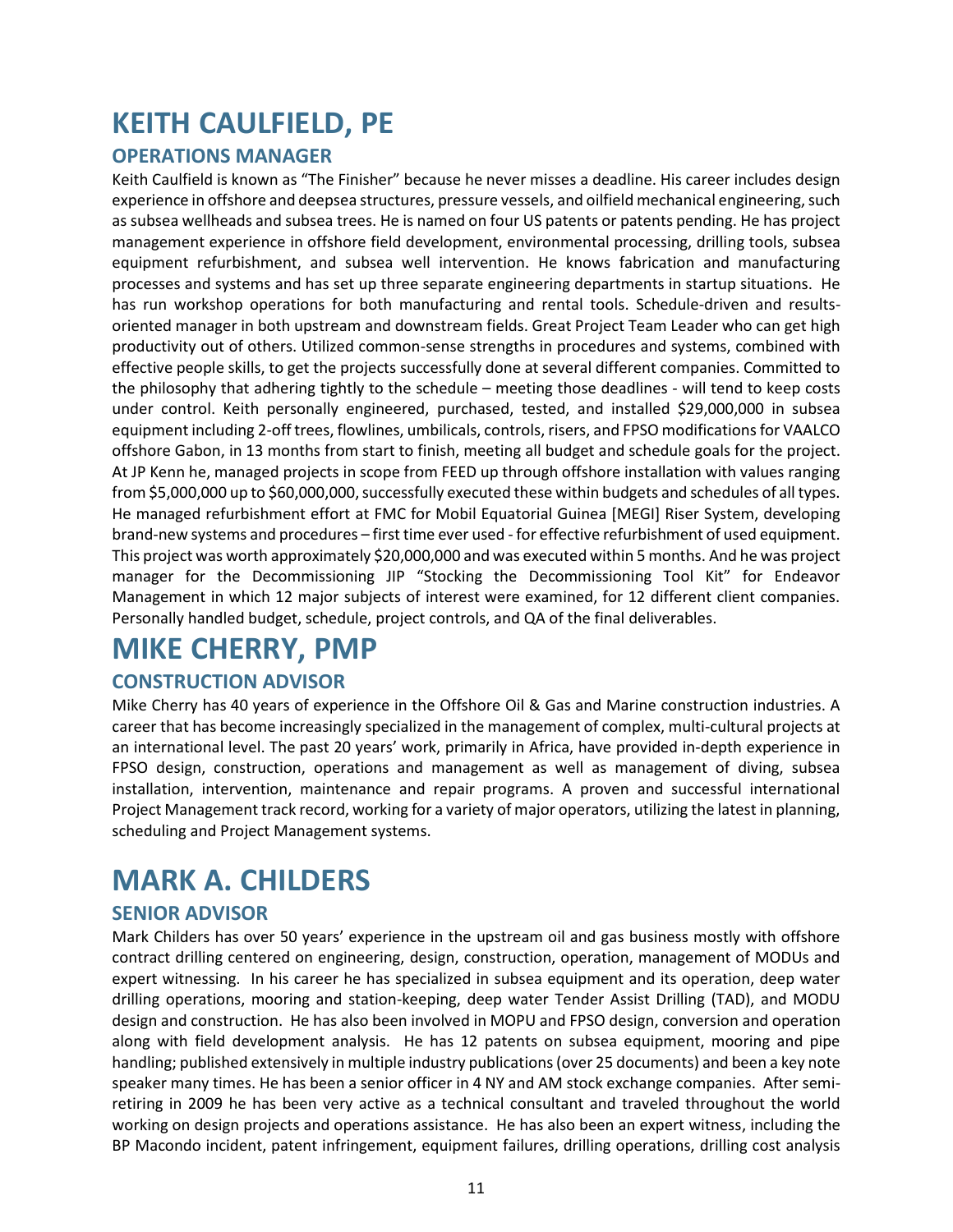# KEITH CAULFIELD, PE

## OPERATIONS MANAGER

Keith Caulfield is known as "The Finisher" because he never misses a deadline. His career includes design experience in offshore and deepsea structures, pressure vessels, and oilfield mechanical engineering, such as subsea wellheads and subsea trees. He is named on four US patents or patents pending. He has project management experience in offshore field development, environmental processing, drilling tools, subsea equipment refurbishment, and subsea well intervention. He knows fabrication and manufacturing processes and systems and has set up three separate engineering departments in startup situations. He has run workshop operations for both manufacturing and rental tools. Schedule-driven and results-oriented manager in both upstream and downstream fields. Great Project Team Leader who can get high productivity out of others. Utilized common-sense strengths in procedures and systems, combined with effective people skills, to get the projects successfully done at several different companies. Committed to the philosophy that adhering tightly to the schedule – meeting those deadlines - will tend to keep costs under control. Keith personally engineered, purchased, tested, and installed $29,000,000 in subsea equipment including 2-off trees, flowlines, umbilicals, controls, risers, and FPSO modifications for VAALCO offshore Gabon, in 13 months from start to finish, meeting all budget and schedule goals for the project. At JP Kenn he, managed projects in scope from FEED up through offshore installation with values ranging from $5,000,000 up to $60,000,000, successfully executed these within budgets and schedules of all types. He managed refurbishment effort at FMC for Mobil Equatorial Guinea [MEGI] Riser System, developing brand-new systems and procedures – first time ever used - for effective refurbishment of used equipment. This project was worth approximately $20,000,000 and was executed within 5 months. And he was project manager for the Decommissioning JIP "Stocking the Decommissioning Tool Kit" for Endeavor Management in which 12 major subjects of interest were examined, for 12 different client companies. Personally handled budget, schedule, project controls, and QA of the final deliverables.

# MIKE CHERRY, PMP

## CONSTRUCTION ADVISOR

Mike Cherry has 40 years of experience in the Offshore Oil & Gas and Marine construction industries. A career that has become increasingly specialized in the management of complex, multi-cultural projects at an international level. The past 20 years' work, primarily in Africa, have provided in-depth experience in FPSO design, construction, operations and management as well as management of diving, subsea installation, intervention, maintenance and repair programs. A proven and successful international Project Management track record, working for a variety of major operators, utilizing the latest in planning, scheduling and Project Management systems.

# MARK A. CHILDERS

## SENIOR ADVISOR

Mark Childers has over 50 years' experience in the upstream oil and gas business mostly with offshore contract drilling centered on engineering, design, construction, operation, management of MODUs and expert witnessing. In his career he has specialized in subsea equipment and its operation, deep water drilling operations, mooring and station-keeping, deep water Tender Assist Drilling (TAD), and MODU design and construction. He has also been involved in MOPU and FPSO design, conversion and operation along with field development analysis. He has 12 patents on subsea equipment, mooring and pipe handling; published extensively in multiple industry publications (over 25 documents) and been a key note speaker many times. He has been a senior officer in 4 NY and AM stock exchange companies. After semi-retiring in 2009 he has been very active as a technical consultant and traveled throughout the world working on design projects and operations assistance. He has also been an expert witness, including the BP Macondo incident, patent infringement, equipment failures, drilling operations, drilling cost analysis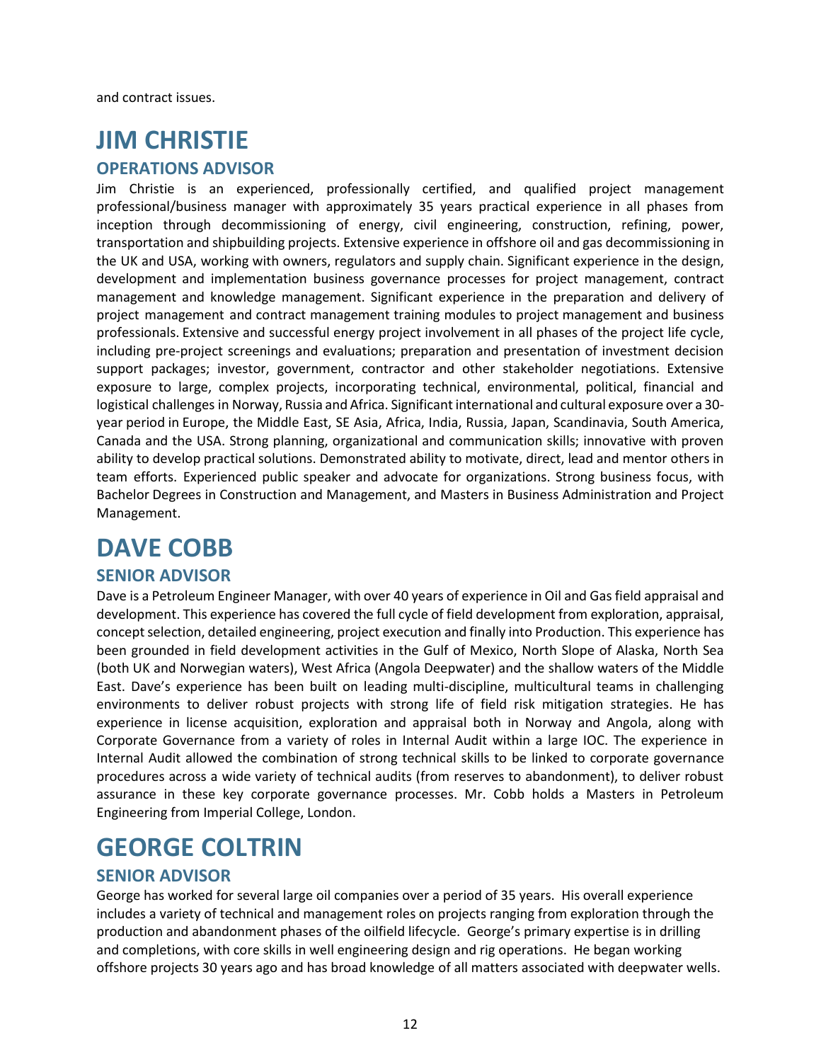and contract issues.

# JIM CHRISTIE

## OPERATIONS ADVISOR

Jim Christie is an experienced, professionally certified, and qualified project management professional/business manager with approximately 35 years practical experience in all phases from inception through decommissioning of energy, civil engineering, construction, refining, power, transportation and shipbuilding projects. Extensive experience in offshore oil and gas decommissioning in the UK and USA, working with owners, regulators and supply chain. Significant experience in the design, development and implementation business governance processes for project management, contract management and knowledge management. Significant experience in the preparation and delivery of project management and contract management training modules to project management and business professionals. Extensive and successful energy project involvement in all phases of the project life cycle, including pre-project screenings and evaluations; preparation and presentation of investment decision support packages; investor, government, contractor and other stakeholder negotiations. Extensive exposure to large, complex projects, incorporating technical, environmental, political, financial and logistical challenges in Norway, Russia and Africa. Significant international and cultural exposure over a 30-year period in Europe, the Middle East, SE Asia, Africa, India, Russia, Japan, Scandinavia, South America, Canada and the USA. Strong planning, organizational and communication skills; innovative with proven ability to develop practical solutions. Demonstrated ability to motivate, direct, lead and mentor others in team efforts. Experienced public speaker and advocate for organizations. Strong business focus, with Bachelor Degrees in Construction and Management, and Masters in Business Administration and Project Management.

# DAVE COBB

## SENIOR ADVISOR

Dave is a Petroleum Engineer Manager, with over 40 years of experience in Oil and Gas field appraisal and development. This experience has covered the full cycle of field development from exploration, appraisal, concept selection, detailed engineering, project execution and finally into Production. This experience has been grounded in field development activities in the Gulf of Mexico, North Slope of Alaska, North Sea (both UK and Norwegian waters), West Africa (Angola Deepwater) and the shallow waters of the Middle East. Dave's experience has been built on leading multi-discipline, multicultural teams in challenging environments to deliver robust projects with strong life of field risk mitigation strategies. He has experience in license acquisition, exploration and appraisal both in Norway and Angola, along with Corporate Governance from a variety of roles in Internal Audit within a large IOC. The experience in Internal Audit allowed the combination of strong technical skills to be linked to corporate governance procedures across a wide variety of technical audits (from reserves to abandonment), to deliver robust assurance in these key corporate governance processes. Mr. Cobb holds a Masters in Petroleum Engineering from Imperial College, London.

# GEORGE COLTRIN

## SENIOR ADVISOR

George has worked for several large oil companies over a period of 35 years. His overall experience includes a variety of technical and management roles on projects ranging from exploration through the production and abandonment phases of the oilfield lifecycle. George's primary expertise is in drilling and completions, with core skills in well engineering design and rig operations. He began working offshore projects 30 years ago and has broad knowledge of all matters associated with deepwater wells.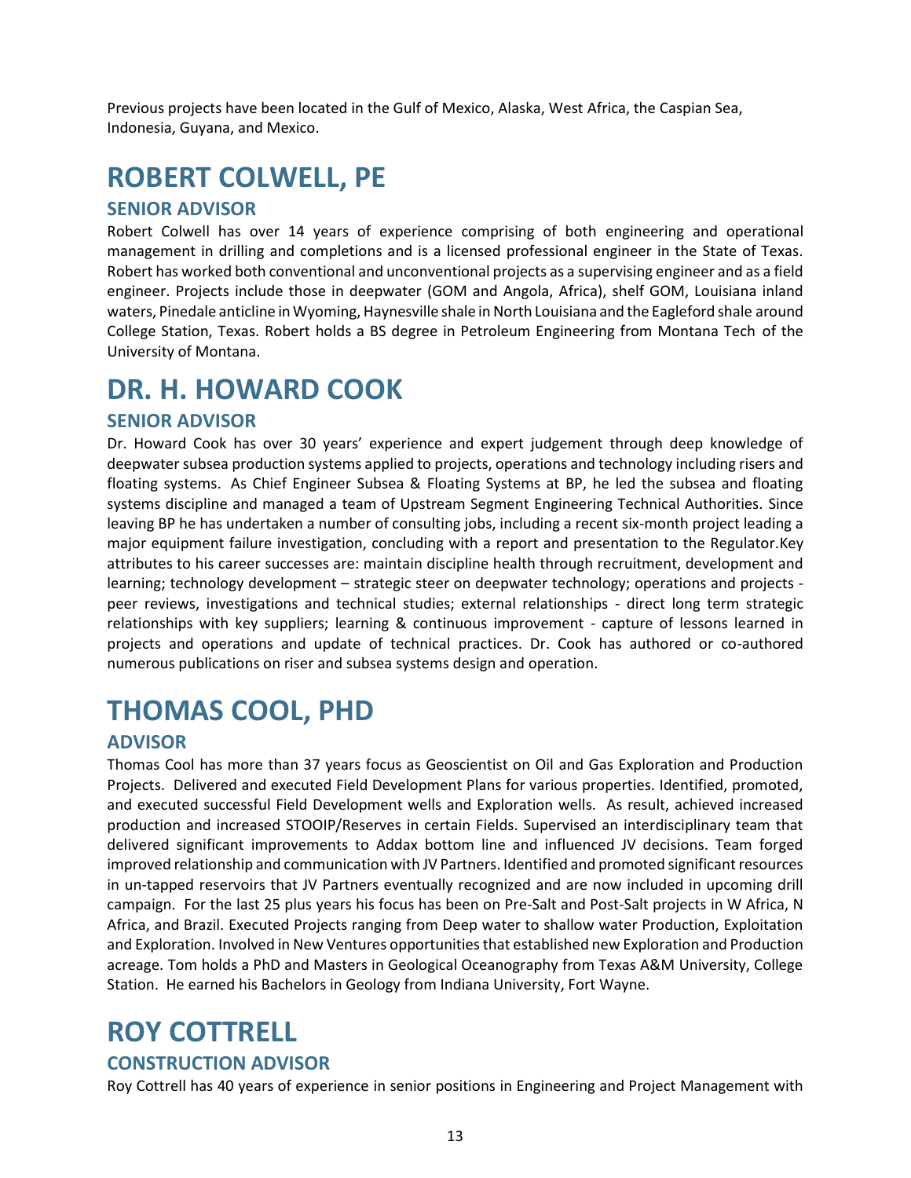Previous projects have been located in the Gulf of Mexico, Alaska, West Africa, the Caspian Sea, Indonesia, Guyana, and Mexico.

# ROBERT COLWELL, PE

## SENIOR ADVISOR

Robert Colwell has over 14 years of experience comprising of both engineering and operational management in drilling and completions and is a licensed professional engineer in the State of Texas. Robert has worked both conventional and unconventional projects as a supervising engineer and as a field engineer. Projects include those in deepwater (GOM and Angola, Africa), shelf GOM, Louisiana inland waters, Pinedale anticline in Wyoming, Haynesville shale in North Louisiana and the Eagleford shale around College Station, Texas. Robert holds a BS degree in Petroleum Engineering from Montana Tech of the University of Montana.

# DR. H. HOWARD COOK

## SENIOR ADVISOR

Dr. Howard Cook has over 30 years' experience and expert judgement through deep knowledge of deepwater subsea production systems applied to projects, operations and technology including risers and floating systems. As Chief Engineer Subsea & Floating Systems at BP, he led the subsea and floating systems discipline and managed a team of Upstream Segment Engineering Technical Authorities. Since leaving BP he has undertaken a number of consulting jobs, including a recent six-month project leading a major equipment failure investigation, concluding with a report and presentation to the Regulator.Key attributes to his career successes are: maintain discipline health through recruitment, development and learning; technology development – strategic steer on deepwater technology; operations and projects - peer reviews, investigations and technical studies; external relationships - direct long term strategic relationships with key suppliers; learning & continuous improvement - capture of lessons learned in projects and operations and update of technical practices. Dr. Cook has authored or co-authored numerous publications on riser and subsea systems design and operation.

# THOMAS COOL, PHD

## ADVISOR

Thomas Cool has more than 37 years focus as Geoscientist on Oil and Gas Exploration and Production Projects. Delivered and executed Field Development Plans for various properties. Identified, promoted, and executed successful Field Development wells and Exploration wells. As result, achieved increased production and increased STOOIP/Reserves in certain Fields. Supervised an interdisciplinary team that delivered significant improvements to Addax bottom line and influenced JV decisions. Team forged improved relationship and communication with JV Partners. Identified and promoted significant resources in un-tapped reservoirs that JV Partners eventually recognized and are now included in upcoming drill campaign. For the last 25 plus years his focus has been on Pre-Salt and Post-Salt projects in W Africa, N Africa, and Brazil. Executed Projects ranging from Deep water to shallow water Production, Exploitation and Exploration. Involved in New Ventures opportunities that established new Exploration and Production acreage. Tom holds a PhD and Masters in Geological Oceanography from Texas A&M University, College Station. He earned his Bachelors in Geology from Indiana University, Fort Wayne.

# ROY COTTRELL

## CONSTRUCTION ADVISOR

Roy Cottrell has 40 years of experience in senior positions in Engineering and Project Management with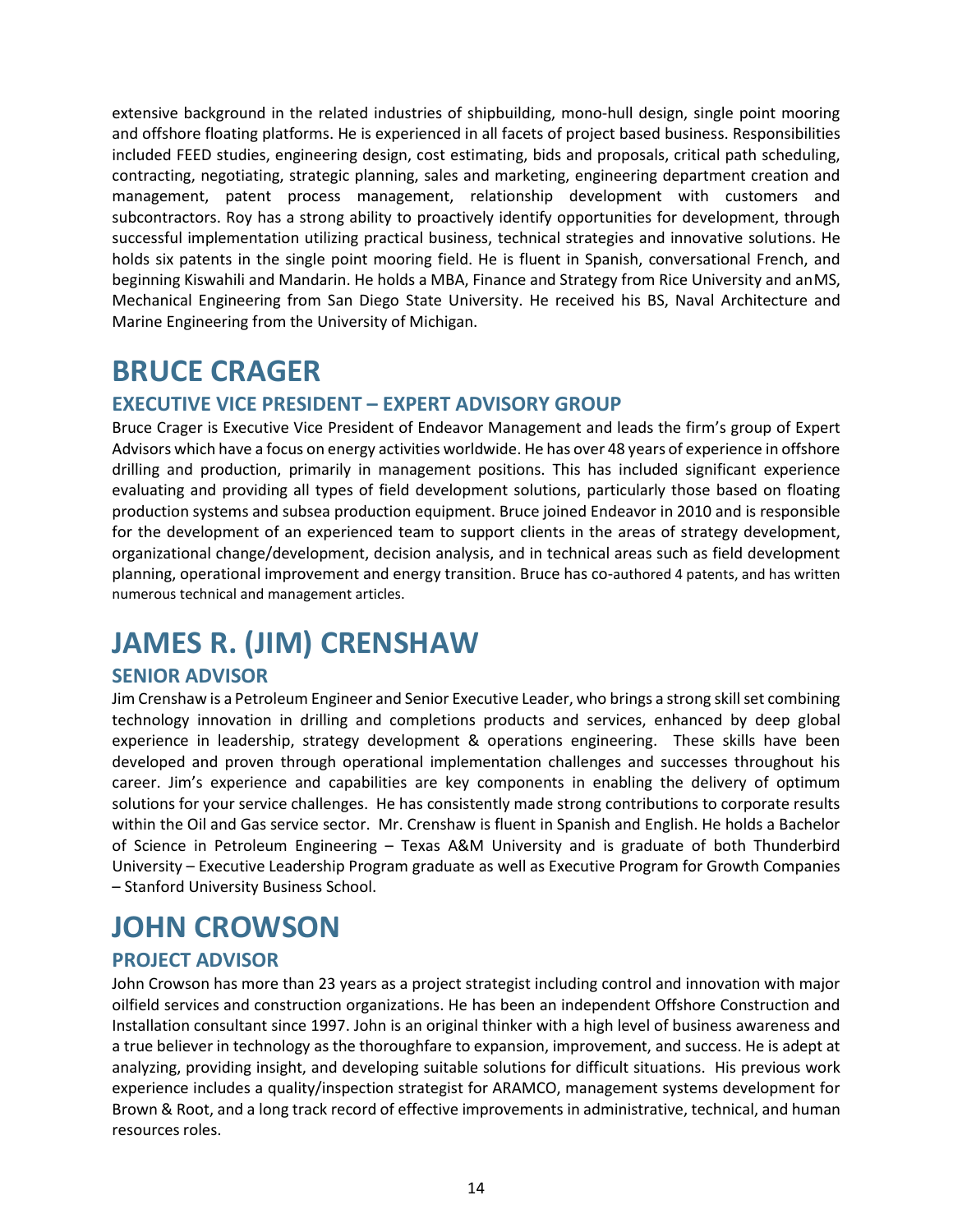extensive background in the related industries of shipbuilding, mono-hull design, single point mooring and offshore floating platforms. He is experienced in all facets of project based business. Responsibilities included FEED studies, engineering design, cost estimating, bids and proposals, critical path scheduling, contracting, negotiating, strategic planning, sales and marketing, engineering department creation and management, patent process management, relationship development with customers and subcontractors. Roy has a strong ability to proactively identify opportunities for development, through successful implementation utilizing practical business, technical strategies and innovative solutions. He holds six patents in the single point mooring field. He is fluent in Spanish, conversational French, and beginning Kiswahili and Mandarin. He holds a MBA, Finance and Strategy from Rice University and anMS, Mechanical Engineering from San Diego State University. He received his BS, Naval Architecture and Marine Engineering from the University of Michigan.

# BRUCE CRAGER

## EXECUTIVE VICE PRESIDENT – EXPERT ADVISORY GROUP

Bruce Crager is Executive Vice President of Endeavor Management and leads the firm's group of Expert Advisors which have a focus on energy activities worldwide. He has over 48 years of experience in offshore drilling and production, primarily in management positions. This has included significant experience evaluating and providing all types of field development solutions, particularly those based on floating production systems and subsea production equipment. Bruce joined Endeavor in 2010 and is responsible for the development of an experienced team to support clients in the areas of strategy development, organizational change/development, decision analysis, and in technical areas such as field development planning, operational improvement and energy transition. Bruce has co-authored 4 patents, and has written numerous technical and management articles.

# JAMES R. (JIM) CRENSHAW

## SENIOR ADVISOR

Jim Crenshaw is a Petroleum Engineer and Senior Executive Leader, who brings a strong skill set combining technology innovation in drilling and completions products and services, enhanced by deep global experience in leadership, strategy development & operations engineering. These skills have been developed and proven through operational implementation challenges and successes throughout his career. Jim's experience and capabilities are key components in enabling the delivery of optimum solutions for your service challenges. He has consistently made strong contributions to corporate results within the Oil and Gas service sector. Mr. Crenshaw is fluent in Spanish and English. He holds a Bachelor of Science in Petroleum Engineering – Texas A&M University and is graduate of both Thunderbird University – Executive Leadership Program graduate as well as Executive Program for Growth Companies – Stanford University Business School.

# JOHN CROWSON

## PROJECT ADVISOR

John Crowson has more than 23 years as a project strategist including control and innovation with major oilfield services and construction organizations. He has been an independent Offshore Construction and Installation consultant since 1997. John is an original thinker with a high level of business awareness and a true believer in technology as the thoroughfare to expansion, improvement, and success. He is adept at analyzing, providing insight, and developing suitable solutions for difficult situations. His previous work experience includes a quality/inspection strategist for ARAMCO, management systems development for Brown & Root, and a long track record of effective improvements in administrative, technical, and human resources roles.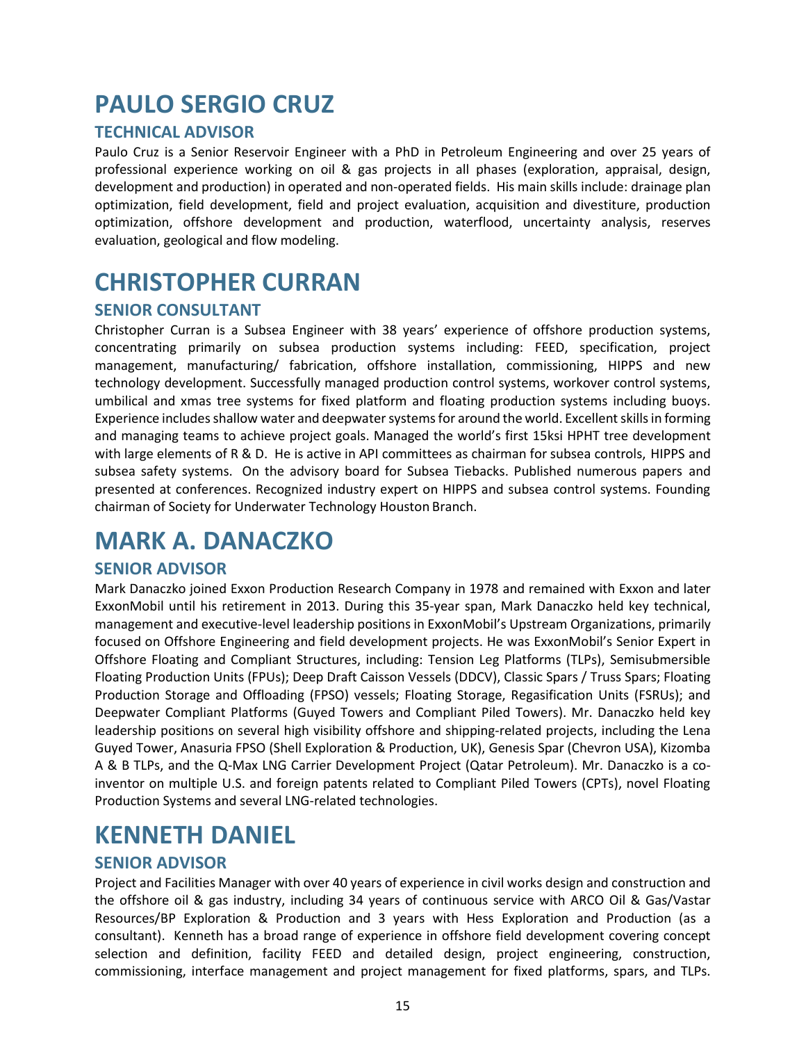# PAULO SERGIO CRUZ

## TECHNICAL ADVISOR

Paulo Cruz is a Senior Reservoir Engineer with a PhD in Petroleum Engineering and over 25 years of professional experience working on oil & gas projects in all phases (exploration, appraisal, design, development and production) in operated and non-operated fields. His main skills include: drainage plan optimization, field development, field and project evaluation, acquisition and divestiture, production optimization, offshore development and production, waterflood, uncertainty analysis, reserves evaluation, geological and flow modeling.

# CHRISTOPHER CURRAN

## SENIOR CONSULTANT

Christopher Curran is a Subsea Engineer with 38 years' experience of offshore production systems, concentrating primarily on subsea production systems including: FEED, specification, project management, manufacturing/ fabrication, offshore installation, commissioning, HIPPS and new technology development. Successfully managed production control systems, workover control systems, umbilical and xmas tree systems for fixed platform and floating production systems including buoys. Experience includes shallow water and deepwater systems for around the world. Excellent skills in forming and managing teams to achieve project goals. Managed the world's first 15ksi HPHT tree development with large elements of R & D. He is active in API committees as chairman for subsea controls, HIPPS and subsea safety systems. On the advisory board for Subsea Tiebacks. Published numerous papers and presented at conferences. Recognized industry expert on HIPPS and subsea control systems. Founding chairman of Society for Underwater Technology Houston Branch.

# MARK A. DANACZKO

## SENIOR ADVISOR

Mark Danaczko joined Exxon Production Research Company in 1978 and remained with Exxon and later ExxonMobil until his retirement in 2013. During this 35-year span, Mark Danaczko held key technical, management and executive-level leadership positions in ExxonMobil's Upstream Organizations, primarily focused on Offshore Engineering and field development projects. He was ExxonMobil's Senior Expert in Offshore Floating and Compliant Structures, including: Tension Leg Platforms (TLPs), Semisubmersible Floating Production Units (FPUs); Deep Draft Caisson Vessels (DDCV), Classic Spars / Truss Spars; Floating Production Storage and Offloading (FPSO) vessels; Floating Storage, Regasification Units (FSRUs); and Deepwater Compliant Platforms (Guyed Towers and Compliant Piled Towers). Mr. Danaczko held key leadership positions on several high visibility offshore and shipping-related projects, including the Lena Guyed Tower, Anasuria FPSO (Shell Exploration & Production, UK), Genesis Spar (Chevron USA), Kizomba A & B TLPs, and the Q-Max LNG Carrier Development Project (Qatar Petroleum). Mr. Danaczko is a co-inventor on multiple U.S. and foreign patents related to Compliant Piled Towers (CPTs), novel Floating Production Systems and several LNG-related technologies.

# KENNETH DANIEL

## SENIOR ADVISOR

Project and Facilities Manager with over 40 years of experience in civil works design and construction and the offshore oil & gas industry, including 34 years of continuous service with ARCO Oil & Gas/Vastar Resources/BP Exploration & Production and 3 years with Hess Exploration and Production (as a consultant). Kenneth has a broad range of experience in offshore field development covering concept selection and definition, facility FEED and detailed design, project engineering, construction, commissioning, interface management and project management for fixed platforms, spars, and TLPs.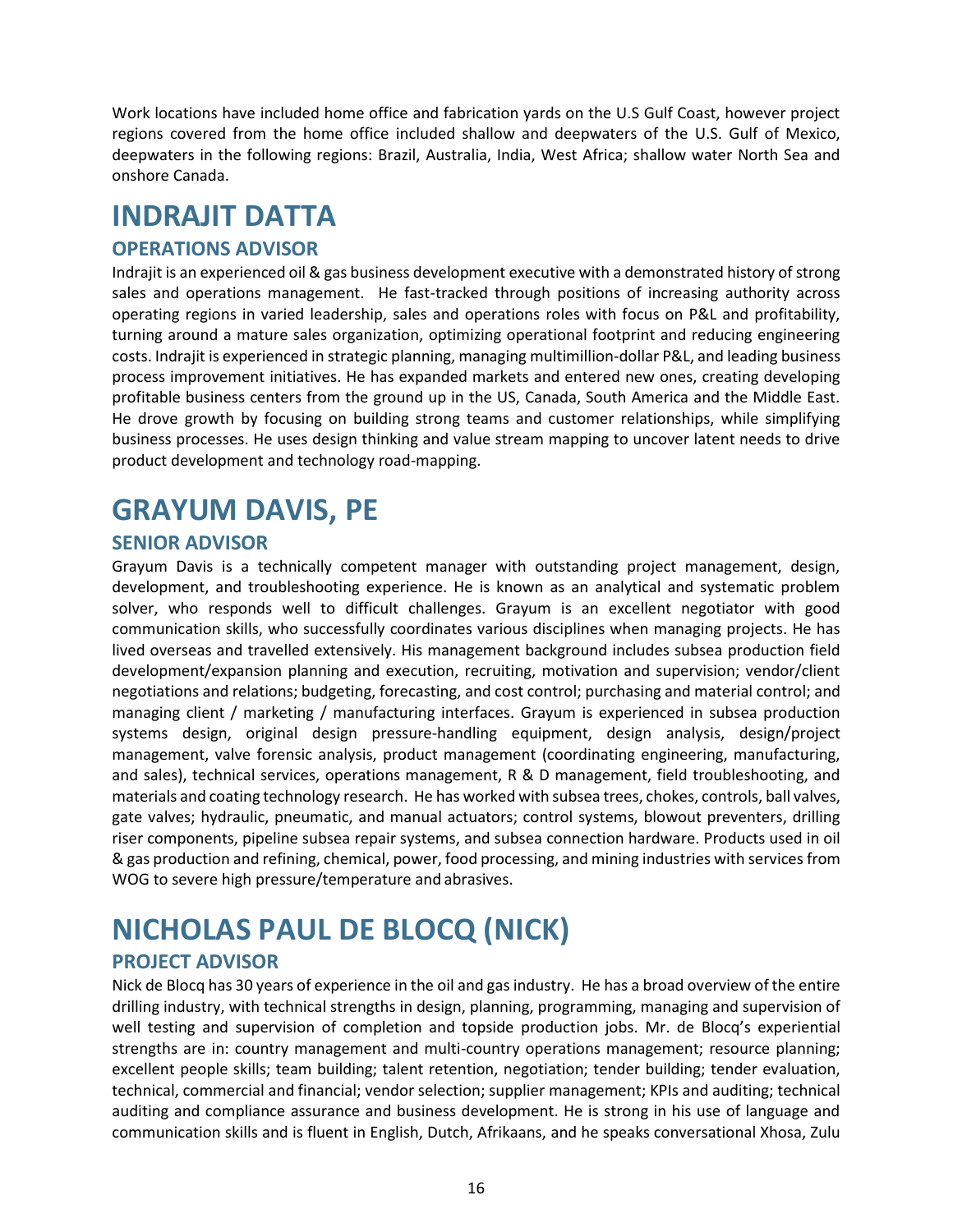Work locations have included home office and fabrication yards on the U.S Gulf Coast, however project regions covered from the home office included shallow and deepwaters of the U.S. Gulf of Mexico, deepwaters in the following regions: Brazil, Australia, India, West Africa; shallow water North Sea and onshore Canada.

# INDRAJIT DATTA

## OPERATIONS ADVISOR

Indrajit is an experienced oil & gas business development executive with a demonstrated history of strong sales and operations management. He fast-tracked through positions of increasing authority across operating regions in varied leadership, sales and operations roles with focus on P&L and profitability, turning around a mature sales organization, optimizing operational footprint and reducing engineering costs. Indrajit is experienced in strategic planning, managing multimillion-dollar P&L, and leading business process improvement initiatives. He has expanded markets and entered new ones, creating developing profitable business centers from the ground up in the US, Canada, South America and the Middle East. He drove growth by focusing on building strong teams and customer relationships, while simplifying business processes. He uses design thinking and value stream mapping to uncover latent needs to drive product development and technology road-mapping.

# GRAYUM DAVIS, PE

## SENIOR ADVISOR

Grayum Davis is a technically competent manager with outstanding project management, design, development, and troubleshooting experience. He is known as an analytical and systematic problem solver, who responds well to difficult challenges. Grayum is an excellent negotiator with good communication skills, who successfully coordinates various disciplines when managing projects. He has lived overseas and travelled extensively. His management background includes subsea production field development/expansion planning and execution, recruiting, motivation and supervision; vendor/client negotiations and relations; budgeting, forecasting, and cost control; purchasing and material control; and managing client / marketing / manufacturing interfaces. Grayum is experienced in subsea production systems design, original design pressure-handling equipment, design analysis, design/project management, valve forensic analysis, product management (coordinating engineering, manufacturing, and sales), technical services, operations management, R & D management, field troubleshooting, and materials and coating technology research. He has worked with subsea trees, chokes, controls, ball valves, gate valves; hydraulic, pneumatic, and manual actuators; control systems, blowout preventers, drilling riser components, pipeline subsea repair systems, and subsea connection hardware. Products used in oil & gas production and refining, chemical, power, food processing, and mining industries with services from WOG to severe high pressure/temperature and abrasives.

# NICHOLAS PAUL DE BLOCQ (NICK)

## PROJECT ADVISOR

Nick de Blocq has 30 years of experience in the oil and gas industry. He has a broad overview of the entire drilling industry, with technical strengths in design, planning, programming, managing and supervision of well testing and supervision of completion and topside production jobs. Mr. de Blocq's experiential strengths are in: country management and multi-country operations management; resource planning; excellent people skills; team building; talent retention, negotiation; tender building; tender evaluation, technical, commercial and financial; vendor selection; supplier management; KPIs and auditing; technical auditing and compliance assurance and business development. He is strong in his use of language and communication skills and is fluent in English, Dutch, Afrikaans, and he speaks conversational Xhosa, Zulu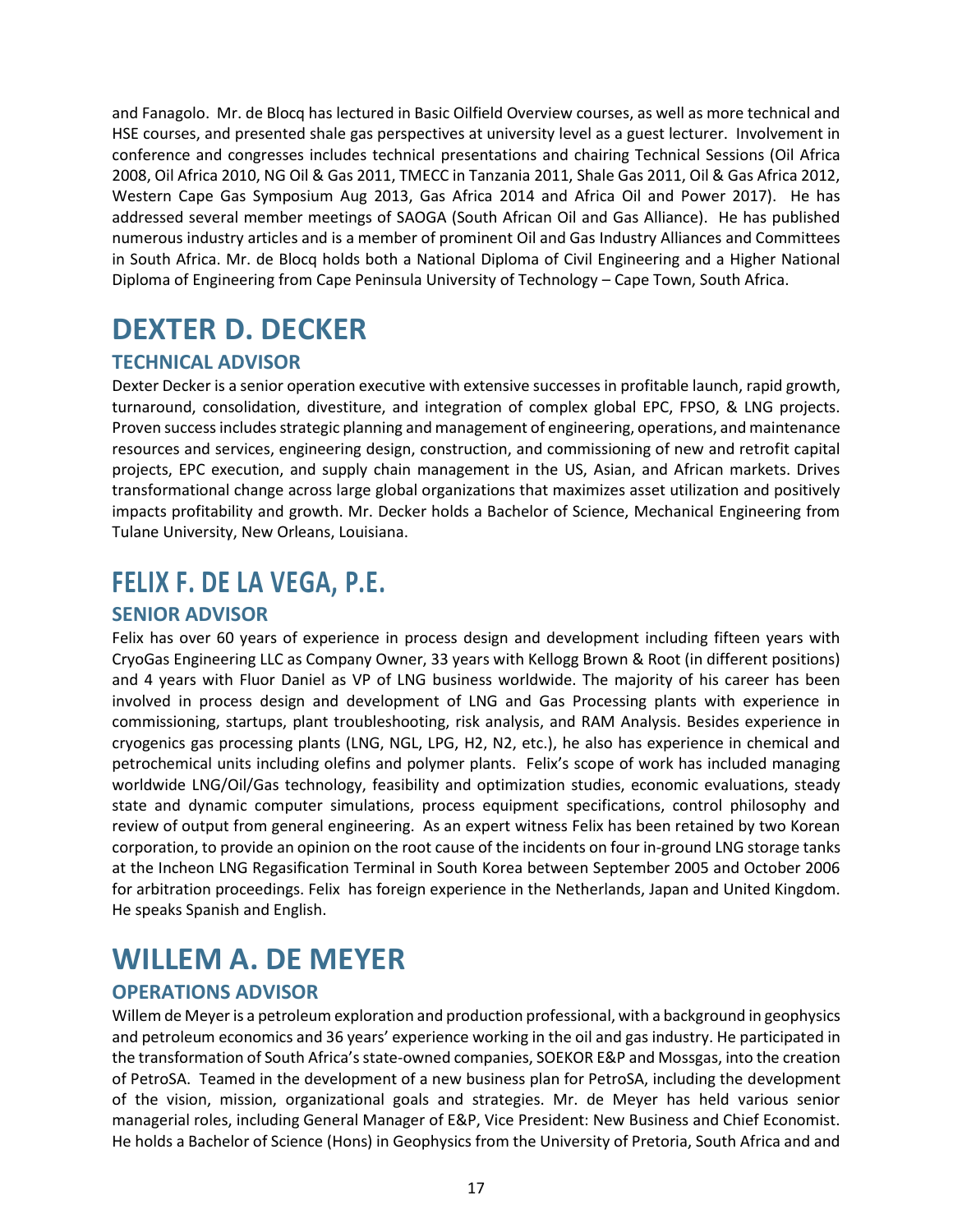and Fanagolo. Mr. de Blocq has lectured in Basic Oilfield Overview courses, as well as more technical and HSE courses, and presented shale gas perspectives at university level as a guest lecturer. Involvement in conference and congresses includes technical presentations and chairing Technical Sessions (Oil Africa 2008, Oil Africa 2010, NG Oil & Gas 2011, TMECC in Tanzania 2011, Shale Gas 2011, Oil & Gas Africa 2012, Western Cape Gas Symposium Aug 2013, Gas Africa 2014 and Africa Oil and Power 2017). He has addressed several member meetings of SAOGA (South African Oil and Gas Alliance). He has published numerous industry articles and is a member of prominent Oil and Gas Industry Alliances and Committees in South Africa. Mr. de Blocq holds both a National Diploma of Civil Engineering and a Higher National Diploma of Engineering from Cape Peninsula University of Technology – Cape Town, South Africa.

# DEXTER D. DECKER

## TECHNICAL ADVISOR

Dexter Decker is a senior operation executive with extensive successes in profitable launch, rapid growth, turnaround, consolidation, divestiture, and integration of complex global EPC, FPSO, & LNG projects. Proven success includes strategic planning and management of engineering, operations, and maintenance resources and services, engineering design, construction, and commissioning of new and retrofit capital projects, EPC execution, and supply chain management in the US, Asian, and African markets. Drives transformational change across large global organizations that maximizes asset utilization and positively impacts profitability and growth. Mr. Decker holds a Bachelor of Science, Mechanical Engineering from Tulane University, New Orleans, Louisiana.

# FELIX F. DE LA VEGA, P.E.

## SENIOR ADVISOR

Felix has over 60 years of experience in process design and development including fifteen years with CryoGas Engineering LLC as Company Owner, 33 years with Kellogg Brown & Root (in different positions) and 4 years with Fluor Daniel as VP of LNG business worldwide. The majority of his career has been involved in process design and development of LNG and Gas Processing plants with experience in commissioning, startups, plant troubleshooting, risk analysis, and RAM Analysis. Besides experience in cryogenics gas processing plants (LNG, NGL, LPG, H2, N2, etc.), he also has experience in chemical and petrochemical units including olefins and polymer plants. Felix's scope of work has included managing worldwide LNG/Oil/Gas technology, feasibility and optimization studies, economic evaluations, steady state and dynamic computer simulations, process equipment specifications, control philosophy and review of output from general engineering. As an expert witness Felix has been retained by two Korean corporation, to provide an opinion on the root cause of the incidents on four in-ground LNG storage tanks at the Incheon LNG Regasification Terminal in South Korea between September 2005 and October 2006 for arbitration proceedings. Felix has foreign experience in the Netherlands, Japan and United Kingdom. He speaks Spanish and English.

# WILLEM A. DE MEYER

## OPERATIONS ADVISOR

Willem de Meyer is a petroleum exploration and production professional, with a background in geophysics and petroleum economics and 36 years' experience working in the oil and gas industry. He participated in the transformation of South Africa's state-owned companies, SOEKOR E&P and Mossgas, into the creation of PetroSA. Teamed in the development of a new business plan for PetroSA, including the development of the vision, mission, organizational goals and strategies. Mr. de Meyer has held various senior managerial roles, including General Manager of E&P, Vice President: New Business and Chief Economist. He holds a Bachelor of Science (Hons) in Geophysics from the University of Pretoria, South Africa and and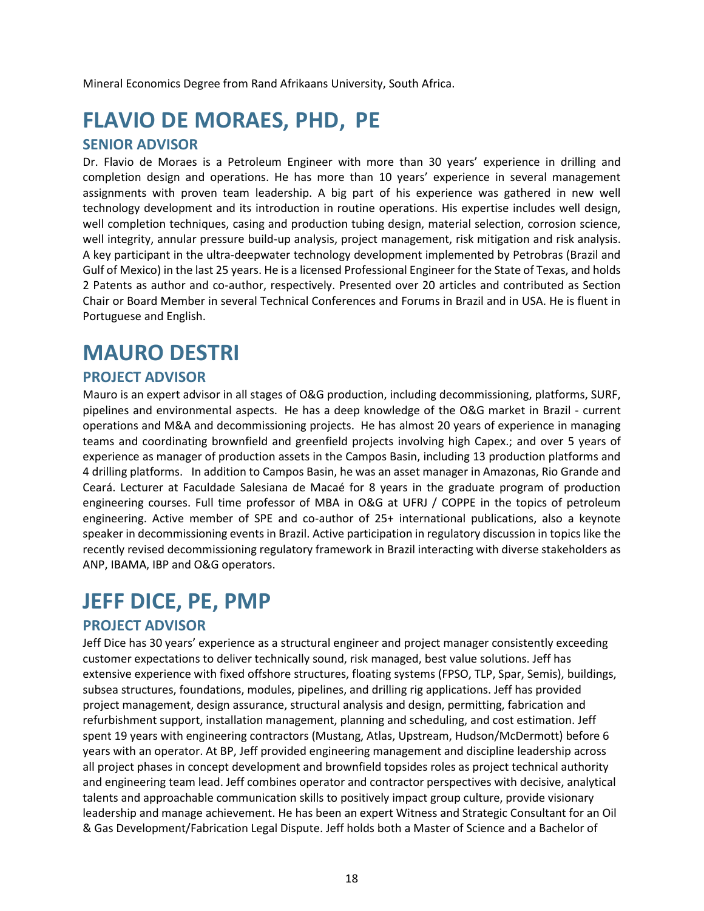Mineral Economics Degree from Rand Afrikaans University, South Africa.

# FLAVIO DE MORAES, PHD, PE

## SENIOR ADVISOR

Dr. Flavio de Moraes is a Petroleum Engineer with more than 30 years' experience in drilling and completion design and operations. He has more than 10 years' experience in several management assignments with proven team leadership. A big part of his experience was gathered in new well technology development and its introduction in routine operations. His expertise includes well design, well completion techniques, casing and production tubing design, material selection, corrosion science, well integrity, annular pressure build-up analysis, project management, risk mitigation and risk analysis. A key participant in the ultra-deepwater technology development implemented by Petrobras (Brazil and Gulf of Mexico) in the last 25 years. He is a licensed Professional Engineer for the State of Texas, and holds 2 Patents as author and co-author, respectively. Presented over 20 articles and contributed as Section Chair or Board Member in several Technical Conferences and Forums in Brazil and in USA. He is fluent in Portuguese and English.

# MAURO DESTRI

## PROJECT ADVISOR

Mauro is an expert advisor in all stages of O&G production, including decommissioning, platforms, SURF, pipelines and environmental aspects. He has a deep knowledge of the O&G market in Brazil - current operations and M&A and decommissioning projects. He has almost 20 years of experience in managing teams and coordinating brownfield and greenfield projects involving high Capex.; and over 5 years of experience as manager of production assets in the Campos Basin, including 13 production platforms and 4 drilling platforms. In addition to Campos Basin, he was an asset manager in Amazonas, Rio Grande and Ceará. Lecturer at Faculdade Salesiana de Macaé for 8 years in the graduate program of production engineering courses. Full time professor of MBA in O&G at UFRJ / COPPE in the topics of petroleum engineering. Active member of SPE and co-author of 25+ international publications, also a keynote speaker in decommissioning events in Brazil. Active participation in regulatory discussion in topics like the recently revised decommissioning regulatory framework in Brazil interacting with diverse stakeholders as ANP, IBAMA, IBP and O&G operators.

# JEFF DICE, PE, PMP

## PROJECT ADVISOR

Jeff Dice has 30 years' experience as a structural engineer and project manager consistently exceeding customer expectations to deliver technically sound, risk managed, best value solutions. Jeff has extensive experience with fixed offshore structures, floating systems (FPSO, TLP, Spar, Semis), buildings, subsea structures, foundations, modules, pipelines, and drilling rig applications. Jeff has provided project management, design assurance, structural analysis and design, permitting, fabrication and refurbishment support, installation management, planning and scheduling, and cost estimation. Jeff spent 19 years with engineering contractors (Mustang, Atlas, Upstream, Hudson/McDermott) before 6 years with an operator. At BP, Jeff provided engineering management and discipline leadership across all project phases in concept development and brownfield topsides roles as project technical authority and engineering team lead. Jeff combines operator and contractor perspectives with decisive, analytical talents and approachable communication skills to positively impact group culture, provide visionary leadership and manage achievement. He has been an expert Witness and Strategic Consultant for an Oil & Gas Development/Fabrication Legal Dispute. Jeff holds both a Master of Science and a Bachelor of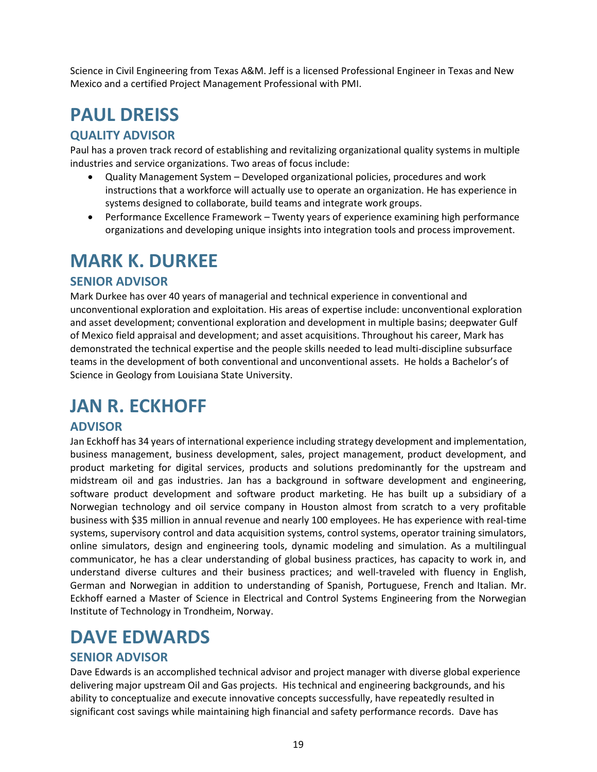Science in Civil Engineering from Texas A&M. Jeff is a licensed Professional Engineer in Texas and New Mexico and a certified Project Management Professional with PMI.

# PAUL DREISS

## QUALITY ADVISOR

Paul has a proven track record of establishing and revitalizing organizational quality systems in multiple industries and service organizations. Two areas of focus include:

- Quality Management System – Developed organizational policies, procedures and work instructions that a workforce will actually use to operate an organization. He has experience in systems designed to collaborate, build teams and integrate work groups.
- Performance Excellence Framework – Twenty years of experience examining high performance organizations and developing unique insights into integration tools and process improvement.

# MARK K. DURKEE

## SENIOR ADVISOR

Mark Durkee has over 40 years of managerial and technical experience in conventional and unconventional exploration and exploitation. His areas of expertise include: unconventional exploration and asset development; conventional exploration and development in multiple basins; deepwater Gulf of Mexico field appraisal and development; and asset acquisitions. Throughout his career, Mark has demonstrated the technical expertise and the people skills needed to lead multi-discipline subsurface teams in the development of both conventional and unconventional assets. He holds a Bachelor's of Science in Geology from Louisiana State University.

# JAN R. ECKHOFF

## ADVISOR

Jan Eckhoff has 34 years of international experience including strategy development and implementation, business management, business development, sales, project management, product development, and product marketing for digital services, products and solutions predominantly for the upstream and midstream oil and gas industries. Jan has a background in software development and engineering, software product development and software product marketing. He has built up a subsidiary of a Norwegian technology and oil service company in Houston almost from scratch to a very profitable business with $35 million in annual revenue and nearly 100 employees. He has experience with real-time systems, supervisory control and data acquisition systems, control systems, operator training simulators, online simulators, design and engineering tools, dynamic modeling and simulation. As a multilingual communicator, he has a clear understanding of global business practices, has capacity to work in, and understand diverse cultures and their business practices; and well-traveled with fluency in English, German and Norwegian in addition to understanding of Spanish, Portuguese, French and Italian. Mr. Eckhoff earned a Master of Science in Electrical and Control Systems Engineering from the Norwegian Institute of Technology in Trondheim, Norway.

# DAVE EDWARDS

## SENIOR ADVISOR

Dave Edwards is an accomplished technical advisor and project manager with diverse global experience delivering major upstream Oil and Gas projects. His technical and engineering backgrounds, and his ability to conceptualize and execute innovative concepts successfully, have repeatedly resulted in significant cost savings while maintaining high financial and safety performance records. Dave has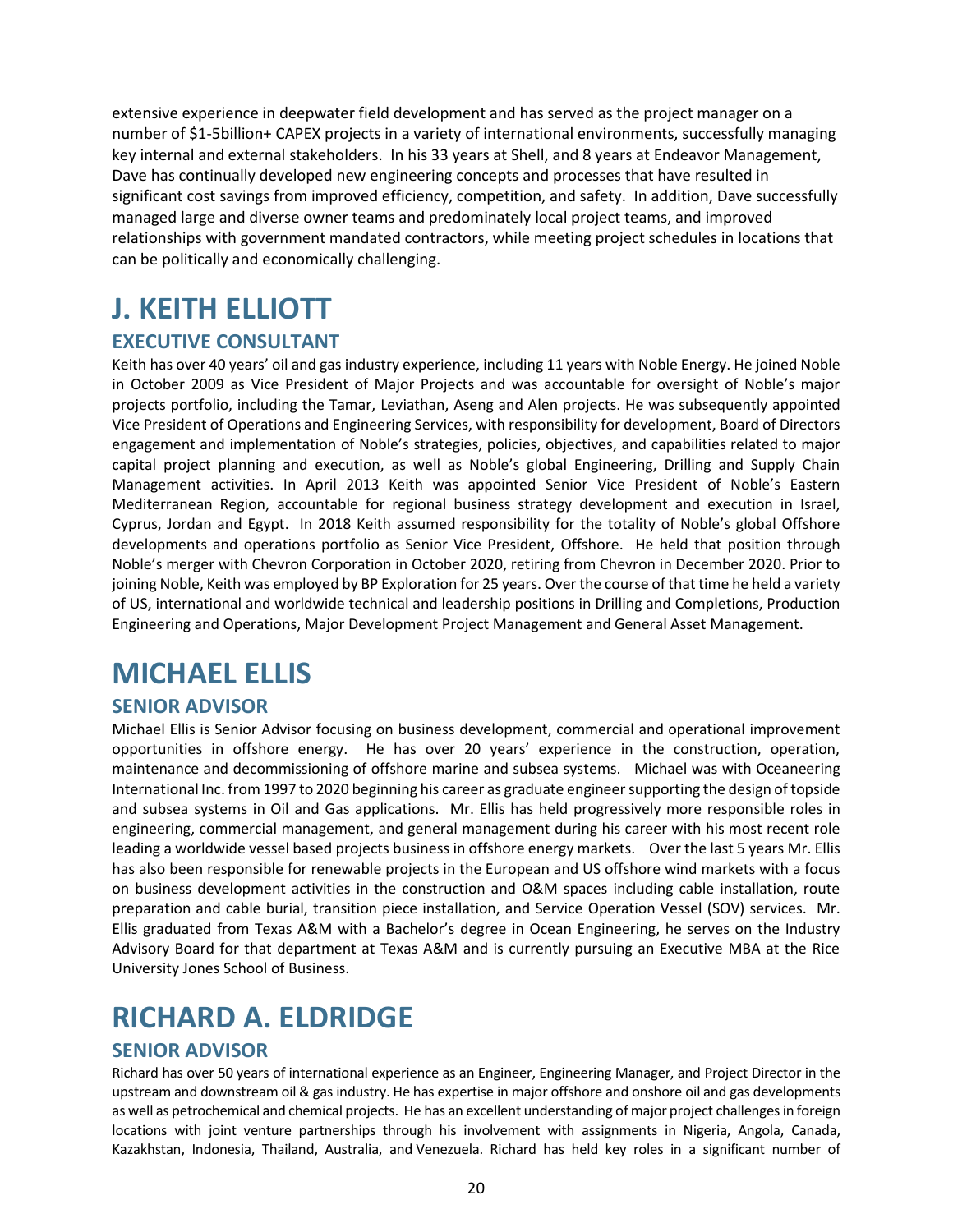extensive experience in deepwater field development and has served as the project manager on a number of $1-5billion+ CAPEX projects in a variety of international environments, successfully managing key internal and external stakeholders. In his 33 years at Shell, and 8 years at Endeavor Management, Dave has continually developed new engineering concepts and processes that have resulted in significant cost savings from improved efficiency, competition, and safety. In addition, Dave successfully managed large and diverse owner teams and predominately local project teams, and improved relationships with government mandated contractors, while meeting project schedules in locations that can be politically and economically challenging.

# J. KEITH ELLIOTT

## EXECUTIVE CONSULTANT

Keith has over 40 years' oil and gas industry experience, including 11 years with Noble Energy. He joined Noble in October 2009 as Vice President of Major Projects and was accountable for oversight of Noble's major projects portfolio, including the Tamar, Leviathan, Aseng and Alen projects. He was subsequently appointed Vice President of Operations and Engineering Services, with responsibility for development, Board of Directors engagement and implementation of Noble's strategies, policies, objectives, and capabilities related to major capital project planning and execution, as well as Noble's global Engineering, Drilling and Supply Chain Management activities. In April 2013 Keith was appointed Senior Vice President of Noble's Eastern Mediterranean Region, accountable for regional business strategy development and execution in Israel, Cyprus, Jordan and Egypt. In 2018 Keith assumed responsibility for the totality of Noble's global Offshore developments and operations portfolio as Senior Vice President, Offshore. He held that position through Noble's merger with Chevron Corporation in October 2020, retiring from Chevron in December 2020. Prior to joining Noble, Keith was employed by BP Exploration for 25 years. Over the course of that time he held a variety of US, international and worldwide technical and leadership positions in Drilling and Completions, Production Engineering and Operations, Major Development Project Management and General Asset Management.

# MICHAEL ELLIS

## SENIOR ADVISOR

Michael Ellis is Senior Advisor focusing on business development, commercial and operational improvement opportunities in offshore energy. He has over 20 years' experience in the construction, operation, maintenance and decommissioning of offshore marine and subsea systems. Michael was with Oceaneering International Inc. from 1997 to 2020 beginning his career as graduate engineer supporting the design of topside and subsea systems in Oil and Gas applications. Mr. Ellis has held progressively more responsible roles in engineering, commercial management, and general management during his career with his most recent role leading a worldwide vessel based projects business in offshore energy markets. Over the last 5 years Mr. Ellis has also been responsible for renewable projects in the European and US offshore wind markets with a focus on business development activities in the construction and O&M spaces including cable installation, route preparation and cable burial, transition piece installation, and Service Operation Vessel (SOV) services. Mr. Ellis graduated from Texas A&M with a Bachelor's degree in Ocean Engineering, he serves on the Industry Advisory Board for that department at Texas A&M and is currently pursuing an Executive MBA at the Rice University Jones School of Business.

# RICHARD A. ELDRIDGE

## SENIOR ADVISOR

Richard has over 50 years of international experience as an Engineer, Engineering Manager, and Project Director in the upstream and downstream oil & gas industry. He has expertise in major offshore and onshore oil and gas developments as well as petrochemical and chemical projects. He has an excellent understanding of major project challenges in foreign locations with joint venture partnerships through his involvement with assignments in Nigeria, Angola, Canada, Kazakhstan, Indonesia, Thailand, Australia, and Venezuela. Richard has held key roles in a significant number of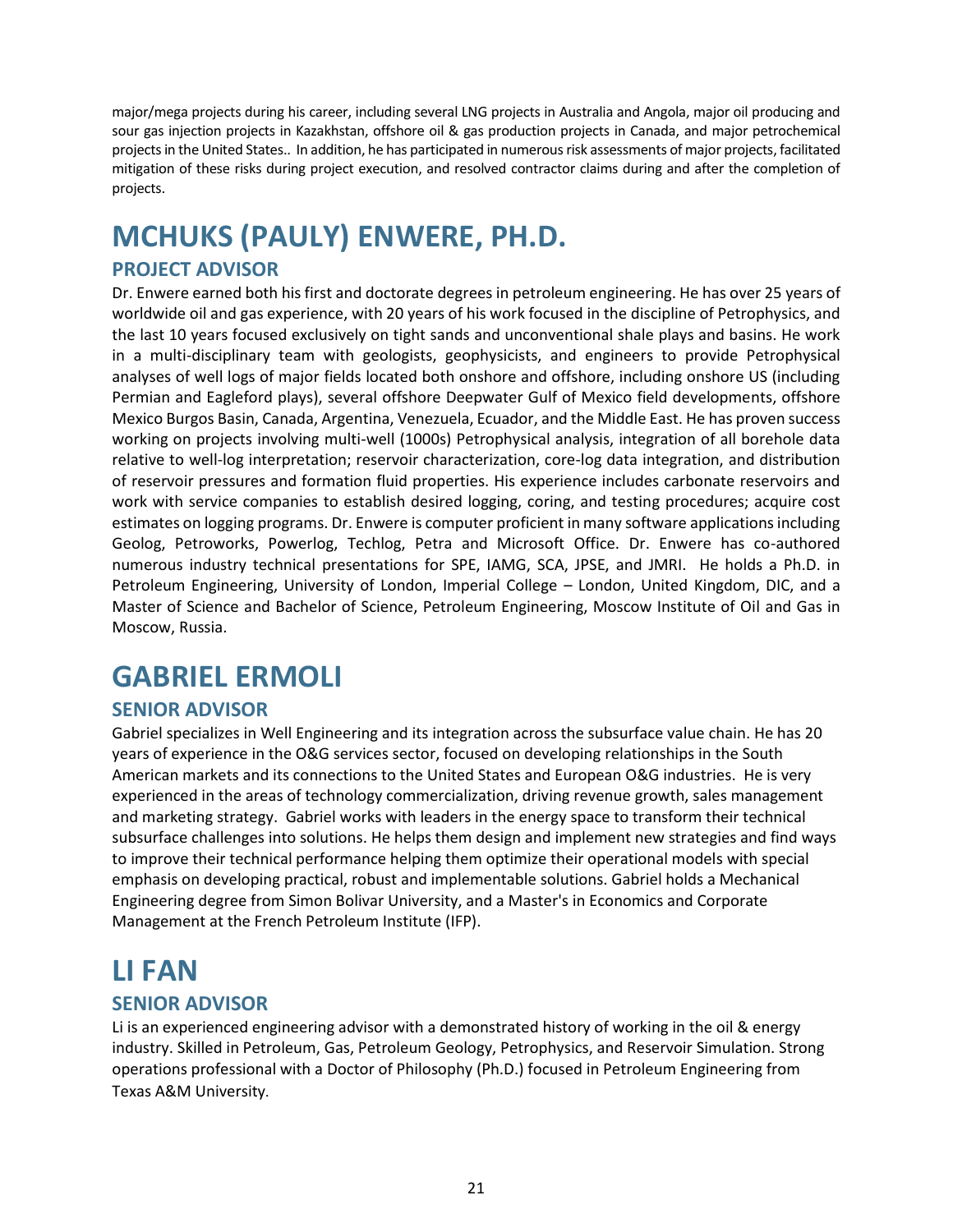major/mega projects during his career, including several LNG projects in Australia and Angola, major oil producing and sour gas injection projects in Kazakhstan, offshore oil & gas production projects in Canada, and major petrochemical projects in the United States.. In addition, he has participated in numerous risk assessments of major projects, facilitated mitigation of these risks during project execution, and resolved contractor claims during and after the completion of projects.

# MCHUKS (PAULY) ENWERE, PH.D.

## PROJECT ADVISOR

Dr. Enwere earned both his first and doctorate degrees in petroleum engineering. He has over 25 years of worldwide oil and gas experience, with 20 years of his work focused in the discipline of Petrophysics, and the last 10 years focused exclusively on tight sands and unconventional shale plays and basins. He work in a multi-disciplinary team with geologists, geophysicists, and engineers to provide Petrophysical analyses of well logs of major fields located both onshore and offshore, including onshore US (including Permian and Eagleford plays), several offshore Deepwater Gulf of Mexico field developments, offshore Mexico Burgos Basin, Canada, Argentina, Venezuela, Ecuador, and the Middle East. He has proven success working on projects involving multi-well (1000s) Petrophysical analysis, integration of all borehole data relative to well-log interpretation; reservoir characterization, core-log data integration, and distribution of reservoir pressures and formation fluid properties. His experience includes carbonate reservoirs and work with service companies to establish desired logging, coring, and testing procedures; acquire cost estimates on logging programs. Dr. Enwere is computer proficient in many software applications including Geolog, Petroworks, Powerlog, Techlog, Petra and Microsoft Office. Dr. Enwere has co-authored numerous industry technical presentations for SPE, IAMG, SCA, JPSE, and JMRI. He holds a Ph.D. in Petroleum Engineering, University of London, Imperial College – London, United Kingdom, DIC, and a Master of Science and Bachelor of Science, Petroleum Engineering, Moscow Institute of Oil and Gas in Moscow, Russia.

# GABRIEL ERMOLI

## SENIOR ADVISOR

Gabriel specializes in Well Engineering and its integration across the subsurface value chain. He has 20 years of experience in the O&G services sector, focused on developing relationships in the South American markets and its connections to the United States and European O&G industries. He is very experienced in the areas of technology commercialization, driving revenue growth, sales management and marketing strategy. Gabriel works with leaders in the energy space to transform their technical subsurface challenges into solutions. He helps them design and implement new strategies and find ways to improve their technical performance helping them optimize their operational models with special emphasis on developing practical, robust and implementable solutions. Gabriel holds a Mechanical Engineering degree from Simon Bolivar University, and a Master's in Economics and Corporate Management at the French Petroleum Institute (IFP).

# LI FAN

## SENIOR ADVISOR

Li is an experienced engineering advisor with a demonstrated history of working in the oil & energy industry. Skilled in Petroleum, Gas, Petroleum Geology, Petrophysics, and Reservoir Simulation. Strong operations professional with a Doctor of Philosophy (Ph.D.) focused in Petroleum Engineering from Texas A&M University.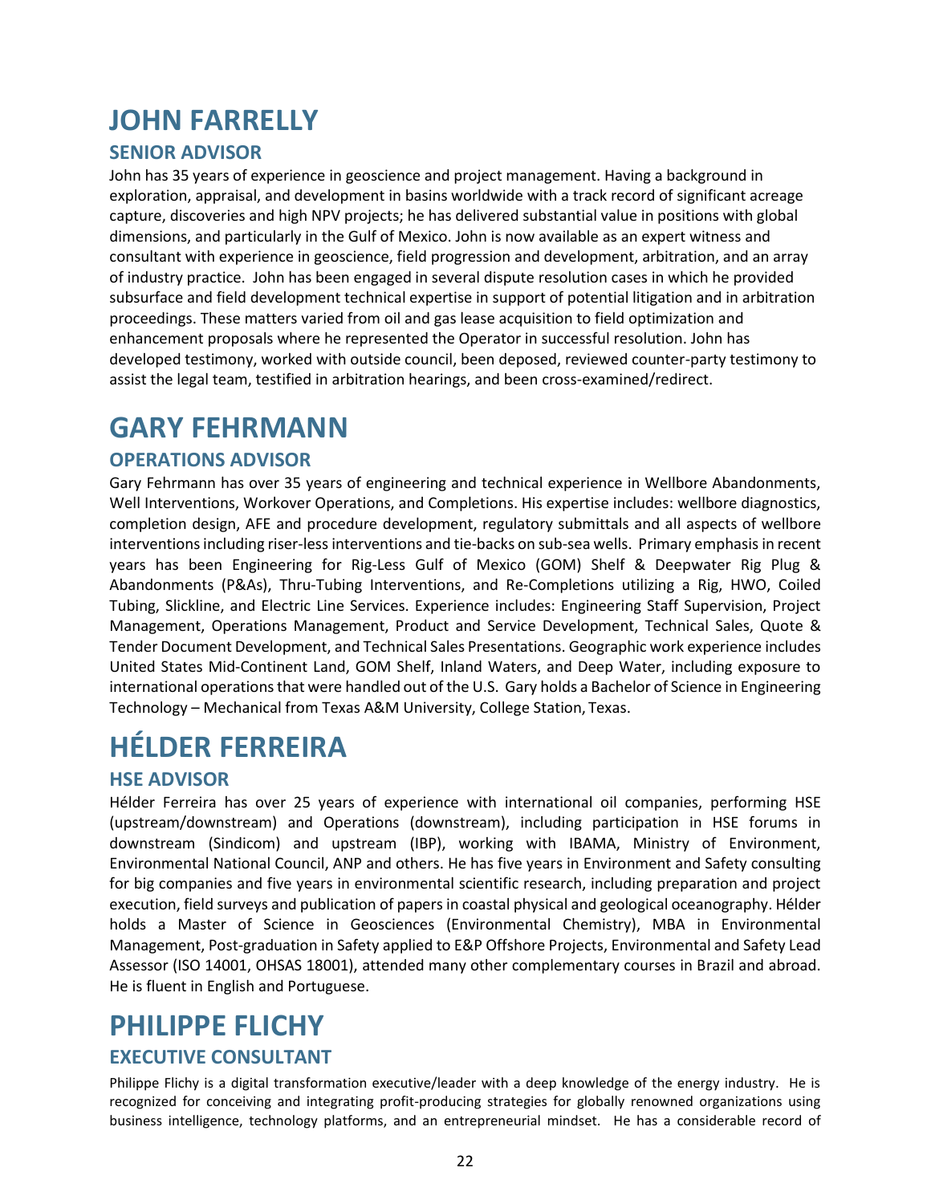# JOHN FARRELLY

## SENIOR ADVISOR

John has 35 years of experience in geoscience and project management. Having a background in exploration, appraisal, and development in basins worldwide with a track record of significant acreage capture, discoveries and high NPV projects; he has delivered substantial value in positions with global dimensions, and particularly in the Gulf of Mexico. John is now available as an expert witness and consultant with experience in geoscience, field progression and development, arbitration, and an array of industry practice. John has been engaged in several dispute resolution cases in which he provided subsurface and field development technical expertise in support of potential litigation and in arbitration proceedings. These matters varied from oil and gas lease acquisition to field optimization and enhancement proposals where he represented the Operator in successful resolution. John has developed testimony, worked with outside council, been deposed, reviewed counter-party testimony to assist the legal team, testified in arbitration hearings, and been cross-examined/redirect.

# GARY FEHRMANN

## OPERATIONS ADVISOR

Gary Fehrmann has over 35 years of engineering and technical experience in Wellbore Abandonments, Well Interventions, Workover Operations, and Completions. His expertise includes: wellbore diagnostics, completion design, AFE and procedure development, regulatory submittals and all aspects of wellbore interventions including riser-less interventions and tie-backs on sub-sea wells. Primary emphasis in recent years has been Engineering for Rig-Less Gulf of Mexico (GOM) Shelf & Deepwater Rig Plug & Abandonments (P&As), Thru-Tubing Interventions, and Re-Completions utilizing a Rig, HWO, Coiled Tubing, Slickline, and Electric Line Services. Experience includes: Engineering Staff Supervision, Project Management, Operations Management, Product and Service Development, Technical Sales, Quote & Tender Document Development, and Technical Sales Presentations. Geographic work experience includes United States Mid-Continent Land, GOM Shelf, Inland Waters, and Deep Water, including exposure to international operations that were handled out of the U.S. Gary holds a Bachelor of Science in Engineering Technology – Mechanical from Texas A&M University, College Station, Texas.

# HÉLDER FERREIRA

## HSE ADVISOR

Hélder Ferreira has over 25 years of experience with international oil companies, performing HSE (upstream/downstream) and Operations (downstream), including participation in HSE forums in downstream (Sindicom) and upstream (IBP), working with IBAMA, Ministry of Environment, Environmental National Council, ANP and others. He has five years in Environment and Safety consulting for big companies and five years in environmental scientific research, including preparation and project execution, field surveys and publication of papers in coastal physical and geological oceanography. Hélder holds a Master of Science in Geosciences (Environmental Chemistry), MBA in Environmental Management, Post-graduation in Safety applied to E&P Offshore Projects, Environmental and Safety Lead Assessor (ISO 14001, OHSAS 18001), attended many other complementary courses in Brazil and abroad. He is fluent in English and Portuguese.

# PHILIPPE FLICHY

## EXECUTIVE CONSULTANT

Philippe Flichy is a digital transformation executive/leader with a deep knowledge of the energy industry. He is recognized for conceiving and integrating profit-producing strategies for globally renowned organizations using business intelligence, technology platforms, and an entrepreneurial mindset. He has a considerable record of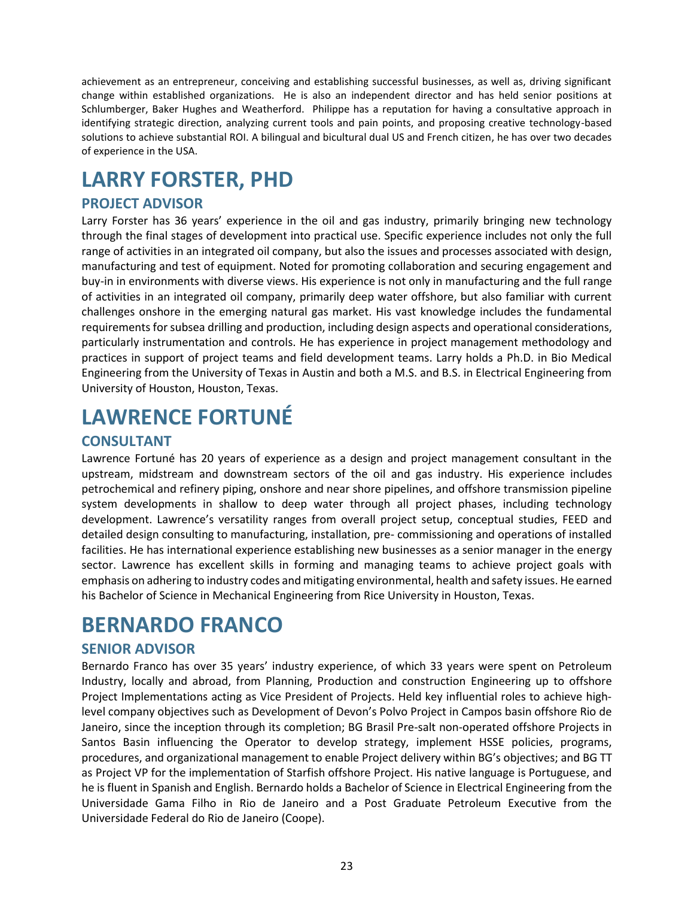achievement as an entrepreneur, conceiving and establishing successful businesses, as well as, driving significant change within established organizations. He is also an independent director and has held senior positions at Schlumberger, Baker Hughes and Weatherford. Philippe has a reputation for having a consultative approach in identifying strategic direction, analyzing current tools and pain points, and proposing creative technology-based solutions to achieve substantial ROI. A bilingual and bicultural dual US and French citizen, he has over two decades of experience in the USA.

# LARRY FORSTER, PHD

## PROJECT ADVISOR

Larry Forster has 36 years' experience in the oil and gas industry, primarily bringing new technology through the final stages of development into practical use. Specific experience includes not only the full range of activities in an integrated oil company, but also the issues and processes associated with design, manufacturing and test of equipment. Noted for promoting collaboration and securing engagement and buy-in in environments with diverse views. His experience is not only in manufacturing and the full range of activities in an integrated oil company, primarily deep water offshore, but also familiar with current challenges onshore in the emerging natural gas market. His vast knowledge includes the fundamental requirements for subsea drilling and production, including design aspects and operational considerations, particularly instrumentation and controls. He has experience in project management methodology and practices in support of project teams and field development teams. Larry holds a Ph.D. in Bio Medical Engineering from the University of Texas in Austin and both a M.S. and B.S. in Electrical Engineering from University of Houston, Houston, Texas.

# LAWRENCE FORTUNÉ

## CONSULTANT

Lawrence Fortuné has 20 years of experience as a design and project management consultant in the upstream, midstream and downstream sectors of the oil and gas industry. His experience includes petrochemical and refinery piping, onshore and near shore pipelines, and offshore transmission pipeline system developments in shallow to deep water through all project phases, including technology development. Lawrence's versatility ranges from overall project setup, conceptual studies, FEED and detailed design consulting to manufacturing, installation, pre- commissioning and operations of installed facilities. He has international experience establishing new businesses as a senior manager in the energy sector. Lawrence has excellent skills in forming and managing teams to achieve project goals with emphasis on adhering to industry codes and mitigating environmental, health and safety issues. He earned his Bachelor of Science in Mechanical Engineering from Rice University in Houston, Texas.

# BERNARDO FRANCO

## SENIOR ADVISOR

Bernardo Franco has over 35 years' industry experience, of which 33 years were spent on Petroleum Industry, locally and abroad, from Planning, Production and construction Engineering up to offshore Project Implementations acting as Vice President of Projects. Held key influential roles to achieve high-level company objectives such as Development of Devon's Polvo Project in Campos basin offshore Rio de Janeiro, since the inception through its completion; BG Brasil Pre-salt non-operated offshore Projects in Santos Basin influencing the Operator to develop strategy, implement HSSE policies, programs, procedures, and organizational management to enable Project delivery within BG's objectives; and BG TT as Project VP for the implementation of Starfish offshore Project. His native language is Portuguese, and he is fluent in Spanish and English. Bernardo holds a Bachelor of Science in Electrical Engineering from the Universidade Gama Filho in Rio de Janeiro and a Post Graduate Petroleum Executive from the Universidade Federal do Rio de Janeiro (Coope).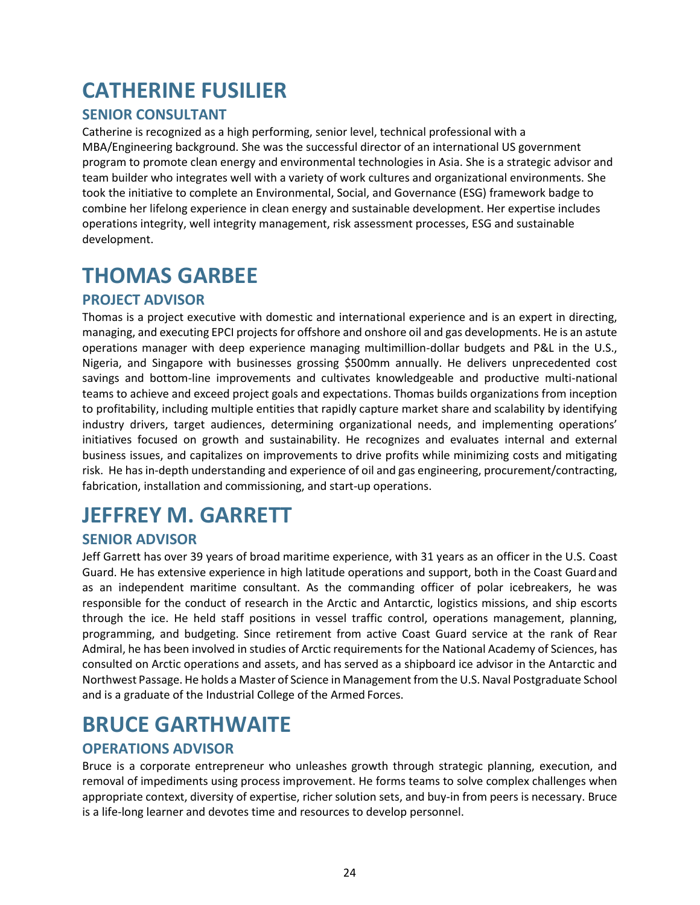# CATHERINE FUSILIER

## SENIOR CONSULTANT

Catherine is recognized as a high performing, senior level, technical professional with a MBA/Engineering background. She was the successful director of an international US government program to promote clean energy and environmental technologies in Asia. She is a strategic advisor and team builder who integrates well with a variety of work cultures and organizational environments. She took the initiative to complete an Environmental, Social, and Governance (ESG) framework badge to combine her lifelong experience in clean energy and sustainable development. Her expertise includes operations integrity, well integrity management, risk assessment processes, ESG and sustainable development.

# THOMAS GARBEE

## PROJECT ADVISOR

Thomas is a project executive with domestic and international experience and is an expert in directing, managing, and executing EPCI projects for offshore and onshore oil and gas developments. He is an astute operations manager with deep experience managing multimillion-dollar budgets and P&L in the U.S., Nigeria, and Singapore with businesses grossing $500mm annually. He delivers unprecedented cost savings and bottom-line improvements and cultivates knowledgeable and productive multi-national teams to achieve and exceed project goals and expectations. Thomas builds organizations from inception to profitability, including multiple entities that rapidly capture market share and scalability by identifying industry drivers, target audiences, determining organizational needs, and implementing operations' initiatives focused on growth and sustainability. He recognizes and evaluates internal and external business issues, and capitalizes on improvements to drive profits while minimizing costs and mitigating risk. He has in-depth understanding and experience of oil and gas engineering, procurement/contracting, fabrication, installation and commissioning, and start-up operations.

# JEFFREY M. GARRETT

## SENIOR ADVISOR

Jeff Garrett has over 39 years of broad maritime experience, with 31 years as an officer in the U.S. Coast Guard. He has extensive experience in high latitude operations and support, both in the Coast Guard and as an independent maritime consultant. As the commanding officer of polar icebreakers, he was responsible for the conduct of research in the Arctic and Antarctic, logistics missions, and ship escorts through the ice. He held staff positions in vessel traffic control, operations management, planning, programming, and budgeting. Since retirement from active Coast Guard service at the rank of Rear Admiral, he has been involved in studies of Arctic requirements for the National Academy of Sciences, has consulted on Arctic operations and assets, and has served as a shipboard ice advisor in the Antarctic and Northwest Passage. He holds a Master of Science in Management from the U.S. Naval Postgraduate School and is a graduate of the Industrial College of the Armed Forces.

# BRUCE GARTHWAITE

## OPERATIONS ADVISOR

Bruce is a corporate entrepreneur who unleashes growth through strategic planning, execution, and removal of impediments using process improvement. He forms teams to solve complex challenges when appropriate context, diversity of expertise, richer solution sets, and buy-in from peers is necessary. Bruce is a life-long learner and devotes time and resources to develop personnel.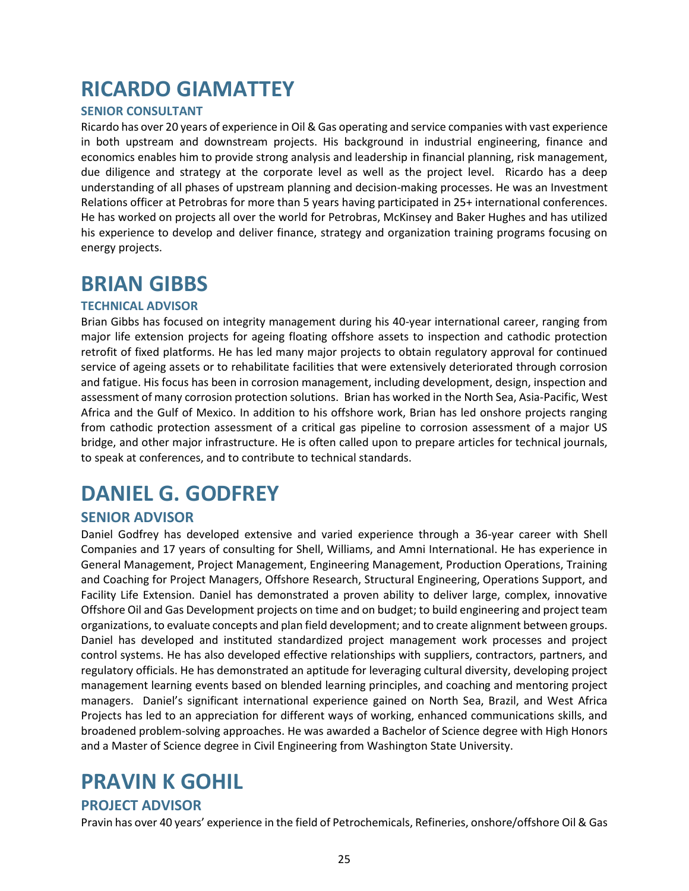# RICARDO GIAMATTEY

### SENIOR CONSULTANT

Ricardo has over 20 years of experience in Oil & Gas operating and service companies with vast experience in both upstream and downstream projects. His background in industrial engineering, finance and economics enables him to provide strong analysis and leadership in financial planning, risk management, due diligence and strategy at the corporate level as well as the project level. Ricardo has a deep understanding of all phases of upstream planning and decision-making processes. He was an Investment Relations officer at Petrobras for more than 5 years having participated in 25+ international conferences. He has worked on projects all over the world for Petrobras, McKinsey and Baker Hughes and has utilized his experience to develop and deliver finance, strategy and organization training programs focusing on energy projects.

# BRIAN GIBBS

### TECHNICAL ADVISOR

Brian Gibbs has focused on integrity management during his 40-year international career, ranging from major life extension projects for ageing floating offshore assets to inspection and cathodic protection retrofit of fixed platforms. He has led many major projects to obtain regulatory approval for continued service of ageing assets or to rehabilitate facilities that were extensively deteriorated through corrosion and fatigue. His focus has been in corrosion management, including development, design, inspection and assessment of many corrosion protection solutions. Brian has worked in the North Sea, Asia-Pacific, West Africa and the Gulf of Mexico. In addition to his offshore work, Brian has led onshore projects ranging from cathodic protection assessment of a critical gas pipeline to corrosion assessment of a major US bridge, and other major infrastructure. He is often called upon to prepare articles for technical journals, to speak at conferences, and to contribute to technical standards.

# DANIEL G. GODFREY

## SENIOR ADVISOR

Daniel Godfrey has developed extensive and varied experience through a 36-year career with Shell Companies and 17 years of consulting for Shell, Williams, and Amni International. He has experience in General Management, Project Management, Engineering Management, Production Operations, Training and Coaching for Project Managers, Offshore Research, Structural Engineering, Operations Support, and Facility Life Extension. Daniel has demonstrated a proven ability to deliver large, complex, innovative Offshore Oil and Gas Development projects on time and on budget; to build engineering and project team organizations, to evaluate concepts and plan field development; and to create alignment between groups. Daniel has developed and instituted standardized project management work processes and project control systems. He has also developed effective relationships with suppliers, contractors, partners, and regulatory officials. He has demonstrated an aptitude for leveraging cultural diversity, developing project management learning events based on blended learning principles, and coaching and mentoring project managers. Daniel's significant international experience gained on North Sea, Brazil, and West Africa Projects has led to an appreciation for different ways of working, enhanced communications skills, and broadened problem-solving approaches. He was awarded a Bachelor of Science degree with High Honors and a Master of Science degree in Civil Engineering from Washington State University.

# PRAVIN K GOHIL

## PROJECT ADVISOR

Pravin has over 40 years' experience in the field of Petrochemicals, Refineries, onshore/offshore Oil & Gas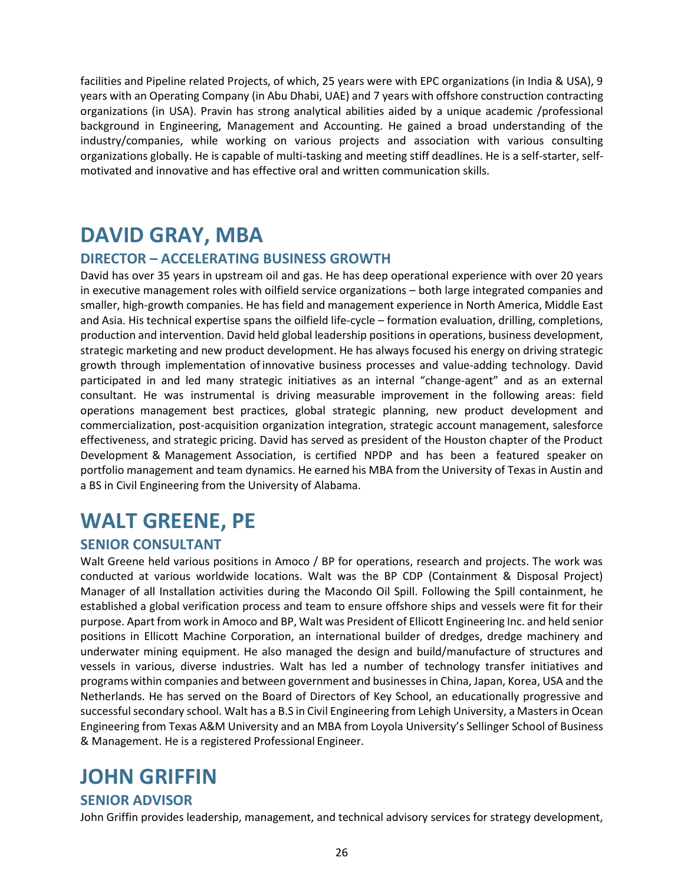facilities and Pipeline related Projects, of which, 25 years were with EPC organizations (in India & USA), 9 years with an Operating Company (in Abu Dhabi, UAE) and 7 years with offshore construction contracting organizations (in USA). Pravin has strong analytical abilities aided by a unique academic /professional background in Engineering, Management and Accounting. He gained a broad understanding of the industry/companies, while working on various projects and association with various consulting organizations globally. He is capable of multi-tasking and meeting stiff deadlines. He is a self-starter, self-motivated and innovative and has effective oral and written communication skills.

# DAVID GRAY, MBA

## DIRECTOR – ACCELERATING BUSINESS GROWTH

David has over 35 years in upstream oil and gas. He has deep operational experience with over 20 years in executive management roles with oilfield service organizations – both large integrated companies and smaller, high-growth companies. He has field and management experience in North America, Middle East and Asia. His technical expertise spans the oilfield life-cycle – formation evaluation, drilling, completions, production and intervention. David held global leadership positions in operations, business development, strategic marketing and new product development. He has always focused his energy on driving strategic growth through implementation of innovative business processes and value-adding technology. David participated in and led many strategic initiatives as an internal "change-agent" and as an external consultant. He was instrumental is driving measurable improvement in the following areas: field operations management best practices, global strategic planning, new product development and commercialization, post-acquisition organization integration, strategic account management, salesforce effectiveness, and strategic pricing. David has served as president of the Houston chapter of the Product Development & Management Association, is certified NPDP and has been a featured speaker on portfolio management and team dynamics. He earned his MBA from the University of Texas in Austin and a BS in Civil Engineering from the University of Alabama.

# WALT GREENE, PE

## SENIOR CONSULTANT

Walt Greene held various positions in Amoco / BP for operations, research and projects. The work was conducted at various worldwide locations. Walt was the BP CDP (Containment & Disposal Project) Manager of all Installation activities during the Macondo Oil Spill. Following the Spill containment, he established a global verification process and team to ensure offshore ships and vessels were fit for their purpose. Apart from work in Amoco and BP, Walt was President of Ellicott Engineering Inc. and held senior positions in Ellicott Machine Corporation, an international builder of dredges, dredge machinery and underwater mining equipment. He also managed the design and build/manufacture of structures and vessels in various, diverse industries. Walt has led a number of technology transfer initiatives and programs within companies and between government and businesses in China, Japan, Korea, USA and the Netherlands. He has served on the Board of Directors of Key School, an educationally progressive and successful secondary school. Walt has a B.S in Civil Engineering from Lehigh University, a Masters in Ocean Engineering from Texas A&M University and an MBA from Loyola University's Sellinger School of Business & Management. He is a registered Professional Engineer.

# JOHN GRIFFIN

## SENIOR ADVISOR

John Griffin provides leadership, management, and technical advisory services for strategy development,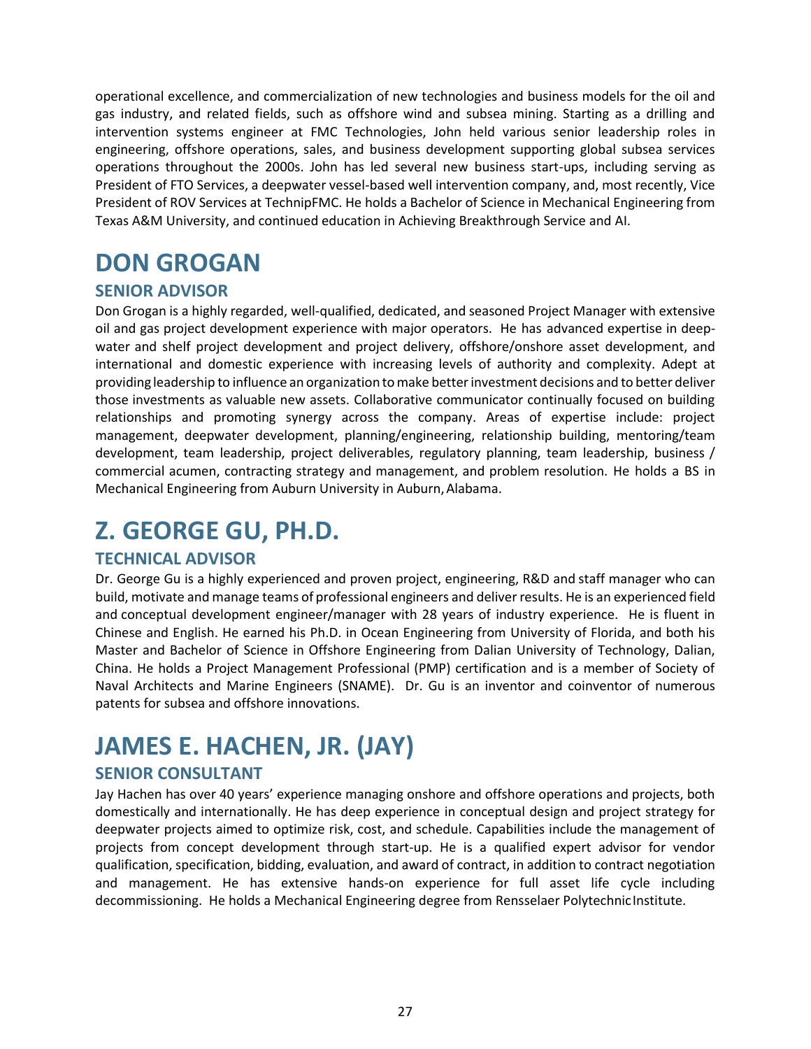operational excellence, and commercialization of new technologies and business models for the oil and gas industry, and related fields, such as offshore wind and subsea mining. Starting as a drilling and intervention systems engineer at FMC Technologies, John held various senior leadership roles in engineering, offshore operations, sales, and business development supporting global subsea services operations throughout the 2000s. John has led several new business start-ups, including serving as President of FTO Services, a deepwater vessel-based well intervention company, and, most recently, Vice President of ROV Services at TechnipFMC. He holds a Bachelor of Science in Mechanical Engineering from Texas A&M University, and continued education in Achieving Breakthrough Service and AI.

# DON GROGAN

## SENIOR ADVISOR

Don Grogan is a highly regarded, well-qualified, dedicated, and seasoned Project Manager with extensive oil and gas project development experience with major operators. He has advanced expertise in deep-water and shelf project development and project delivery, offshore/onshore asset development, and international and domestic experience with increasing levels of authority and complexity. Adept at providing leadership to influence an organization to make better investment decisions and to better deliver those investments as valuable new assets. Collaborative communicator continually focused on building relationships and promoting synergy across the company. Areas of expertise include: project management, deepwater development, planning/engineering, relationship building, mentoring/team development, team leadership, project deliverables, regulatory planning, team leadership, business / commercial acumen, contracting strategy and management, and problem resolution. He holds a BS in Mechanical Engineering from Auburn University in Auburn, Alabama.

# Z. GEORGE GU, PH.D.

## TECHNICAL ADVISOR

Dr. George Gu is a highly experienced and proven project, engineering, R&D and staff manager who can build, motivate and manage teams of professional engineers and deliver results. He is an experienced field and conceptual development engineer/manager with 28 years of industry experience. He is fluent in Chinese and English. He earned his Ph.D. in Ocean Engineering from University of Florida, and both his Master and Bachelor of Science in Offshore Engineering from Dalian University of Technology, Dalian, China. He holds a Project Management Professional (PMP) certification and is a member of Society of Naval Architects and Marine Engineers (SNAME). Dr. Gu is an inventor and coinventor of numerous patents for subsea and offshore innovations.

# JAMES E. HACHEN, JR. (JAY)

## SENIOR CONSULTANT

Jay Hachen has over 40 years' experience managing onshore and offshore operations and projects, both domestically and internationally. He has deep experience in conceptual design and project strategy for deepwater projects aimed to optimize risk, cost, and schedule. Capabilities include the management of projects from concept development through start-up. He is a qualified expert advisor for vendor qualification, specification, bidding, evaluation, and award of contract, in addition to contract negotiation and management. He has extensive hands-on experience for full asset life cycle including decommissioning. He holds a Mechanical Engineering degree from Rensselaer Polytechnic Institute.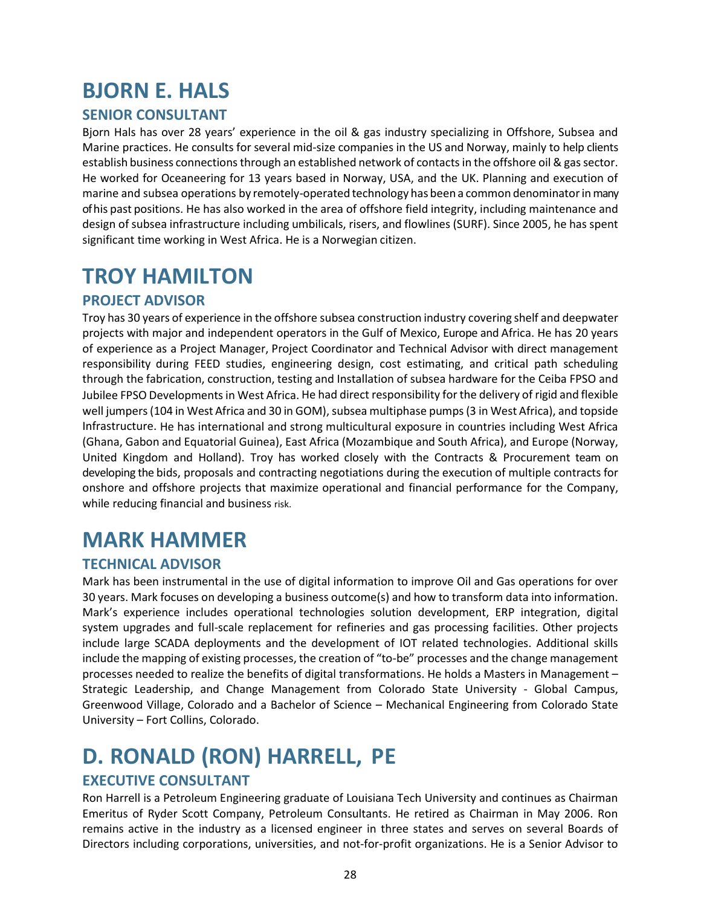# BJORN E. HALS

## SENIOR CONSULTANT

Bjorn Hals has over 28 years' experience in the oil & gas industry specializing in Offshore, Subsea and Marine practices. He consults for several mid-size companies in the US and Norway, mainly to help clients establish business connections through an established network of contacts in the offshore oil & gas sector. He worked for Oceaneering for 13 years based in Norway, USA, and the UK. Planning and execution of marine and subsea operations by remotely-operated technology has been a common denominator in many of his past positions. He has also worked in the area of offshore field integrity, including maintenance and design of subsea infrastructure including umbilicals, risers, and flowlines (SURF). Since 2005, he has spent significant time working in West Africa. He is a Norwegian citizen.

# TROY HAMILTON

## PROJECT ADVISOR

Troy has 30 years of experience in the offshore subsea construction industry covering shelf and deepwater projects with major and independent operators in the Gulf of Mexico, Europe and Africa. He has 20 years of experience as a Project Manager, Project Coordinator and Technical Advisor with direct management responsibility during FEED studies, engineering design, cost estimating, and critical path scheduling through the fabrication, construction, testing and Installation of subsea hardware for the Ceiba FPSO and Jubilee FPSO Developments in West Africa. He had direct responsibility for the delivery of rigid and flexible well jumpers (104 in West Africa and 30 in GOM), subsea multiphase pumps (3 in West Africa), and topside Infrastructure. He has international and strong multicultural exposure in countries including West Africa (Ghana, Gabon and Equatorial Guinea), East Africa (Mozambique and South Africa), and Europe (Norway, United Kingdom and Holland). Troy has worked closely with the Contracts & Procurement team on developing the bids, proposals and contracting negotiations during the execution of multiple contracts for onshore and offshore projects that maximize operational and financial performance for the Company, while reducing financial and business risk.

# MARK HAMMER

## TECHNICAL ADVISOR

Mark has been instrumental in the use of digital information to improve Oil and Gas operations for over 30 years. Mark focuses on developing a business outcome(s) and how to transform data into information. Mark's experience includes operational technologies solution development, ERP integration, digital system upgrades and full-scale replacement for refineries and gas processing facilities. Other projects include large SCADA deployments and the development of IOT related technologies. Additional skills include the mapping of existing processes, the creation of "to-be" processes and the change management processes needed to realize the benefits of digital transformations. He holds a Masters in Management – Strategic Leadership, and Change Management from Colorado State University - Global Campus, Greenwood Village, Colorado and a Bachelor of Science – Mechanical Engineering from Colorado State University – Fort Collins, Colorado.

# D. RONALD (RON) HARRELL, PE

## EXECUTIVE CONSULTANT

Ron Harrell is a Petroleum Engineering graduate of Louisiana Tech University and continues as Chairman Emeritus of Ryder Scott Company, Petroleum Consultants. He retired as Chairman in May 2006. Ron remains active in the industry as a licensed engineer in three states and serves on several Boards of Directors including corporations, universities, and not-for-profit organizations. He is a Senior Advisor to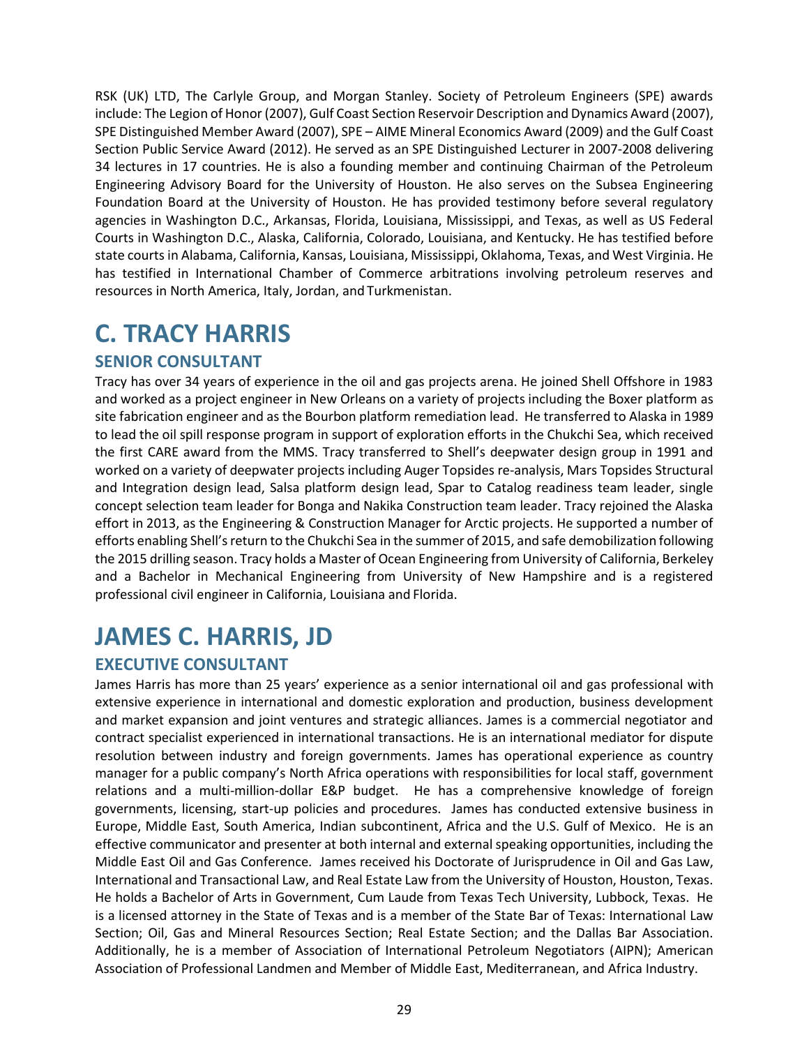RSK (UK) LTD, The Carlyle Group, and Morgan Stanley. Society of Petroleum Engineers (SPE) awards include: The Legion of Honor (2007), Gulf Coast Section Reservoir Description and Dynamics Award (2007), SPE Distinguished Member Award (2007), SPE – AIME Mineral Economics Award (2009) and the Gulf Coast Section Public Service Award (2012). He served as an SPE Distinguished Lecturer in 2007-2008 delivering 34 lectures in 17 countries. He is also a founding member and continuing Chairman of the Petroleum Engineering Advisory Board for the University of Houston. He also serves on the Subsea Engineering Foundation Board at the University of Houston. He has provided testimony before several regulatory agencies in Washington D.C., Arkansas, Florida, Louisiana, Mississippi, and Texas, as well as US Federal Courts in Washington D.C., Alaska, California, Colorado, Louisiana, and Kentucky. He has testified before state courts in Alabama, California, Kansas, Louisiana, Mississippi, Oklahoma, Texas, and West Virginia. He has testified in International Chamber of Commerce arbitrations involving petroleum reserves and resources in North America, Italy, Jordan, and Turkmenistan.

# C. TRACY HARRIS

## SENIOR CONSULTANT

Tracy has over 34 years of experience in the oil and gas projects arena. He joined Shell Offshore in 1983 and worked as a project engineer in New Orleans on a variety of projects including the Boxer platform as site fabrication engineer and as the Bourbon platform remediation lead. He transferred to Alaska in 1989 to lead the oil spill response program in support of exploration efforts in the Chukchi Sea, which received the first CARE award from the MMS. Tracy transferred to Shell's deepwater design group in 1991 and worked on a variety of deepwater projects including Auger Topsides re-analysis, Mars Topsides Structural and Integration design lead, Salsa platform design lead, Spar to Catalog readiness team leader, single concept selection team leader for Bonga and Nakika Construction team leader. Tracy rejoined the Alaska effort in 2013, as the Engineering & Construction Manager for Arctic projects. He supported a number of efforts enabling Shell's return to the Chukchi Sea in the summer of 2015, and safe demobilization following the 2015 drilling season. Tracy holds a Master of Ocean Engineering from University of California, Berkeley and a Bachelor in Mechanical Engineering from University of New Hampshire and is a registered professional civil engineer in California, Louisiana and Florida.

# JAMES C. HARRIS, JD

## EXECUTIVE CONSULTANT

James Harris has more than 25 years' experience as a senior international oil and gas professional with extensive experience in international and domestic exploration and production, business development and market expansion and joint ventures and strategic alliances. James is a commercial negotiator and contract specialist experienced in international transactions. He is an international mediator for dispute resolution between industry and foreign governments. James has operational experience as country manager for a public company's North Africa operations with responsibilities for local staff, government relations and a multi-million-dollar E&P budget. He has a comprehensive knowledge of foreign governments, licensing, start-up policies and procedures. James has conducted extensive business in Europe, Middle East, South America, Indian subcontinent, Africa and the U.S. Gulf of Mexico. He is an effective communicator and presenter at both internal and external speaking opportunities, including the Middle East Oil and Gas Conference. James received his Doctorate of Jurisprudence in Oil and Gas Law, International and Transactional Law, and Real Estate Law from the University of Houston, Houston, Texas. He holds a Bachelor of Arts in Government, Cum Laude from Texas Tech University, Lubbock, Texas. He is a licensed attorney in the State of Texas and is a member of the State Bar of Texas: International Law Section; Oil, Gas and Mineral Resources Section; Real Estate Section; and the Dallas Bar Association. Additionally, he is a member of Association of International Petroleum Negotiators (AIPN); American Association of Professional Landmen and Member of Middle East, Mediterranean, and Africa Industry.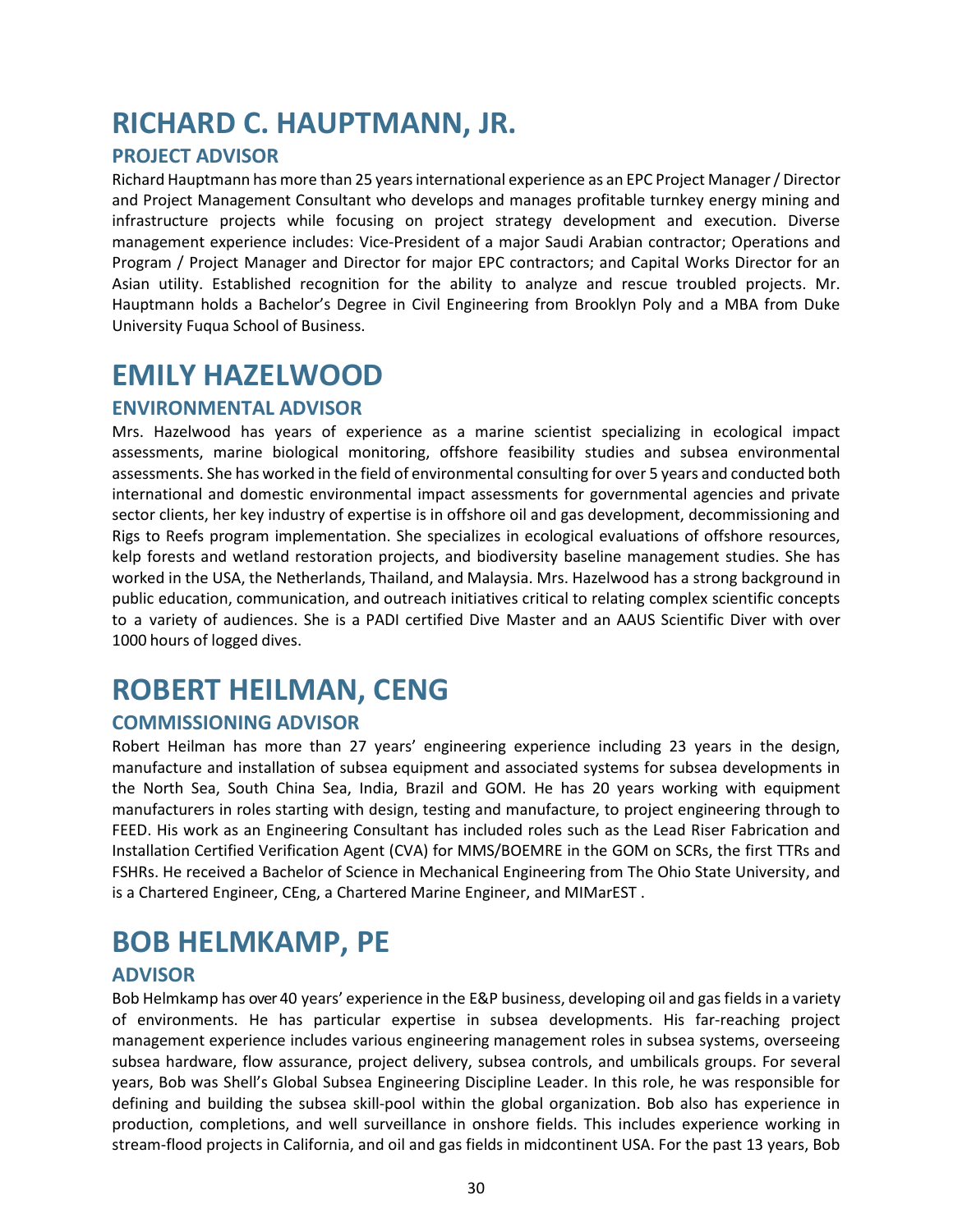# RICHARD C. HAUPTMANN, JR.

## PROJECT ADVISOR

Richard Hauptmann has more than 25 years international experience as an EPC Project Manager / Director and Project Management Consultant who develops and manages profitable turnkey energy mining and infrastructure projects while focusing on project strategy development and execution. Diverse management experience includes: Vice-President of a major Saudi Arabian contractor; Operations and Program / Project Manager and Director for major EPC contractors; and Capital Works Director for an Asian utility. Established recognition for the ability to analyze and rescue troubled projects. Mr. Hauptmann holds a Bachelor's Degree in Civil Engineering from Brooklyn Poly and a MBA from Duke University Fuqua School of Business.

# EMILY HAZELWOOD

## ENVIRONMENTAL ADVISOR

Mrs. Hazelwood has years of experience as a marine scientist specializing in ecological impact assessments, marine biological monitoring, offshore feasibility studies and subsea environmental assessments. She has worked in the field of environmental consulting for over 5 years and conducted both international and domestic environmental impact assessments for governmental agencies and private sector clients, her key industry of expertise is in offshore oil and gas development, decommissioning and Rigs to Reefs program implementation. She specializes in ecological evaluations of offshore resources, kelp forests and wetland restoration projects, and biodiversity baseline management studies. She has worked in the USA, the Netherlands, Thailand, and Malaysia. Mrs. Hazelwood has a strong background in public education, communication, and outreach initiatives critical to relating complex scientific concepts to a variety of audiences. She is a PADI certified Dive Master and an AAUS Scientific Diver with over 1000 hours of logged dives.

# ROBERT HEILMAN, CENG

## COMMISSIONING ADVISOR

Robert Heilman has more than 27 years' engineering experience including 23 years in the design, manufacture and installation of subsea equipment and associated systems for subsea developments in the North Sea, South China Sea, India, Brazil and GOM. He has 20 years working with equipment manufacturers in roles starting with design, testing and manufacture, to project engineering through to FEED. His work as an Engineering Consultant has included roles such as the Lead Riser Fabrication and Installation Certified Verification Agent (CVA) for MMS/BOEMRE in the GOM on SCRs, the first TTRs and FSHRs. He received a Bachelor of Science in Mechanical Engineering from The Ohio State University, and is a Chartered Engineer, CEng, a Chartered Marine Engineer, and MIMarEST .

# BOB HELMKAMP, PE

## ADVISOR

Bob Helmkamp has over 40 years' experience in the E&P business, developing oil and gas fields in a variety of environments. He has particular expertise in subsea developments. His far-reaching project management experience includes various engineering management roles in subsea systems, overseeing subsea hardware, flow assurance, project delivery, subsea controls, and umbilicals groups. For several years, Bob was Shell's Global Subsea Engineering Discipline Leader. In this role, he was responsible for defining and building the subsea skill-pool within the global organization. Bob also has experience in production, completions, and well surveillance in onshore fields. This includes experience working in stream-flood projects in California, and oil and gas fields in midcontinent USA. For the past 13 years, Bob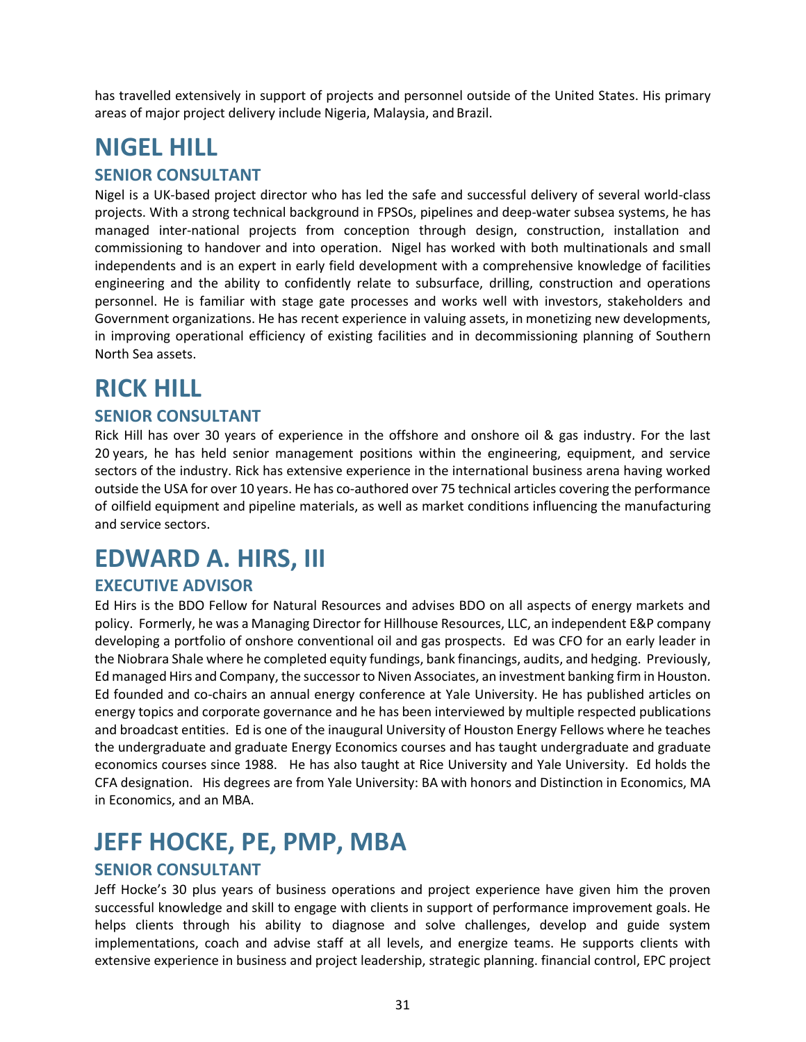has travelled extensively in support of projects and personnel outside of the United States. His primary areas of major project delivery include Nigeria, Malaysia, and Brazil.

# NIGEL HILL

## SENIOR CONSULTANT

Nigel is a UK-based project director who has led the safe and successful delivery of several world-class projects. With a strong technical background in FPSOs, pipelines and deep-water subsea systems, he has managed inter-national projects from conception through design, construction, installation and commissioning to handover and into operation. Nigel has worked with both multinationals and small independents and is an expert in early field development with a comprehensive knowledge of facilities engineering and the ability to confidently relate to subsurface, drilling, construction and operations personnel. He is familiar with stage gate processes and works well with investors, stakeholders and Government organizations. He has recent experience in valuing assets, in monetizing new developments, in improving operational efficiency of existing facilities and in decommissioning planning of Southern North Sea assets.

# RICK HILL

## SENIOR CONSULTANT

Rick Hill has over 30 years of experience in the offshore and onshore oil & gas industry. For the last 20 years, he has held senior management positions within the engineering, equipment, and service sectors of the industry. Rick has extensive experience in the international business arena having worked outside the USA for over 10 years. He has co-authored over 75 technical articles covering the performance of oilfield equipment and pipeline materials, as well as market conditions influencing the manufacturing and service sectors.

# EDWARD A. HIRS, III

## EXECUTIVE ADVISOR

Ed Hirs is the BDO Fellow for Natural Resources and advises BDO on all aspects of energy markets and policy. Formerly, he was a Managing Director for Hillhouse Resources, LLC, an independent E&P company developing a portfolio of onshore conventional oil and gas prospects. Ed was CFO for an early leader in the Niobrara Shale where he completed equity fundings, bank financings, audits, and hedging. Previously, Ed managed Hirs and Company, the successor to Niven Associates, an investment banking firm in Houston. Ed founded and co-chairs an annual energy conference at Yale University. He has published articles on energy topics and corporate governance and he has been interviewed by multiple respected publications and broadcast entities. Ed is one of the inaugural University of Houston Energy Fellows where he teaches the undergraduate and graduate Energy Economics courses and has taught undergraduate and graduate economics courses since 1988. He has also taught at Rice University and Yale University. Ed holds the CFA designation. His degrees are from Yale University: BA with honors and Distinction in Economics, MA in Economics, and an MBA.

# JEFF HOCKE, PE, PMP, MBA

## SENIOR CONSULTANT

Jeff Hocke's 30 plus years of business operations and project experience have given him the proven successful knowledge and skill to engage with clients in support of performance improvement goals. He helps clients through his ability to diagnose and solve challenges, develop and guide system implementations, coach and advise staff at all levels, and energize teams. He supports clients with extensive experience in business and project leadership, strategic planning. financial control, EPC project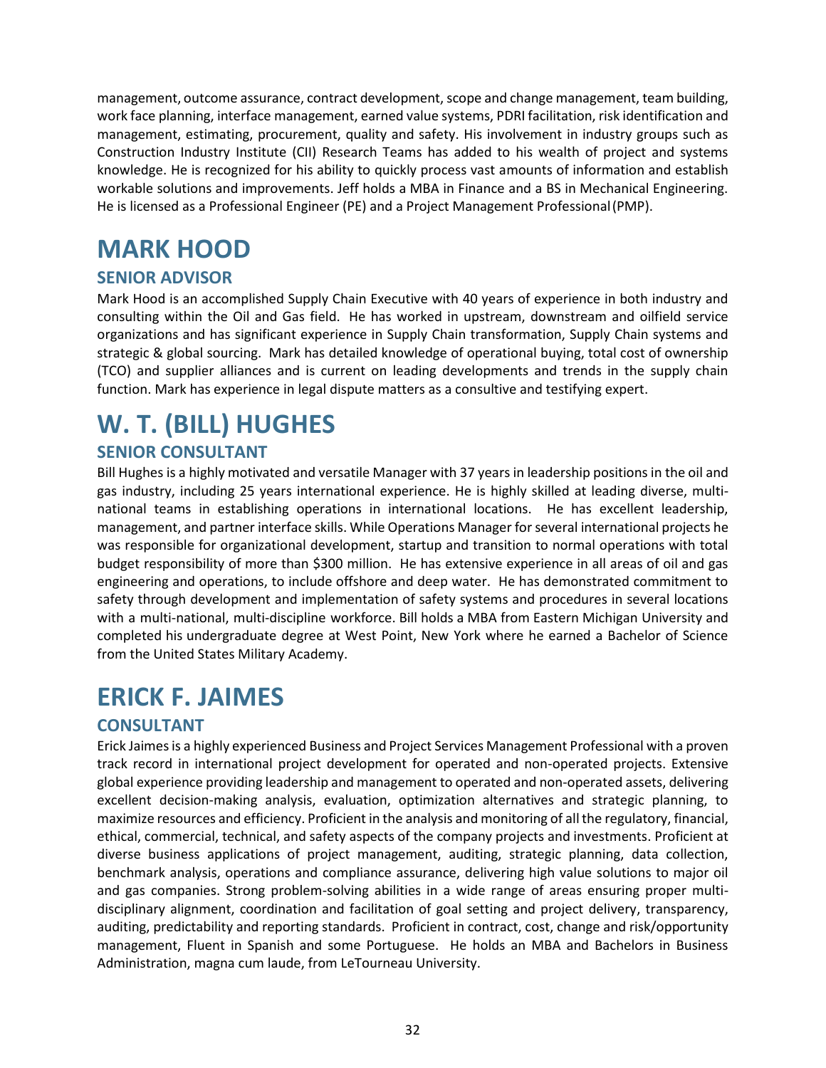management, outcome assurance, contract development, scope and change management, team building, work face planning, interface management, earned value systems, PDRI facilitation, risk identification and management, estimating, procurement, quality and safety. His involvement in industry groups such as Construction Industry Institute (CII) Research Teams has added to his wealth of project and systems knowledge. He is recognized for his ability to quickly process vast amounts of information and establish workable solutions and improvements. Jeff holds a MBA in Finance and a BS in Mechanical Engineering. He is licensed as a Professional Engineer (PE) and a Project Management Professional (PMP).

# MARK HOOD

## SENIOR ADVISOR

Mark Hood is an accomplished Supply Chain Executive with 40 years of experience in both industry and consulting within the Oil and Gas field. He has worked in upstream, downstream and oilfield service organizations and has significant experience in Supply Chain transformation, Supply Chain systems and strategic & global sourcing. Mark has detailed knowledge of operational buying, total cost of ownership (TCO) and supplier alliances and is current on leading developments and trends in the supply chain function. Mark has experience in legal dispute matters as a consultive and testifying expert.

# W. T. (BILL) HUGHES

## SENIOR CONSULTANT

Bill Hughes is a highly motivated and versatile Manager with 37 years in leadership positions in the oil and gas industry, including 25 years international experience. He is highly skilled at leading diverse, multi-national teams in establishing operations in international locations. He has excellent leadership, management, and partner interface skills. While Operations Manager for several international projects he was responsible for organizational development, startup and transition to normal operations with total budget responsibility of more than $300 million. He has extensive experience in all areas of oil and gas engineering and operations, to include offshore and deep water. He has demonstrated commitment to safety through development and implementation of safety systems and procedures in several locations with a multi-national, multi-discipline workforce. Bill holds a MBA from Eastern Michigan University and completed his undergraduate degree at West Point, New York where he earned a Bachelor of Science from the United States Military Academy.

# ERICK F. JAIMES

## CONSULTANT

Erick Jaimes is a highly experienced Business and Project Services Management Professional with a proven track record in international project development for operated and non-operated projects. Extensive global experience providing leadership and management to operated and non-operated assets, delivering excellent decision-making analysis, evaluation, optimization alternatives and strategic planning, to maximize resources and efficiency. Proficient in the analysis and monitoring of all the regulatory, financial, ethical, commercial, technical, and safety aspects of the company projects and investments. Proficient at diverse business applications of project management, auditing, strategic planning, data collection, benchmark analysis, operations and compliance assurance, delivering high value solutions to major oil and gas companies. Strong problem-solving abilities in a wide range of areas ensuring proper multi-disciplinary alignment, coordination and facilitation of goal setting and project delivery, transparency, auditing, predictability and reporting standards. Proficient in contract, cost, change and risk/opportunity management, Fluent in Spanish and some Portuguese. He holds an MBA and Bachelors in Business Administration, magna cum laude, from LeTourneau University.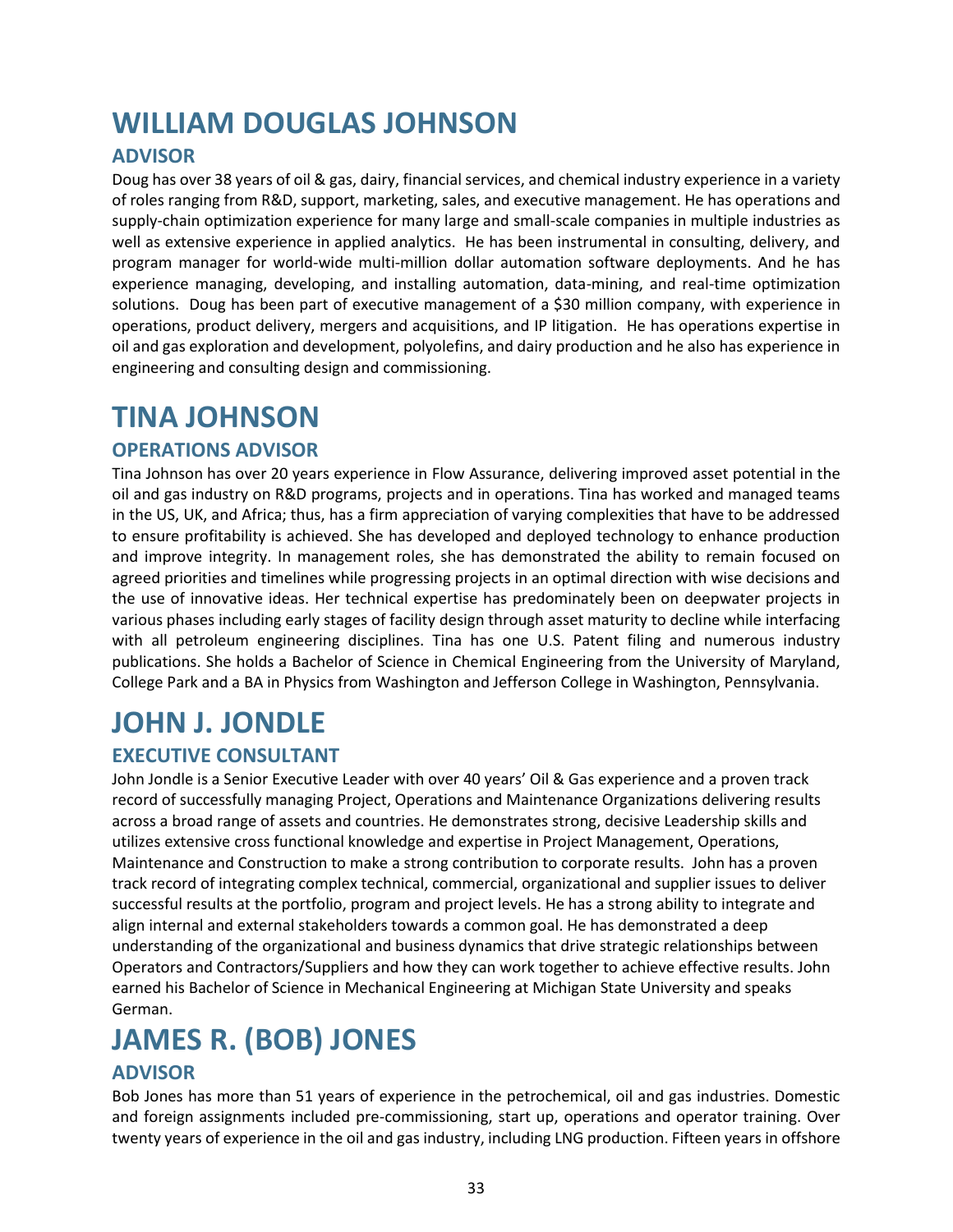# WILLIAM DOUGLAS JOHNSON

## ADVISOR

Doug has over 38 years of oil & gas, dairy, financial services, and chemical industry experience in a variety of roles ranging from R&D, support, marketing, sales, and executive management. He has operations and supply-chain optimization experience for many large and small-scale companies in multiple industries as well as extensive experience in applied analytics. He has been instrumental in consulting, delivery, and program manager for world-wide multi-million dollar automation software deployments. And he has experience managing, developing, and installing automation, data-mining, and real-time optimization solutions. Doug has been part of executive management of a $30 million company, with experience in operations, product delivery, mergers and acquisitions, and IP litigation. He has operations expertise in oil and gas exploration and development, polyolefins, and dairy production and he also has experience in engineering and consulting design and commissioning.

# TINA JOHNSON

## OPERATIONS ADVISOR

Tina Johnson has over 20 years experience in Flow Assurance, delivering improved asset potential in the oil and gas industry on R&D programs, projects and in operations. Tina has worked and managed teams in the US, UK, and Africa; thus, has a firm appreciation of varying complexities that have to be addressed to ensure profitability is achieved. She has developed and deployed technology to enhance production and improve integrity. In management roles, she has demonstrated the ability to remain focused on agreed priorities and timelines while progressing projects in an optimal direction with wise decisions and the use of innovative ideas. Her technical expertise has predominately been on deepwater projects in various phases including early stages of facility design through asset maturity to decline while interfacing with all petroleum engineering disciplines. Tina has one U.S. Patent filing and numerous industry publications. She holds a Bachelor of Science in Chemical Engineering from the University of Maryland, College Park and a BA in Physics from Washington and Jefferson College in Washington, Pennsylvania.

# JOHN J. JONDLE

## EXECUTIVE CONSULTANT

John Jondle is a Senior Executive Leader with over 40 years' Oil & Gas experience and a proven track record of successfully managing Project, Operations and Maintenance Organizations delivering results across a broad range of assets and countries. He demonstrates strong, decisive Leadership skills and utilizes extensive cross functional knowledge and expertise in Project Management, Operations, Maintenance and Construction to make a strong contribution to corporate results. John has a proven track record of integrating complex technical, commercial, organizational and supplier issues to deliver successful results at the portfolio, program and project levels. He has a strong ability to integrate and align internal and external stakeholders towards a common goal. He has demonstrated a deep understanding of the organizational and business dynamics that drive strategic relationships between Operators and Contractors/Suppliers and how they can work together to achieve effective results. John earned his Bachelor of Science in Mechanical Engineering at Michigan State University and speaks German.

# JAMES R. (BOB) JONES

## ADVISOR

Bob Jones has more than 51 years of experience in the petrochemical, oil and gas industries. Domestic and foreign assignments included pre-commissioning, start up, operations and operator training. Over twenty years of experience in the oil and gas industry, including LNG production. Fifteen years in offshore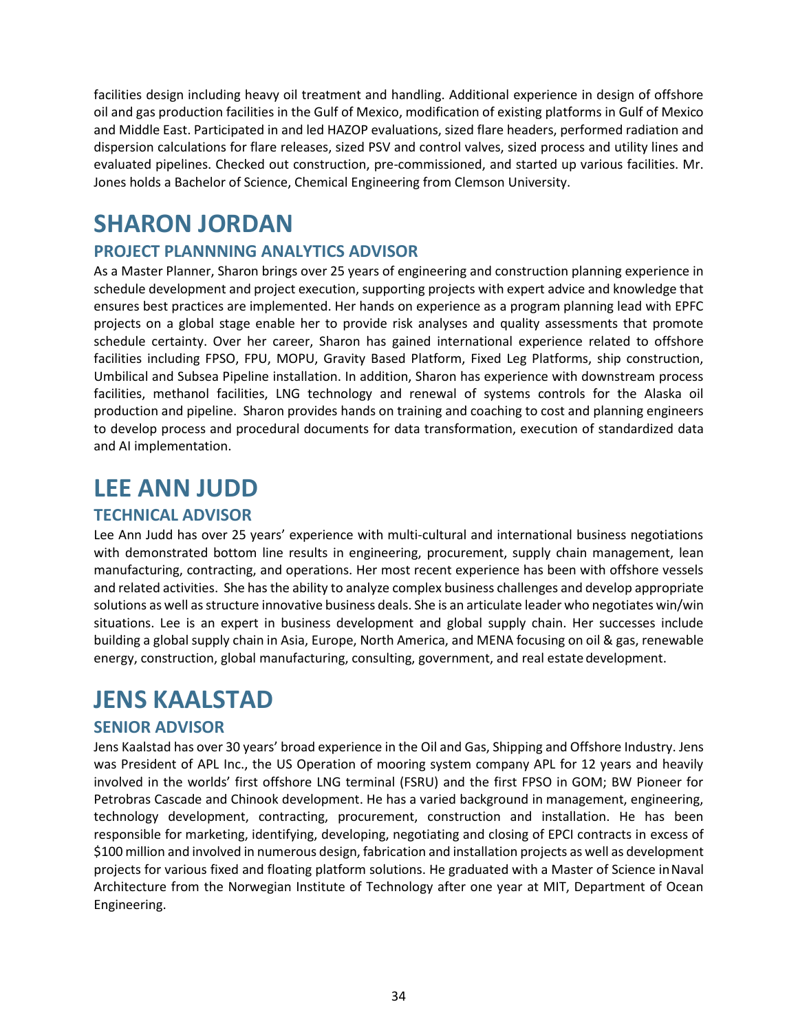facilities design including heavy oil treatment and handling. Additional experience in design of offshore oil and gas production facilities in the Gulf of Mexico, modification of existing platforms in Gulf of Mexico and Middle East. Participated in and led HAZOP evaluations, sized flare headers, performed radiation and dispersion calculations for flare releases, sized PSV and control valves, sized process and utility lines and evaluated pipelines. Checked out construction, pre-commissioned, and started up various facilities. Mr. Jones holds a Bachelor of Science, Chemical Engineering from Clemson University.

# SHARON JORDAN

## PROJECT PLANNNING ANALYTICS ADVISOR

As a Master Planner, Sharon brings over 25 years of engineering and construction planning experience in schedule development and project execution, supporting projects with expert advice and knowledge that ensures best practices are implemented. Her hands on experience as a program planning lead with EPFC projects on a global stage enable her to provide risk analyses and quality assessments that promote schedule certainty. Over her career, Sharon has gained international experience related to offshore facilities including FPSO, FPU, MOPU, Gravity Based Platform, Fixed Leg Platforms, ship construction, Umbilical and Subsea Pipeline installation. In addition, Sharon has experience with downstream process facilities, methanol facilities, LNG technology and renewal of systems controls for the Alaska oil production and pipeline. Sharon provides hands on training and coaching to cost and planning engineers to develop process and procedural documents for data transformation, execution of standardized data and AI implementation.

# LEE ANN JUDD

## TECHNICAL ADVISOR

Lee Ann Judd has over 25 years' experience with multi-cultural and international business negotiations with demonstrated bottom line results in engineering, procurement, supply chain management, lean manufacturing, contracting, and operations. Her most recent experience has been with offshore vessels and related activities. She has the ability to analyze complex business challenges and develop appropriate solutions as well as structure innovative business deals. She is an articulate leader who negotiates win/win situations. Lee is an expert in business development and global supply chain. Her successes include building a global supply chain in Asia, Europe, North America, and MENA focusing on oil & gas, renewable energy, construction, global manufacturing, consulting, government, and real estate development.

# JENS KAALSTAD

## SENIOR ADVISOR

Jens Kaalstad has over 30 years' broad experience in the Oil and Gas, Shipping and Offshore Industry. Jens was President of APL Inc., the US Operation of mooring system company APL for 12 years and heavily involved in the worlds' first offshore LNG terminal (FSRU) and the first FPSO in GOM; BW Pioneer for Petrobras Cascade and Chinook development. He has a varied background in management, engineering, technology development, contracting, procurement, construction and installation. He has been responsible for marketing, identifying, developing, negotiating and closing of EPCI contracts in excess of $100 million and involved in numerous design, fabrication and installation projects as well as development projects for various fixed and floating platform solutions. He graduated with a Master of Science in Naval Architecture from the Norwegian Institute of Technology after one year at MIT, Department of Ocean Engineering.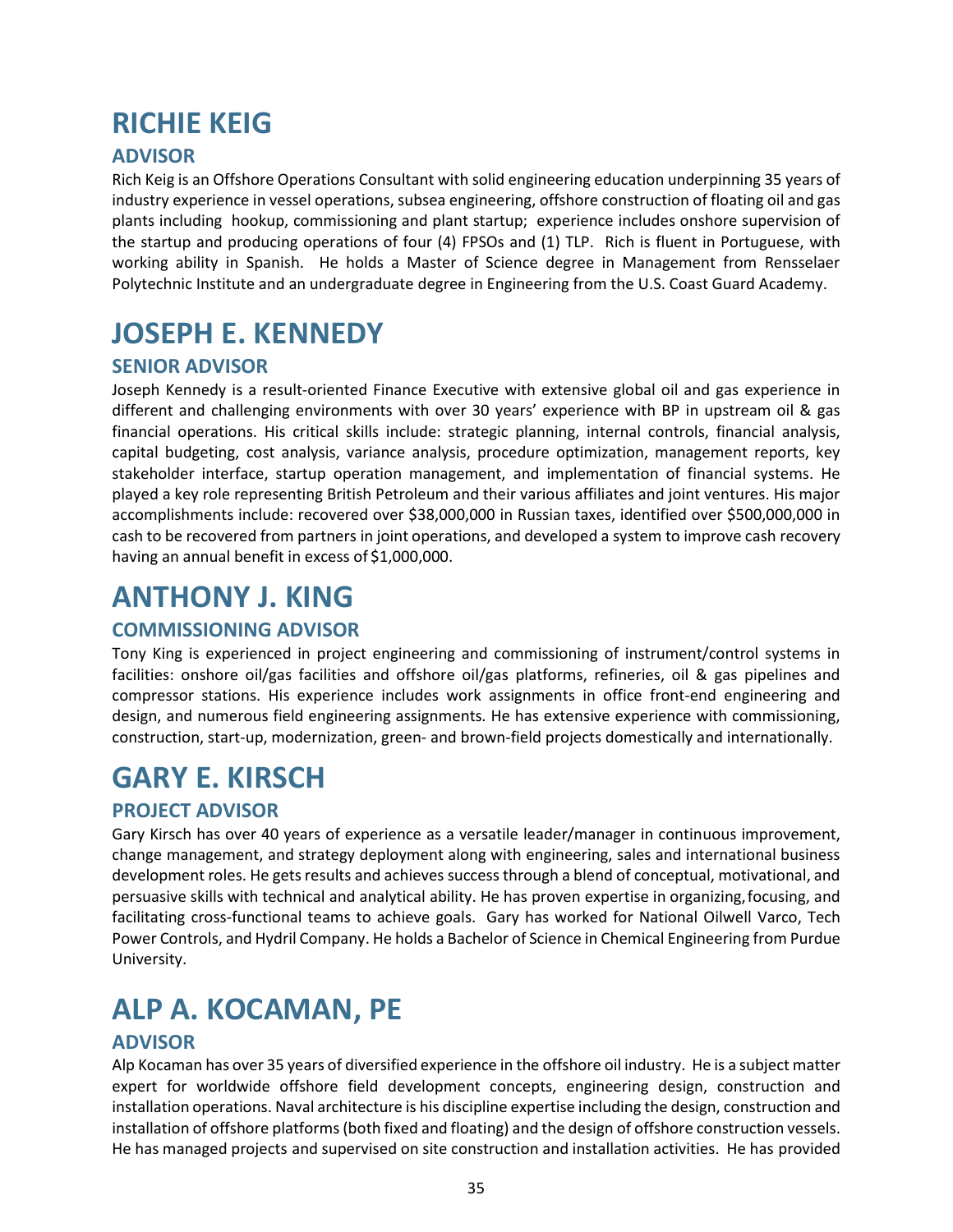# RICHIE KEIG

## ADVISOR

Rich Keig is an Offshore Operations Consultant with solid engineering education underpinning 35 years of industry experience in vessel operations, subsea engineering, offshore construction of floating oil and gas plants including hookup, commissioning and plant startup; experience includes onshore supervision of the startup and producing operations of four (4) FPSOs and (1) TLP. Rich is fluent in Portuguese, with working ability in Spanish. He holds a Master of Science degree in Management from Rensselaer Polytechnic Institute and an undergraduate degree in Engineering from the U.S. Coast Guard Academy.

# JOSEPH E. KENNEDY

## SENIOR ADVISOR

Joseph Kennedy is a result-oriented Finance Executive with extensive global oil and gas experience in different and challenging environments with over 30 years' experience with BP in upstream oil & gas financial operations. His critical skills include: strategic planning, internal controls, financial analysis, capital budgeting, cost analysis, variance analysis, procedure optimization, management reports, key stakeholder interface, startup operation management, and implementation of financial systems. He played a key role representing British Petroleum and their various affiliates and joint ventures. His major accomplishments include: recovered over $38,000,000 in Russian taxes, identified over $500,000,000 in cash to be recovered from partners in joint operations, and developed a system to improve cash recovery having an annual benefit in excess of $1,000,000.

# ANTHONY J. KING

## COMMISSIONING ADVISOR

Tony King is experienced in project engineering and commissioning of instrument/control systems in facilities: onshore oil/gas facilities and offshore oil/gas platforms, refineries, oil & gas pipelines and compressor stations. His experience includes work assignments in office front-end engineering and design, and numerous field engineering assignments. He has extensive experience with commissioning, construction, start-up, modernization, green- and brown-field projects domestically and internationally.

# GARY E. KIRSCH

## PROJECT ADVISOR

Gary Kirsch has over 40 years of experience as a versatile leader/manager in continuous improvement, change management, and strategy deployment along with engineering, sales and international business development roles. He gets results and achieves success through a blend of conceptual, motivational, and persuasive skills with technical and analytical ability. He has proven expertise in organizing, focusing, and facilitating cross-functional teams to achieve goals. Gary has worked for National Oilwell Varco, Tech Power Controls, and Hydril Company. He holds a Bachelor of Science in Chemical Engineering from Purdue University.

# ALP A. KOCAMAN, PE

## ADVISOR

Alp Kocaman has over 35 years of diversified experience in the offshore oil industry. He is a subject matter expert for worldwide offshore field development concepts, engineering design, construction and installation operations. Naval architecture is his discipline expertise including the design, construction and installation of offshore platforms (both fixed and floating) and the design of offshore construction vessels. He has managed projects and supervised on site construction and installation activities. He has provided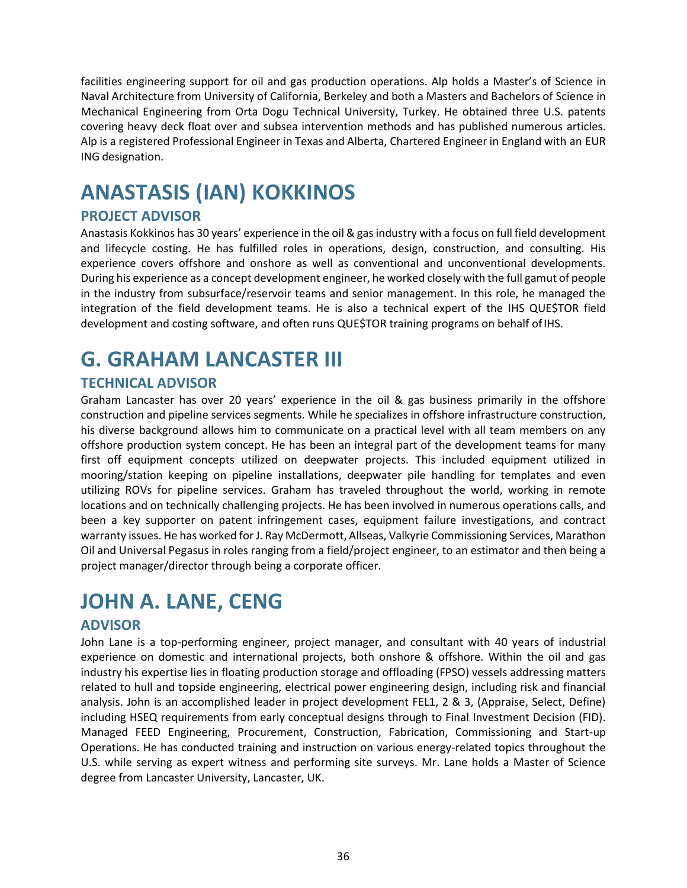facilities engineering support for oil and gas production operations. Alp holds a Master's of Science in Naval Architecture from University of California, Berkeley and both a Masters and Bachelors of Science in Mechanical Engineering from Orta Dogu Technical University, Turkey. He obtained three U.S. patents covering heavy deck float over and subsea intervention methods and has published numerous articles. Alp is a registered Professional Engineer in Texas and Alberta, Chartered Engineer in England with an EUR ING designation.

# ANASTASIS (IAN) KOKKINOS

## PROJECT ADVISOR

Anastasis Kokkinos has 30 years' experience in the oil & gas industry with a focus on full field development and lifecycle costing. He has fulfilled roles in operations, design, construction, and consulting. His experience covers offshore and onshore as well as conventional and unconventional developments. During his experience as a concept development engineer, he worked closely with the full gamut of people in the industry from subsurface/reservoir teams and senior management. In this role, he managed the integration of the field development teams. He is also a technical expert of the IHS QUE$TOR field development and costing software, and often runs QUE$TOR training programs on behalf of IHS.

# G. GRAHAM LANCASTER III

## TECHNICAL ADVISOR

Graham Lancaster has over 20 years' experience in the oil & gas business primarily in the offshore construction and pipeline services segments. While he specializes in offshore infrastructure construction, his diverse background allows him to communicate on a practical level with all team members on any offshore production system concept. He has been an integral part of the development teams for many first off equipment concepts utilized on deepwater projects. This included equipment utilized in mooring/station keeping on pipeline installations, deepwater pile handling for templates and even utilizing ROVs for pipeline services. Graham has traveled throughout the world, working in remote locations and on technically challenging projects. He has been involved in numerous operations calls, and been a key supporter on patent infringement cases, equipment failure investigations, and contract warranty issues. He has worked for J. Ray McDermott, Allseas, Valkyrie Commissioning Services, Marathon Oil and Universal Pegasus in roles ranging from a field/project engineer, to an estimator and then being a project manager/director through being a corporate officer.

# JOHN A. LANE, CENG

## ADVISOR

John Lane is a top-performing engineer, project manager, and consultant with 40 years of industrial experience on domestic and international projects, both onshore & offshore. Within the oil and gas industry his expertise lies in floating production storage and offloading (FPSO) vessels addressing matters related to hull and topside engineering, electrical power engineering design, including risk and financial analysis. John is an accomplished leader in project development FEL1, 2 & 3, (Appraise, Select, Define) including HSEQ requirements from early conceptual designs through to Final Investment Decision (FID). Managed FEED Engineering, Procurement, Construction, Fabrication, Commissioning and Start-up Operations. He has conducted training and instruction on various energy-related topics throughout the U.S. while serving as expert witness and performing site surveys. Mr. Lane holds a Master of Science degree from Lancaster University, Lancaster, UK.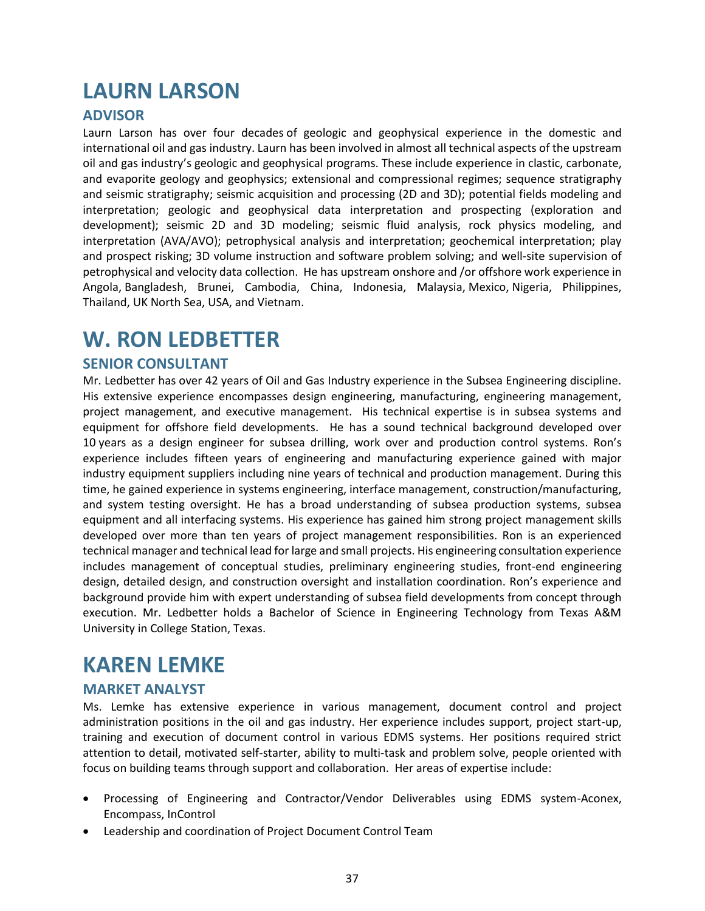# LAURN LARSON

## ADVISOR

Laurn Larson has over four decades of geologic and geophysical experience in the domestic and international oil and gas industry. Laurn has been involved in almost all technical aspects of the upstream oil and gas industry's geologic and geophysical programs. These include experience in clastic, carbonate, and evaporite geology and geophysics; extensional and compressional regimes; sequence stratigraphy and seismic stratigraphy; seismic acquisition and processing (2D and 3D); potential fields modeling and interpretation; geologic and geophysical data interpretation and prospecting (exploration and development); seismic 2D and 3D modeling; seismic fluid analysis, rock physics modeling, and interpretation (AVA/AVO); petrophysical analysis and interpretation; geochemical interpretation; play and prospect risking; 3D volume instruction and software problem solving; and well-site supervision of petrophysical and velocity data collection. He has upstream onshore and /or offshore work experience in Angola, Bangladesh, Brunei, Cambodia, China, Indonesia, Malaysia, Mexico, Nigeria, Philippines, Thailand, UK North Sea, USA, and Vietnam.

# W. RON LEDBETTER

## SENIOR CONSULTANT

Mr. Ledbetter has over 42 years of Oil and Gas Industry experience in the Subsea Engineering discipline. His extensive experience encompasses design engineering, manufacturing, engineering management, project management, and executive management. His technical expertise is in subsea systems and equipment for offshore field developments. He has a sound technical background developed over 10 years as a design engineer for subsea drilling, work over and production control systems. Ron's experience includes fifteen years of engineering and manufacturing experience gained with major industry equipment suppliers including nine years of technical and production management. During this time, he gained experience in systems engineering, interface management, construction/manufacturing, and system testing oversight. He has a broad understanding of subsea production systems, subsea equipment and all interfacing systems. His experience has gained him strong project management skills developed over more than ten years of project management responsibilities. Ron is an experienced technical manager and technical lead for large and small projects. His engineering consultation experience includes management of conceptual studies, preliminary engineering studies, front-end engineering design, detailed design, and construction oversight and installation coordination. Ron's experience and background provide him with expert understanding of subsea field developments from concept through execution. Mr. Ledbetter holds a Bachelor of Science in Engineering Technology from Texas A&M University in College Station, Texas.

# KAREN LEMKE

## MARKET ANALYST

Ms. Lemke has extensive experience in various management, document control and project administration positions in the oil and gas industry. Her experience includes support, project start-up, training and execution of document control in various EDMS systems. Her positions required strict attention to detail, motivated self-starter, ability to multi-task and problem solve, people oriented with focus on building teams through support and collaboration. Her areas of expertise include:

- Processing of Engineering and Contractor/Vendor Deliverables using EDMS system-Aconex, Encompass, InControl
- Leadership and coordination of Project Document Control Team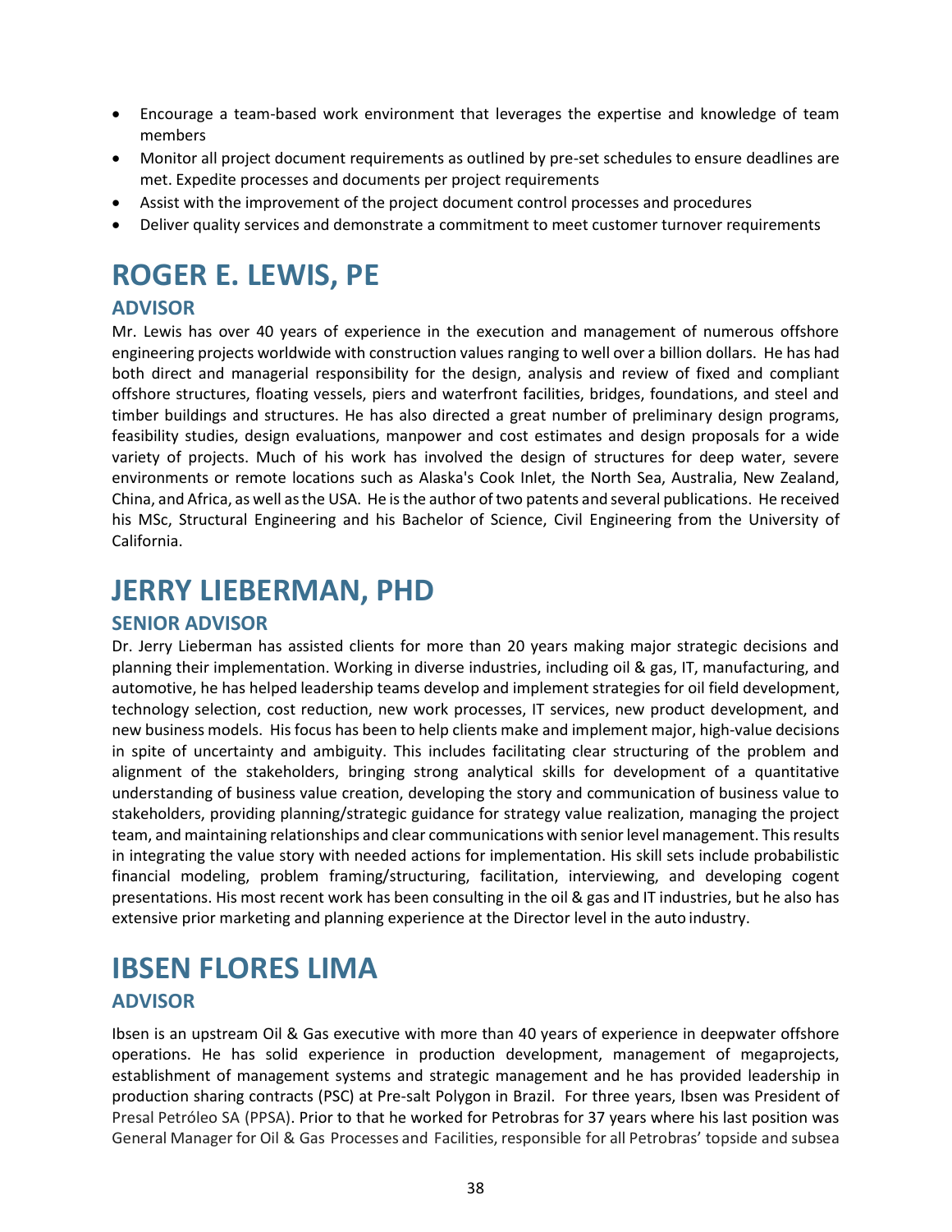- Encourage a team-based work environment that leverages the expertise and knowledge of team members
- Monitor all project document requirements as outlined by pre-set schedules to ensure deadlines are met. Expedite processes and documents per project requirements
- Assist with the improvement of the project document control processes and procedures
- Deliver quality services and demonstrate a commitment to meet customer turnover requirements

# ROGER E. LEWIS, PE

## ADVISOR

Mr. Lewis has over 40 years of experience in the execution and management of numerous offshore engineering projects worldwide with construction values ranging to well over a billion dollars. He has had both direct and managerial responsibility for the design, analysis and review of fixed and compliant offshore structures, floating vessels, piers and waterfront facilities, bridges, foundations, and steel and timber buildings and structures. He has also directed a great number of preliminary design programs, feasibility studies, design evaluations, manpower and cost estimates and design proposals for a wide variety of projects. Much of his work has involved the design of structures for deep water, severe environments or remote locations such as Alaska's Cook Inlet, the North Sea, Australia, New Zealand, China, and Africa, as well as the USA. He is the author of two patents and several publications. He received his MSc, Structural Engineering and his Bachelor of Science, Civil Engineering from the University of California.

# JERRY LIEBERMAN, PHD

## SENIOR ADVISOR

Dr. Jerry Lieberman has assisted clients for more than 20 years making major strategic decisions and planning their implementation. Working in diverse industries, including oil & gas, IT, manufacturing, and automotive, he has helped leadership teams develop and implement strategies for oil field development, technology selection, cost reduction, new work processes, IT services, new product development, and new business models. His focus has been to help clients make and implement major, high-value decisions in spite of uncertainty and ambiguity. This includes facilitating clear structuring of the problem and alignment of the stakeholders, bringing strong analytical skills for development of a quantitative understanding of business value creation, developing the story and communication of business value to stakeholders, providing planning/strategic guidance for strategy value realization, managing the project team, and maintaining relationships and clear communications with senior level management. This results in integrating the value story with needed actions for implementation. His skill sets include probabilistic financial modeling, problem framing/structuring, facilitation, interviewing, and developing cogent presentations. His most recent work has been consulting in the oil & gas and IT industries, but he also has extensive prior marketing and planning experience at the Director level in the auto industry.

# IBSEN FLORES LIMA

## ADVISOR

Ibsen is an upstream Oil & Gas executive with more than 40 years of experience in deepwater offshore operations. He has solid experience in production development, management of megaprojects, establishment of management systems and strategic management and he has provided leadership in production sharing contracts (PSC) at Pre-salt Polygon in Brazil. For three years, Ibsen was President of Presal Petróleo SA (PPSA). Prior to that he worked for Petrobras for 37 years where his last position was General Manager for Oil & Gas Processes and Facilities, responsible for all Petrobras' topside and subsea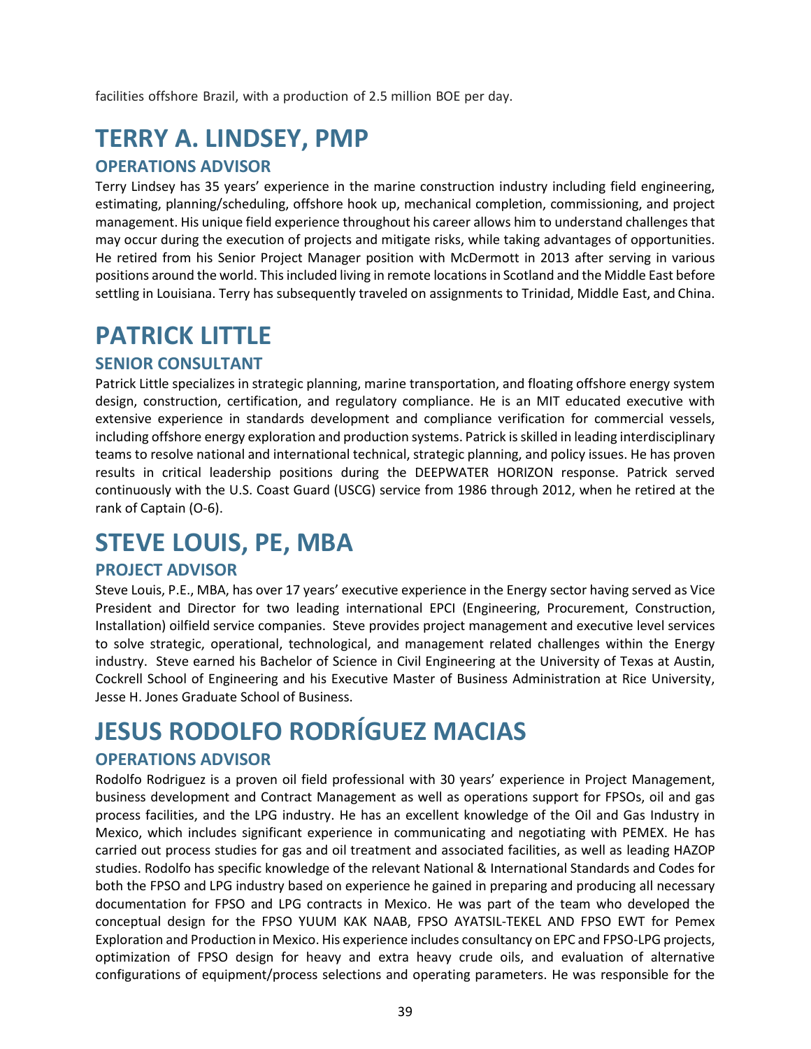facilities offshore Brazil, with a production of 2.5 million BOE per day.

# TERRY A. LINDSEY, PMP

## OPERATIONS ADVISOR

Terry Lindsey has 35 years' experience in the marine construction industry including field engineering, estimating, planning/scheduling, offshore hook up, mechanical completion, commissioning, and project management. His unique field experience throughout his career allows him to understand challenges that may occur during the execution of projects and mitigate risks, while taking advantages of opportunities. He retired from his Senior Project Manager position with McDermott in 2013 after serving in various positions around the world. This included living in remote locations in Scotland and the Middle East before settling in Louisiana. Terry has subsequently traveled on assignments to Trinidad, Middle East, and China.

# PATRICK LITTLE

## SENIOR CONSULTANT

Patrick Little specializes in strategic planning, marine transportation, and floating offshore energy system design, construction, certification, and regulatory compliance. He is an MIT educated executive with extensive experience in standards development and compliance verification for commercial vessels, including offshore energy exploration and production systems. Patrick is skilled in leading interdisciplinary teams to resolve national and international technical, strategic planning, and policy issues. He has proven results in critical leadership positions during the DEEPWATER HORIZON response. Patrick served continuously with the U.S. Coast Guard (USCG) service from 1986 through 2012, when he retired at the rank of Captain (O-6).

# STEVE LOUIS, PE, MBA

## PROJECT ADVISOR

Steve Louis, P.E., MBA, has over 17 years' executive experience in the Energy sector having served as Vice President and Director for two leading international EPCI (Engineering, Procurement, Construction, Installation) oilfield service companies. Steve provides project management and executive level services to solve strategic, operational, technological, and management related challenges within the Energy industry. Steve earned his Bachelor of Science in Civil Engineering at the University of Texas at Austin, Cockrell School of Engineering and his Executive Master of Business Administration at Rice University, Jesse H. Jones Graduate School of Business.

# JESUS RODOLFO RODRÍGUEZ MACIAS

## OPERATIONS ADVISOR

Rodolfo Rodriguez is a proven oil field professional with 30 years' experience in Project Management, business development and Contract Management as well as operations support for FPSOs, oil and gas process facilities, and the LPG industry. He has an excellent knowledge of the Oil and Gas Industry in Mexico, which includes significant experience in communicating and negotiating with PEMEX. He has carried out process studies for gas and oil treatment and associated facilities, as well as leading HAZOP studies. Rodolfo has specific knowledge of the relevant National & International Standards and Codes for both the FPSO and LPG industry based on experience he gained in preparing and producing all necessary documentation for FPSO and LPG contracts in Mexico. He was part of the team who developed the conceptual design for the FPSO YUUM KAK NAAB, FPSO AYATSIL-TEKEL AND FPSO EWT for Pemex Exploration and Production in Mexico. His experience includes consultancy on EPC and FPSO-LPG projects, optimization of FPSO design for heavy and extra heavy crude oils, and evaluation of alternative configurations of equipment/process selections and operating parameters. He was responsible for the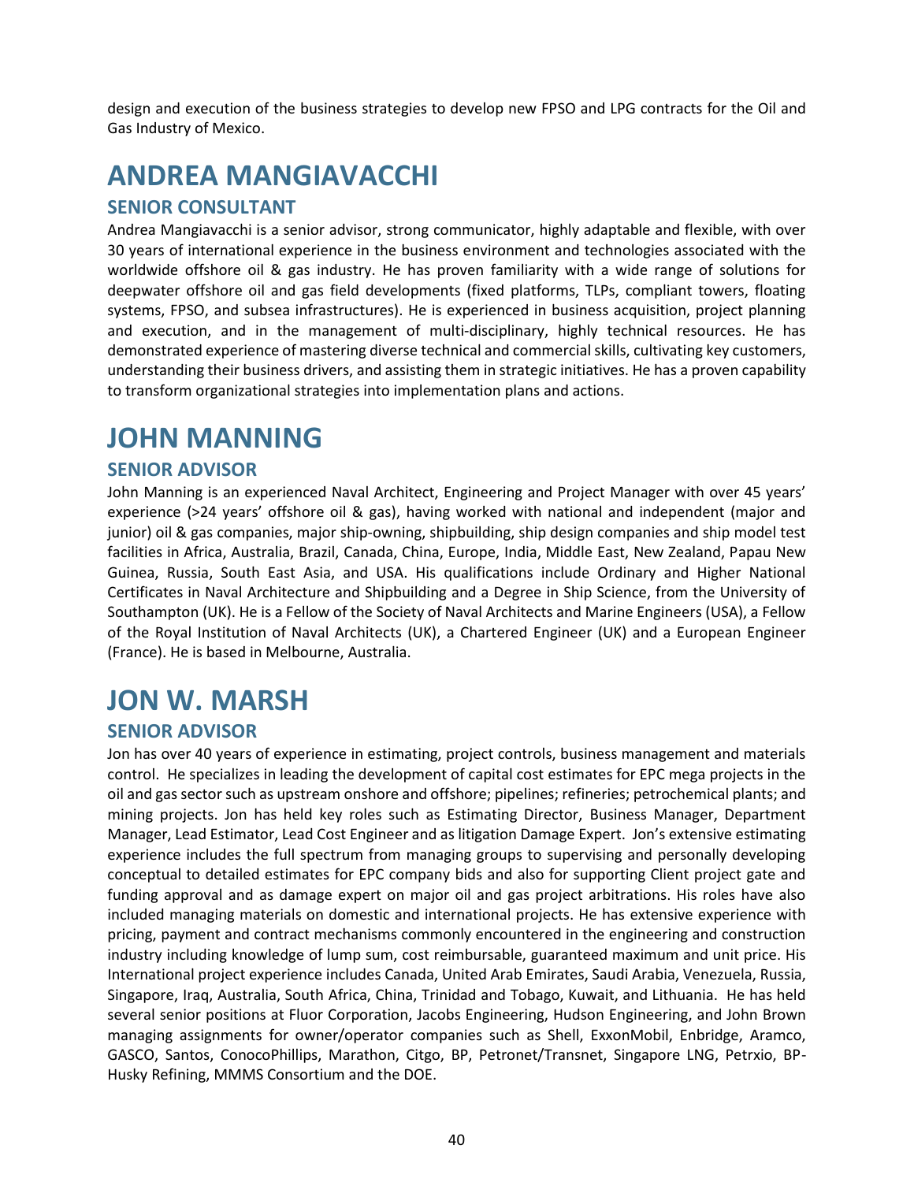design and execution of the business strategies to develop new FPSO and LPG contracts for the Oil and Gas Industry of Mexico.

# ANDREA MANGIAVACCHI

## SENIOR CONSULTANT

Andrea Mangiavacchi is a senior advisor, strong communicator, highly adaptable and flexible, with over 30 years of international experience in the business environment and technologies associated with the worldwide offshore oil & gas industry. He has proven familiarity with a wide range of solutions for deepwater offshore oil and gas field developments (fixed platforms, TLPs, compliant towers, floating systems, FPSO, and subsea infrastructures). He is experienced in business acquisition, project planning and execution, and in the management of multi-disciplinary, highly technical resources. He has demonstrated experience of mastering diverse technical and commercial skills, cultivating key customers, understanding their business drivers, and assisting them in strategic initiatives. He has a proven capability to transform organizational strategies into implementation plans and actions.

# JOHN MANNING

## SENIOR ADVISOR

John Manning is an experienced Naval Architect, Engineering and Project Manager with over 45 years' experience (>24 years' offshore oil & gas), having worked with national and independent (major and junior) oil & gas companies, major ship-owning, shipbuilding, ship design companies and ship model test facilities in Africa, Australia, Brazil, Canada, China, Europe, India, Middle East, New Zealand, Papau New Guinea, Russia, South East Asia, and USA. His qualifications include Ordinary and Higher National Certificates in Naval Architecture and Shipbuilding and a Degree in Ship Science, from the University of Southampton (UK). He is a Fellow of the Society of Naval Architects and Marine Engineers (USA), a Fellow of the Royal Institution of Naval Architects (UK), a Chartered Engineer (UK) and a European Engineer (France). He is based in Melbourne, Australia.

# JON W. MARSH

## SENIOR ADVISOR

Jon has over 40 years of experience in estimating, project controls, business management and materials control. He specializes in leading the development of capital cost estimates for EPC mega projects in the oil and gas sector such as upstream onshore and offshore; pipelines; refineries; petrochemical plants; and mining projects. Jon has held key roles such as Estimating Director, Business Manager, Department Manager, Lead Estimator, Lead Cost Engineer and as litigation Damage Expert. Jon's extensive estimating experience includes the full spectrum from managing groups to supervising and personally developing conceptual to detailed estimates for EPC company bids and also for supporting Client project gate and funding approval and as damage expert on major oil and gas project arbitrations. His roles have also included managing materials on domestic and international projects. He has extensive experience with pricing, payment and contract mechanisms commonly encountered in the engineering and construction industry including knowledge of lump sum, cost reimbursable, guaranteed maximum and unit price. His International project experience includes Canada, United Arab Emirates, Saudi Arabia, Venezuela, Russia, Singapore, Iraq, Australia, South Africa, China, Trinidad and Tobago, Kuwait, and Lithuania. He has held several senior positions at Fluor Corporation, Jacobs Engineering, Hudson Engineering, and John Brown managing assignments for owner/operator companies such as Shell, ExxonMobil, Enbridge, Aramco, GASCO, Santos, ConocoPhillips, Marathon, Citgo, BP, Petronet/Transnet, Singapore LNG, Petrxio, BP-Husky Refining, MMMS Consortium and the DOE.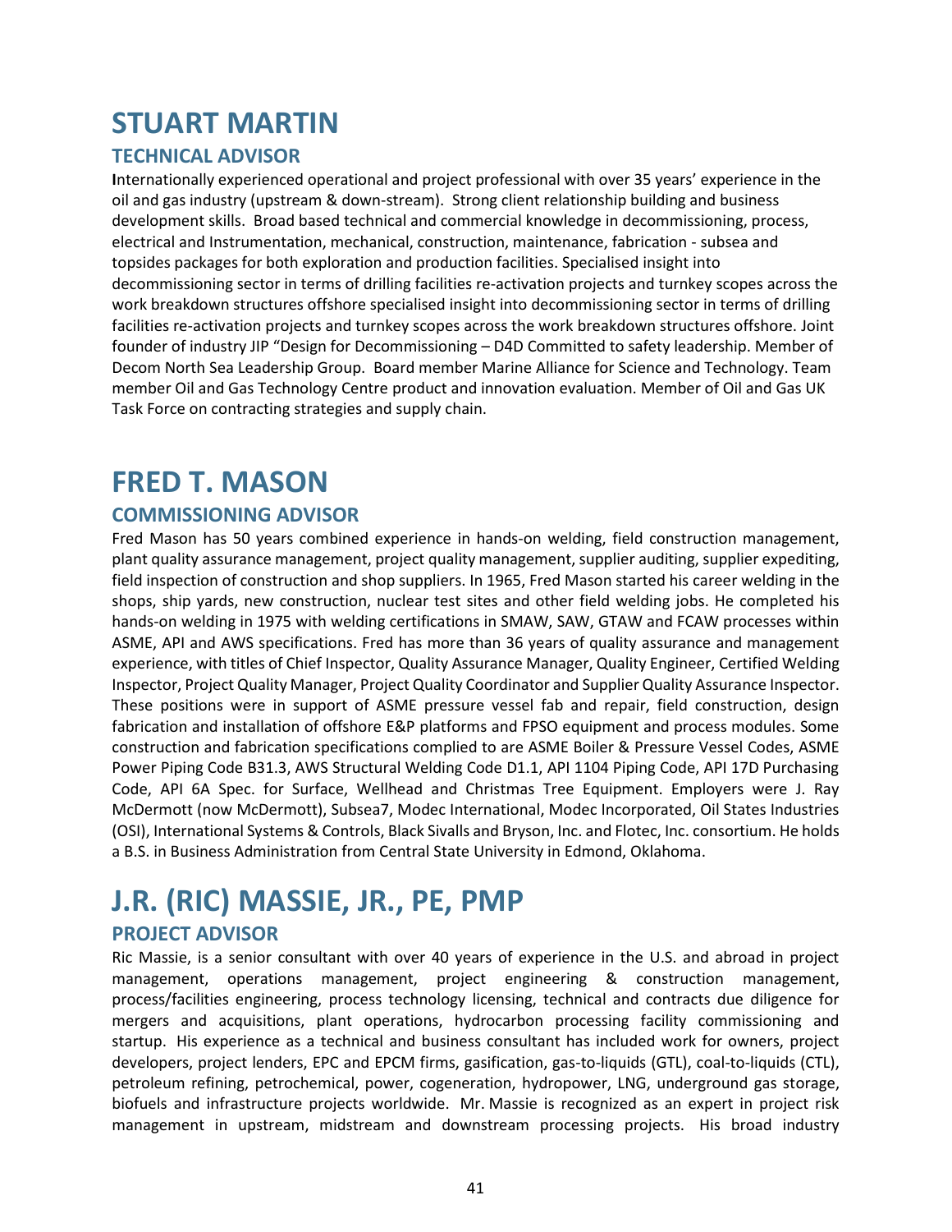# STUART MARTIN

## TECHNICAL ADVISOR

**I**nternationally experienced operational and project professional with over 35 years' experience in the oil and gas industry (upstream & down-stream). Strong client relationship building and business development skills. Broad based technical and commercial knowledge in decommissioning, process, electrical and Instrumentation, mechanical, construction, maintenance, fabrication - subsea and topsides packages for both exploration and production facilities. Specialised insight into decommissioning sector in terms of drilling facilities re-activation projects and turnkey scopes across the work breakdown structures offshore specialised insight into decommissioning sector in terms of drilling facilities re-activation projects and turnkey scopes across the work breakdown structures offshore. Joint founder of industry JIP "Design for Decommissioning – D4D Committed to safety leadership. Member of Decom North Sea Leadership Group. Board member Marine Alliance for Science and Technology. Team member Oil and Gas Technology Centre product and innovation evaluation. Member of Oil and Gas UK Task Force on contracting strategies and supply chain.

# FRED T. MASON

## COMMISSIONING ADVISOR

Fred Mason has 50 years combined experience in hands-on welding, field construction management, plant quality assurance management, project quality management, supplier auditing, supplier expediting, field inspection of construction and shop suppliers. In 1965, Fred Mason started his career welding in the shops, ship yards, new construction, nuclear test sites and other field welding jobs. He completed his hands-on welding in 1975 with welding certifications in SMAW, SAW, GTAW and FCAW processes within ASME, API and AWS specifications. Fred has more than 36 years of quality assurance and management experience, with titles of Chief Inspector, Quality Assurance Manager, Quality Engineer, Certified Welding Inspector, Project Quality Manager, Project Quality Coordinator and Supplier Quality Assurance Inspector. These positions were in support of ASME pressure vessel fab and repair, field construction, design fabrication and installation of offshore E&P platforms and FPSO equipment and process modules. Some construction and fabrication specifications complied to are ASME Boiler & Pressure Vessel Codes, ASME Power Piping Code B31.3, AWS Structural Welding Code D1.1, API 1104 Piping Code, API 17D Purchasing Code, API 6A Spec. for Surface, Wellhead and Christmas Tree Equipment. Employers were J. Ray McDermott (now McDermott), Subsea7, Modec International, Modec Incorporated, Oil States Industries (OSI), International Systems & Controls, Black Sivalls and Bryson, Inc. and Flotec, Inc. consortium. He holds a B.S. in Business Administration from Central State University in Edmond, Oklahoma.

# J.R. (RIC) MASSIE, JR., PE, PMP

## PROJECT ADVISOR

Ric Massie, is a senior consultant with over 40 years of experience in the U.S. and abroad in project management, operations management, project engineering & construction management, process/facilities engineering, process technology licensing, technical and contracts due diligence for mergers and acquisitions, plant operations, hydrocarbon processing facility commissioning and startup. His experience as a technical and business consultant has included work for owners, project developers, project lenders, EPC and EPCM firms, gasification, gas-to-liquids (GTL), coal-to-liquids (CTL), petroleum refining, petrochemical, power, cogeneration, hydropower, LNG, underground gas storage, biofuels and infrastructure projects worldwide. Mr. Massie is recognized as an expert in project risk management in upstream, midstream and downstream processing projects. His broad industry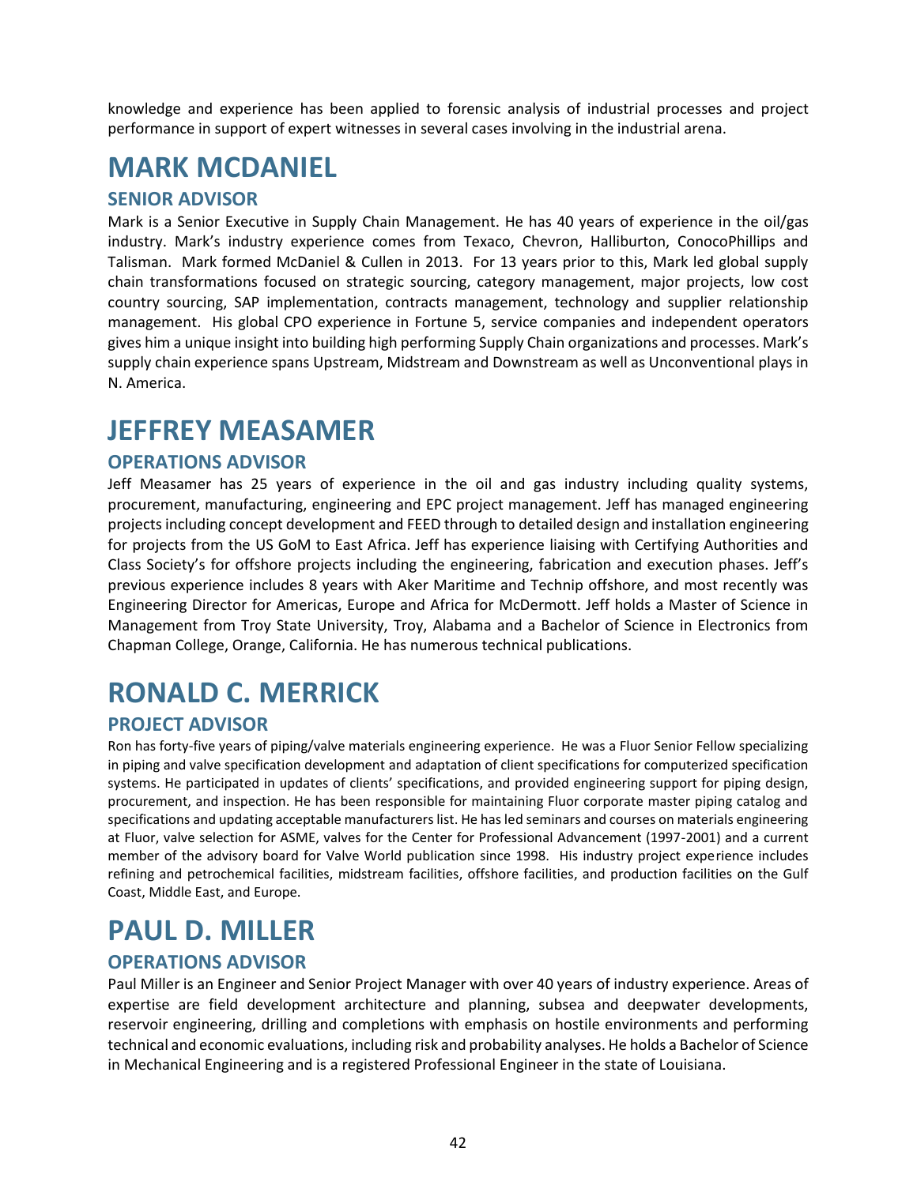knowledge and experience has been applied to forensic analysis of industrial processes and project performance in support of expert witnesses in several cases involving in the industrial arena.

# MARK MCDANIEL

## SENIOR ADVISOR

Mark is a Senior Executive in Supply Chain Management. He has 40 years of experience in the oil/gas industry. Mark's industry experience comes from Texaco, Chevron, Halliburton, ConocoPhillips and Talisman. Mark formed McDaniel & Cullen in 2013. For 13 years prior to this, Mark led global supply chain transformations focused on strategic sourcing, category management, major projects, low cost country sourcing, SAP implementation, contracts management, technology and supplier relationship management. His global CPO experience in Fortune 5, service companies and independent operators gives him a unique insight into building high performing Supply Chain organizations and processes. Mark's supply chain experience spans Upstream, Midstream and Downstream as well as Unconventional plays in N. America.

# JEFFREY MEASAMER

## OPERATIONS ADVISOR

Jeff Measamer has 25 years of experience in the oil and gas industry including quality systems, procurement, manufacturing, engineering and EPC project management. Jeff has managed engineering projects including concept development and FEED through to detailed design and installation engineering for projects from the US GoM to East Africa. Jeff has experience liaising with Certifying Authorities and Class Society's for offshore projects including the engineering, fabrication and execution phases. Jeff's previous experience includes 8 years with Aker Maritime and Technip offshore, and most recently was Engineering Director for Americas, Europe and Africa for McDermott. Jeff holds a Master of Science in Management from Troy State University, Troy, Alabama and a Bachelor of Science in Electronics from Chapman College, Orange, California. He has numerous technical publications.

# RONALD C. MERRICK

## PROJECT ADVISOR

Ron has forty-five years of piping/valve materials engineering experience. He was a Fluor Senior Fellow specializing in piping and valve specification development and adaptation of client specifications for computerized specification systems. He participated in updates of clients' specifications, and provided engineering support for piping design, procurement, and inspection. He has been responsible for maintaining Fluor corporate master piping catalog and specifications and updating acceptable manufacturers list. He has led seminars and courses on materials engineering at Fluor, valve selection for ASME, valves for the Center for Professional Advancement (1997-2001) and a current member of the advisory board for Valve World publication since 1998. His industry project experience includes refining and petrochemical facilities, midstream facilities, offshore facilities, and production facilities on the Gulf Coast, Middle East, and Europe.

# PAUL D. MILLER

## OPERATIONS ADVISOR

Paul Miller is an Engineer and Senior Project Manager with over 40 years of industry experience. Areas of expertise are field development architecture and planning, subsea and deepwater developments, reservoir engineering, drilling and completions with emphasis on hostile environments and performing technical and economic evaluations, including risk and probability analyses. He holds a Bachelor of Science in Mechanical Engineering and is a registered Professional Engineer in the state of Louisiana.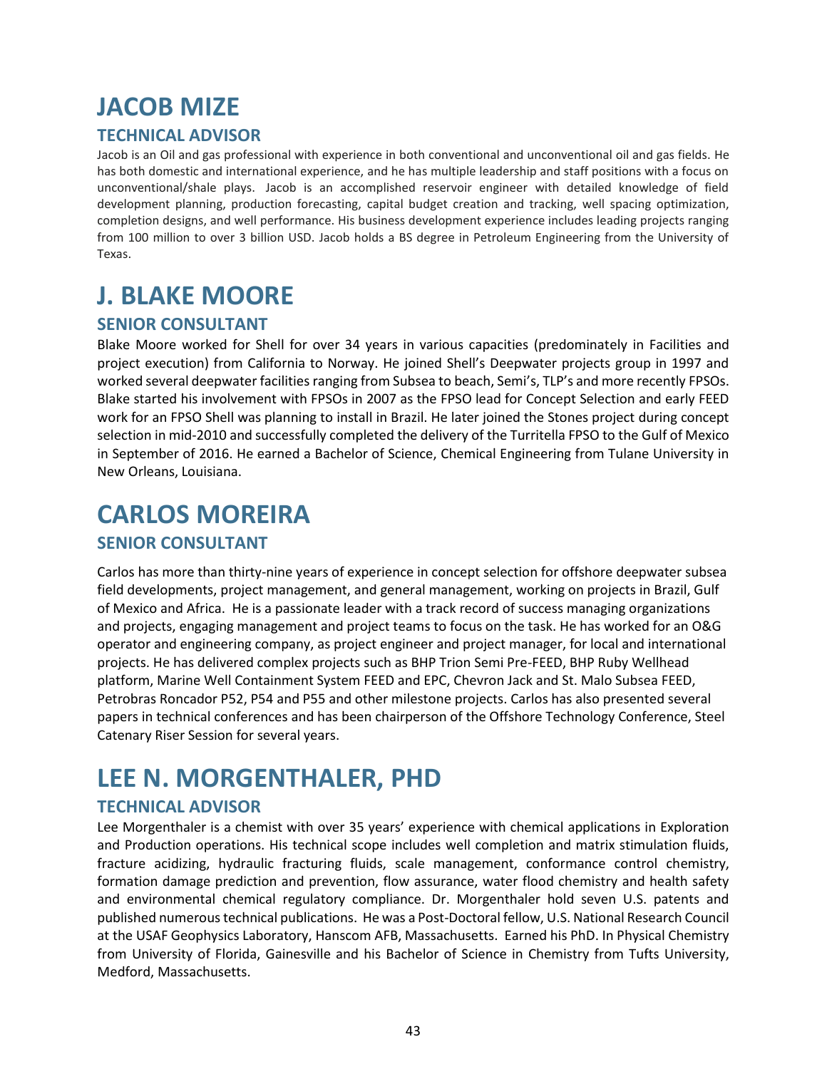# JACOB MIZE

## TECHNICAL ADVISOR

Jacob is an Oil and gas professional with experience in both conventional and unconventional oil and gas fields. He has both domestic and international experience, and he has multiple leadership and staff positions with a focus on unconventional/shale plays. Jacob is an accomplished reservoir engineer with detailed knowledge of field development planning, production forecasting, capital budget creation and tracking, well spacing optimization, completion designs, and well performance. His business development experience includes leading projects ranging from 100 million to over 3 billion USD. Jacob holds a BS degree in Petroleum Engineering from the University of Texas.

# J. BLAKE MOORE

## SENIOR CONSULTANT

Blake Moore worked for Shell for over 34 years in various capacities (predominately in Facilities and project execution) from California to Norway. He joined Shell's Deepwater projects group in 1997 and worked several deepwater facilities ranging from Subsea to beach, Semi's, TLP's and more recently FPSOs. Blake started his involvement with FPSOs in 2007 as the FPSO lead for Concept Selection and early FEED work for an FPSO Shell was planning to install in Brazil. He later joined the Stones project during concept selection in mid-2010 and successfully completed the delivery of the Turritella FPSO to the Gulf of Mexico in September of 2016. He earned a Bachelor of Science, Chemical Engineering from Tulane University in New Orleans, Louisiana.

# CARLOS MOREIRA

## SENIOR CONSULTANT

Carlos has more than thirty-nine years of experience in concept selection for offshore deepwater subsea field developments, project management, and general management, working on projects in Brazil, Gulf of Mexico and Africa. He is a passionate leader with a track record of success managing organizations and projects, engaging management and project teams to focus on the task. He has worked for an O&G operator and engineering company, as project engineer and project manager, for local and international projects. He has delivered complex projects such as BHP Trion Semi Pre-FEED, BHP Ruby Wellhead platform, Marine Well Containment System FEED and EPC, Chevron Jack and St. Malo Subsea FEED, Petrobras Roncador P52, P54 and P55 and other milestone projects. Carlos has also presented several papers in technical conferences and has been chairperson of the Offshore Technology Conference, Steel Catenary Riser Session for several years.

# LEE N. MORGENTHALER, PHD

## TECHNICAL ADVISOR

Lee Morgenthaler is a chemist with over 35 years' experience with chemical applications in Exploration and Production operations. His technical scope includes well completion and matrix stimulation fluids, fracture acidizing, hydraulic fracturing fluids, scale management, conformance control chemistry, formation damage prediction and prevention, flow assurance, water flood chemistry and health safety and environmental chemical regulatory compliance. Dr. Morgenthaler hold seven U.S. patents and published numerous technical publications. He was a Post-Doctoral fellow, U.S. National Research Council at the USAF Geophysics Laboratory, Hanscom AFB, Massachusetts. Earned his PhD. In Physical Chemistry from University of Florida, Gainesville and his Bachelor of Science in Chemistry from Tufts University, Medford, Massachusetts.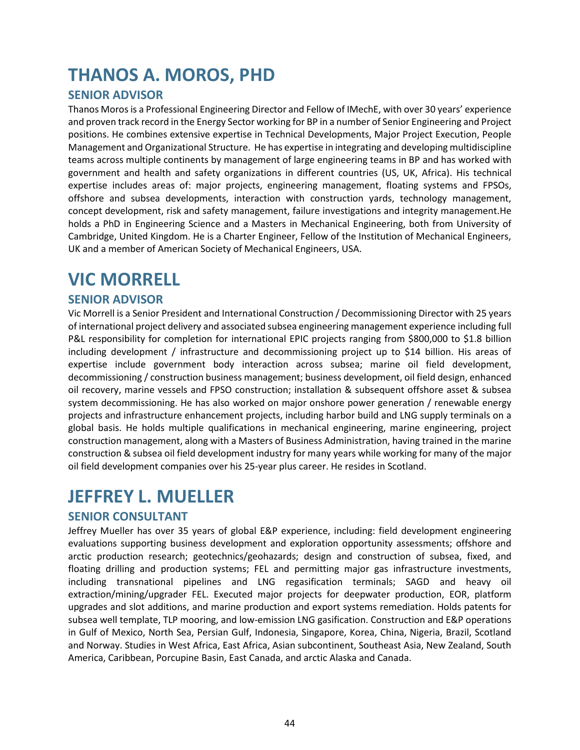# THANOS A. MOROS, PHD

## SENIOR ADVISOR

Thanos Moros is a Professional Engineering Director and Fellow of IMechE, with over 30 years' experience and proven track record in the Energy Sector working for BP in a number of Senior Engineering and Project positions. He combines extensive expertise in Technical Developments, Major Project Execution, People Management and Organizational Structure. He has expertise in integrating and developing multidiscipline teams across multiple continents by management of large engineering teams in BP and has worked with government and health and safety organizations in different countries (US, UK, Africa). His technical expertise includes areas of: major projects, engineering management, floating systems and FPSOs, offshore and subsea developments, interaction with construction yards, technology management, concept development, risk and safety management, failure investigations and integrity management.He holds a PhD in Engineering Science and a Masters in Mechanical Engineering, both from University of Cambridge, United Kingdom. He is a Charter Engineer, Fellow of the Institution of Mechanical Engineers, UK and a member of American Society of Mechanical Engineers, USA.

# VIC MORRELL

## SENIOR ADVISOR

Vic Morrell is a Senior President and International Construction / Decommissioning Director with 25 years of international project delivery and associated subsea engineering management experience including full P&L responsibility for completion for international EPIC projects ranging from $800,000 to $1.8 billion including development / infrastructure and decommissioning project up to $14 billion. His areas of expertise include government body interaction across subsea; marine oil field development, decommissioning / construction business management; business development, oil field design, enhanced oil recovery, marine vessels and FPSO construction; installation & subsequent offshore asset & subsea system decommissioning. He has also worked on major onshore power generation / renewable energy projects and infrastructure enhancement projects, including harbor build and LNG supply terminals on a global basis. He holds multiple qualifications in mechanical engineering, marine engineering, project construction management, along with a Masters of Business Administration, having trained in the marine construction & subsea oil field development industry for many years while working for many of the major oil field development companies over his 25-year plus career. He resides in Scotland.

# JEFFREY L. MUELLER

## SENIOR CONSULTANT

Jeffrey Mueller has over 35 years of global E&P experience, including: field development engineering evaluations supporting business development and exploration opportunity assessments; offshore and arctic production research; geotechnics/geohazards; design and construction of subsea, fixed, and floating drilling and production systems; FEL and permitting major gas infrastructure investments, including transnational pipelines and LNG regasification terminals; SAGD and heavy oil extraction/mining/upgrader FEL. Executed major projects for deepwater production, EOR, platform upgrades and slot additions, and marine production and export systems remediation. Holds patents for subsea well template, TLP mooring, and low-emission LNG gasification. Construction and E&P operations in Gulf of Mexico, North Sea, Persian Gulf, Indonesia, Singapore, Korea, China, Nigeria, Brazil, Scotland and Norway. Studies in West Africa, East Africa, Asian subcontinent, Southeast Asia, New Zealand, South America, Caribbean, Porcupine Basin, East Canada, and arctic Alaska and Canada.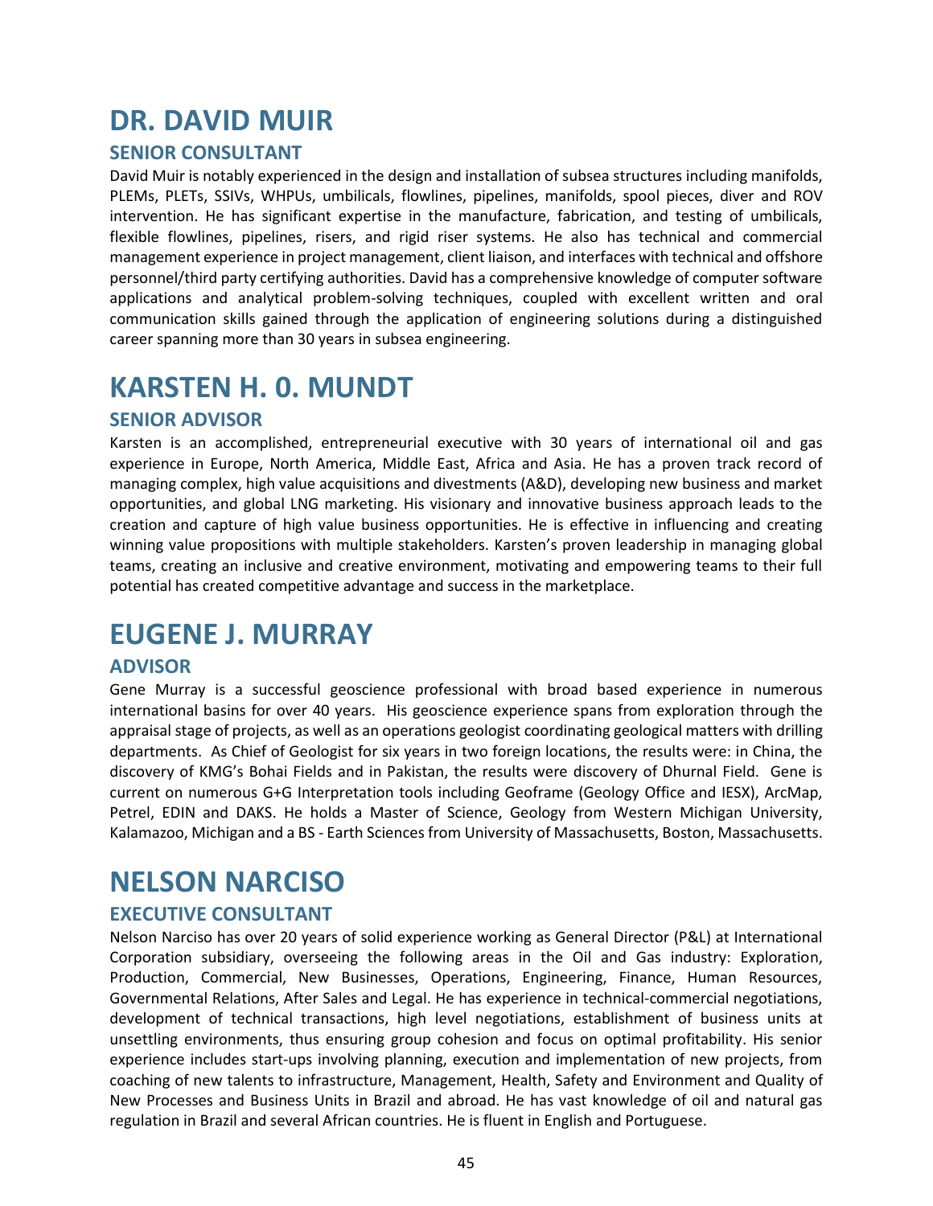# DR. DAVID MUIR

## SENIOR CONSULTANT

David Muir is notably experienced in the design and installation of subsea structures including manifolds, PLEMs, PLETs, SSIVs, WHPUs, umbilicals, flowlines, pipelines, manifolds, spool pieces, diver and ROV intervention. He has significant expertise in the manufacture, fabrication, and testing of umbilicals, flexible flowlines, pipelines, risers, and rigid riser systems. He also has technical and commercial management experience in project management, client liaison, and interfaces with technical and offshore personnel/third party certifying authorities. David has a comprehensive knowledge of computer software applications and analytical problem-solving techniques, coupled with excellent written and oral communication skills gained through the application of engineering solutions during a distinguished career spanning more than 30 years in subsea engineering.

# KARSTEN H. 0. MUNDT

## SENIOR ADVISOR

Karsten is an accomplished, entrepreneurial executive with 30 years of international oil and gas experience in Europe, North America, Middle East, Africa and Asia. He has a proven track record of managing complex, high value acquisitions and divestments (A&D), developing new business and market opportunities, and global LNG marketing. His visionary and innovative business approach leads to the creation and capture of high value business opportunities. He is effective in influencing and creating winning value propositions with multiple stakeholders. Karsten's proven leadership in managing global teams, creating an inclusive and creative environment, motivating and empowering teams to their full potential has created competitive advantage and success in the marketplace.

# EUGENE J. MURRAY

## ADVISOR

Gene Murray is a successful geoscience professional with broad based experience in numerous international basins for over 40 years. His geoscience experience spans from exploration through the appraisal stage of projects, as well as an operations geologist coordinating geological matters with drilling departments. As Chief of Geologist for six years in two foreign locations, the results were: in China, the discovery of KMG's Bohai Fields and in Pakistan, the results were discovery of Dhurnal Field. Gene is current on numerous G+G Interpretation tools including Geoframe (Geology Office and IESX), ArcMap, Petrel, EDIN and DAKS. He holds a Master of Science, Geology from Western Michigan University, Kalamazoo, Michigan and a BS - Earth Sciences from University of Massachusetts, Boston, Massachusetts.

# NELSON NARCISO

## EXECUTIVE CONSULTANT

Nelson Narciso has over 20 years of solid experience working as General Director (P&L) at International Corporation subsidiary, overseeing the following areas in the Oil and Gas industry: Exploration, Production, Commercial, New Businesses, Operations, Engineering, Finance, Human Resources, Governmental Relations, After Sales and Legal. He has experience in technical-commercial negotiations, development of technical transactions, high level negotiations, establishment of business units at unsettling environments, thus ensuring group cohesion and focus on optimal profitability. His senior experience includes start-ups involving planning, execution and implementation of new projects, from coaching of new talents to infrastructure, Management, Health, Safety and Environment and Quality of New Processes and Business Units in Brazil and abroad. He has vast knowledge of oil and natural gas regulation in Brazil and several African countries. He is fluent in English and Portuguese.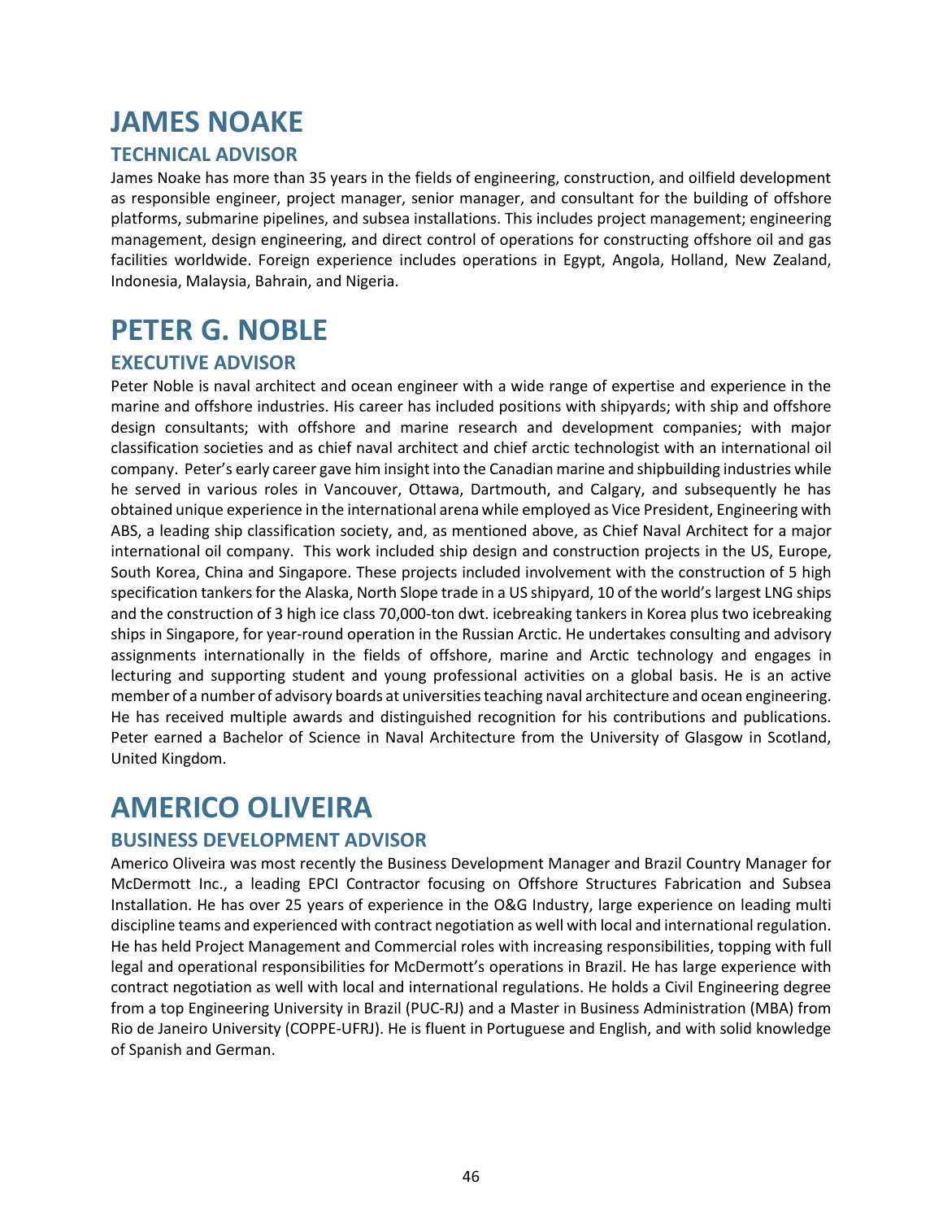# JAMES NOAKE

## TECHNICAL ADVISOR

James Noake has more than 35 years in the fields of engineering, construction, and oilfield development as responsible engineer, project manager, senior manager, and consultant for the building of offshore platforms, submarine pipelines, and subsea installations. This includes project management; engineering management, design engineering, and direct control of operations for constructing offshore oil and gas facilities worldwide. Foreign experience includes operations in Egypt, Angola, Holland, New Zealand, Indonesia, Malaysia, Bahrain, and Nigeria.

# PETER G. NOBLE

## EXECUTIVE ADVISOR

Peter Noble is naval architect and ocean engineer with a wide range of expertise and experience in the marine and offshore industries. His career has included positions with shipyards; with ship and offshore design consultants; with offshore and marine research and development companies; with major classification societies and as chief naval architect and chief arctic technologist with an international oil company. Peter's early career gave him insight into the Canadian marine and shipbuilding industries while he served in various roles in Vancouver, Ottawa, Dartmouth, and Calgary, and subsequently he has obtained unique experience in the international arena while employed as Vice President, Engineering with ABS, a leading ship classification society, and, as mentioned above, as Chief Naval Architect for a major international oil company. This work included ship design and construction projects in the US, Europe, South Korea, China and Singapore. These projects included involvement with the construction of 5 high specification tankers for the Alaska, North Slope trade in a US shipyard, 10 of the world's largest LNG ships and the construction of 3 high ice class 70,000-ton dwt. icebreaking tankers in Korea plus two icebreaking ships in Singapore, for year-round operation in the Russian Arctic. He undertakes consulting and advisory assignments internationally in the fields of offshore, marine and Arctic technology and engages in lecturing and supporting student and young professional activities on a global basis. He is an active member of a number of advisory boards at universities teaching naval architecture and ocean engineering. He has received multiple awards and distinguished recognition for his contributions and publications. Peter earned a Bachelor of Science in Naval Architecture from the University of Glasgow in Scotland, United Kingdom.

# AMERICO OLIVEIRA

## BUSINESS DEVELOPMENT ADVISOR

Americo Oliveira was most recently the Business Development Manager and Brazil Country Manager for McDermott Inc., a leading EPCI Contractor focusing on Offshore Structures Fabrication and Subsea Installation. He has over 25 years of experience in the O&G Industry, large experience on leading multi discipline teams and experienced with contract negotiation as well with local and international regulation. He has held Project Management and Commercial roles with increasing responsibilities, topping with full legal and operational responsibilities for McDermott's operations in Brazil. He has large experience with contract negotiation as well with local and international regulations. He holds a Civil Engineering degree from a top Engineering University in Brazil (PUC-RJ) and a Master in Business Administration (MBA) from Rio de Janeiro University (COPPE-UFRJ). He is fluent in Portuguese and English, and with solid knowledge of Spanish and German.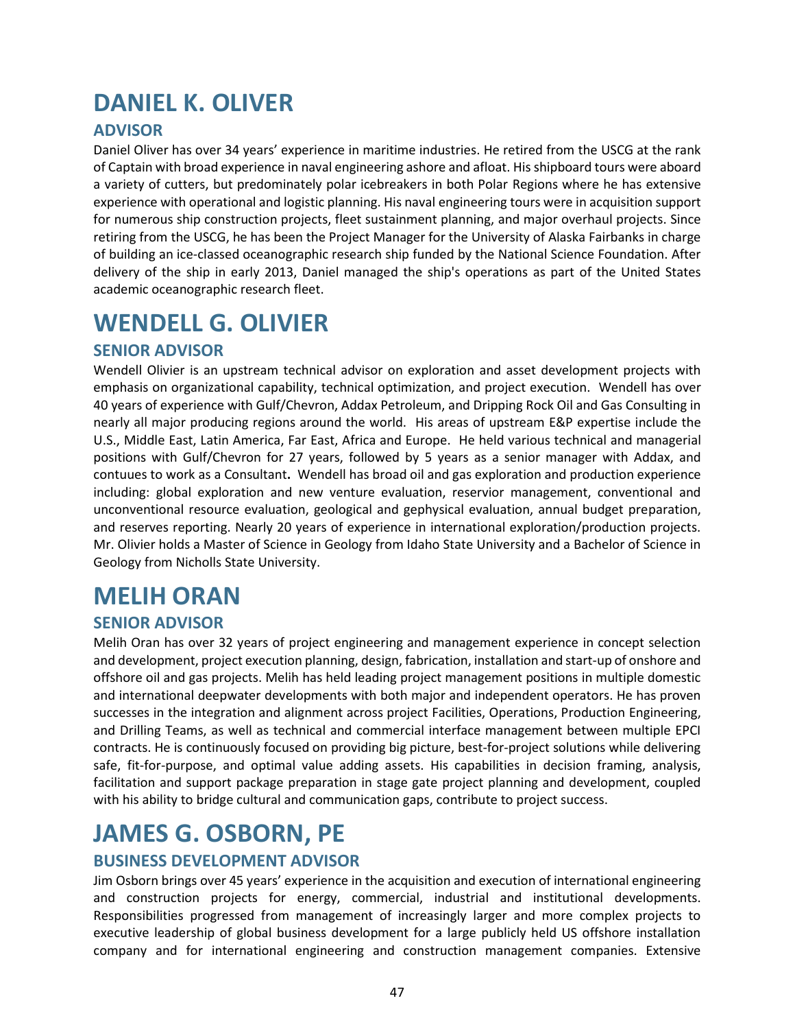# DANIEL K. OLIVER

## ADVISOR

Daniel Oliver has over 34 years' experience in maritime industries. He retired from the USCG at the rank of Captain with broad experience in naval engineering ashore and afloat. His shipboard tours were aboard a variety of cutters, but predominately polar icebreakers in both Polar Regions where he has extensive experience with operational and logistic planning. His naval engineering tours were in acquisition support for numerous ship construction projects, fleet sustainment planning, and major overhaul projects. Since retiring from the USCG, he has been the Project Manager for the University of Alaska Fairbanks in charge of building an ice-classed oceanographic research ship funded by the National Science Foundation. After delivery of the ship in early 2013, Daniel managed the ship's operations as part of the United States academic oceanographic research fleet.

# WENDELL G. OLIVIER

## SENIOR ADVISOR

Wendell Olivier is an upstream technical advisor on exploration and asset development projects with emphasis on organizational capability, technical optimization, and project execution. Wendell has over 40 years of experience with Gulf/Chevron, Addax Petroleum, and Dripping Rock Oil and Gas Consulting in nearly all major producing regions around the world. His areas of upstream E&P expertise include the U.S., Middle East, Latin America, Far East, Africa and Europe. He held various technical and managerial positions with Gulf/Chevron for 27 years, followed by 5 years as a senior manager with Addax, and contuues to work as a Consultant**.** Wendell has broad oil and gas exploration and production experience including: global exploration and new venture evaluation, reservior management, conventional and unconventional resource evaluation, geological and gephysical evaluation, annual budget preparation, and reserves reporting. Nearly 20 years of experience in international exploration/production projects. Mr. Olivier holds a Master of Science in Geology from Idaho State University and a Bachelor of Science in Geology from Nicholls State University.

# MELIH ORAN

## SENIOR ADVISOR

Melih Oran has over 32 years of project engineering and management experience in concept selection and development, project execution planning, design, fabrication, installation and start-up of onshore and offshore oil and gas projects. Melih has held leading project management positions in multiple domestic and international deepwater developments with both major and independent operators. He has proven successes in the integration and alignment across project Facilities, Operations, Production Engineering, and Drilling Teams, as well as technical and commercial interface management between multiple EPCI contracts. He is continuously focused on providing big picture, best-for-project solutions while delivering safe, fit-for-purpose, and optimal value adding assets. His capabilities in decision framing, analysis, facilitation and support package preparation in stage gate project planning and development, coupled with his ability to bridge cultural and communication gaps, contribute to project success.

# JAMES G. OSBORN, PE

## BUSINESS DEVELOPMENT ADVISOR

Jim Osborn brings over 45 years' experience in the acquisition and execution of international engineering and construction projects for energy, commercial, industrial and institutional developments. Responsibilities progressed from management of increasingly larger and more complex projects to executive leadership of global business development for a large publicly held US offshore installation company and for international engineering and construction management companies. Extensive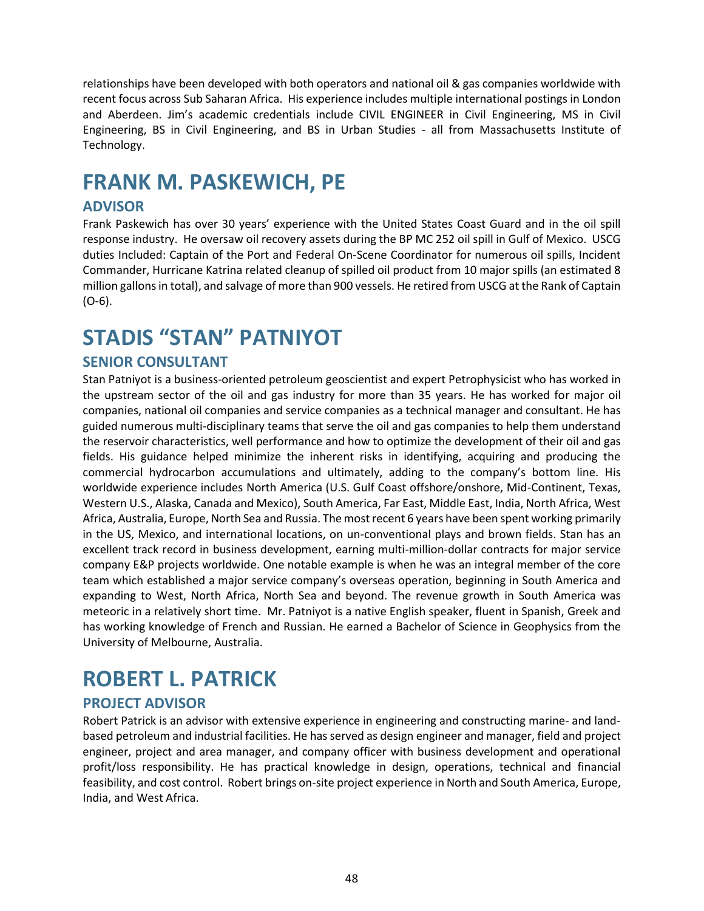relationships have been developed with both operators and national oil & gas companies worldwide with recent focus across Sub Saharan Africa. His experience includes multiple international postings in London and Aberdeen. Jim's academic credentials include CIVIL ENGINEER in Civil Engineering, MS in Civil Engineering, BS in Civil Engineering, and BS in Urban Studies - all from Massachusetts Institute of Technology.

# FRANK M. PASKEWICH, PE

## ADVISOR

Frank Paskewich has over 30 years' experience with the United States Coast Guard and in the oil spill response industry. He oversaw oil recovery assets during the BP MC 252 oil spill in Gulf of Mexico. USCG duties Included: Captain of the Port and Federal On-Scene Coordinator for numerous oil spills, Incident Commander, Hurricane Katrina related cleanup of spilled oil product from 10 major spills (an estimated 8 million gallons in total), and salvage of more than 900 vessels. He retired from USCG at the Rank of Captain (O-6).

# STADIS "STAN" PATNIYOT

## SENIOR CONSULTANT

Stan Patniyot is a business-oriented petroleum geoscientist and expert Petrophysicist who has worked in the upstream sector of the oil and gas industry for more than 35 years. He has worked for major oil companies, national oil companies and service companies as a technical manager and consultant. He has guided numerous multi-disciplinary teams that serve the oil and gas companies to help them understand the reservoir characteristics, well performance and how to optimize the development of their oil and gas fields. His guidance helped minimize the inherent risks in identifying, acquiring and producing the commercial hydrocarbon accumulations and ultimately, adding to the company's bottom line. His worldwide experience includes North America (U.S. Gulf Coast offshore/onshore, Mid-Continent, Texas, Western U.S., Alaska, Canada and Mexico), South America, Far East, Middle East, India, North Africa, West Africa, Australia, Europe, North Sea and Russia. The most recent 6 years have been spent working primarily in the US, Mexico, and international locations, on un-conventional plays and brown fields. Stan has an excellent track record in business development, earning multi-million-dollar contracts for major service company E&P projects worldwide. One notable example is when he was an integral member of the core team which established a major service company's overseas operation, beginning in South America and expanding to West, North Africa, North Sea and beyond. The revenue growth in South America was meteoric in a relatively short time. Mr. Patniyot is a native English speaker, fluent in Spanish, Greek and has working knowledge of French and Russian. He earned a Bachelor of Science in Geophysics from the University of Melbourne, Australia.

# ROBERT L. PATRICK

## PROJECT ADVISOR

Robert Patrick is an advisor with extensive experience in engineering and constructing marine- and land-based petroleum and industrial facilities. He has served as design engineer and manager, field and project engineer, project and area manager, and company officer with business development and operational profit/loss responsibility. He has practical knowledge in design, operations, technical and financial feasibility, and cost control. Robert brings on-site project experience in North and South America, Europe, India, and West Africa.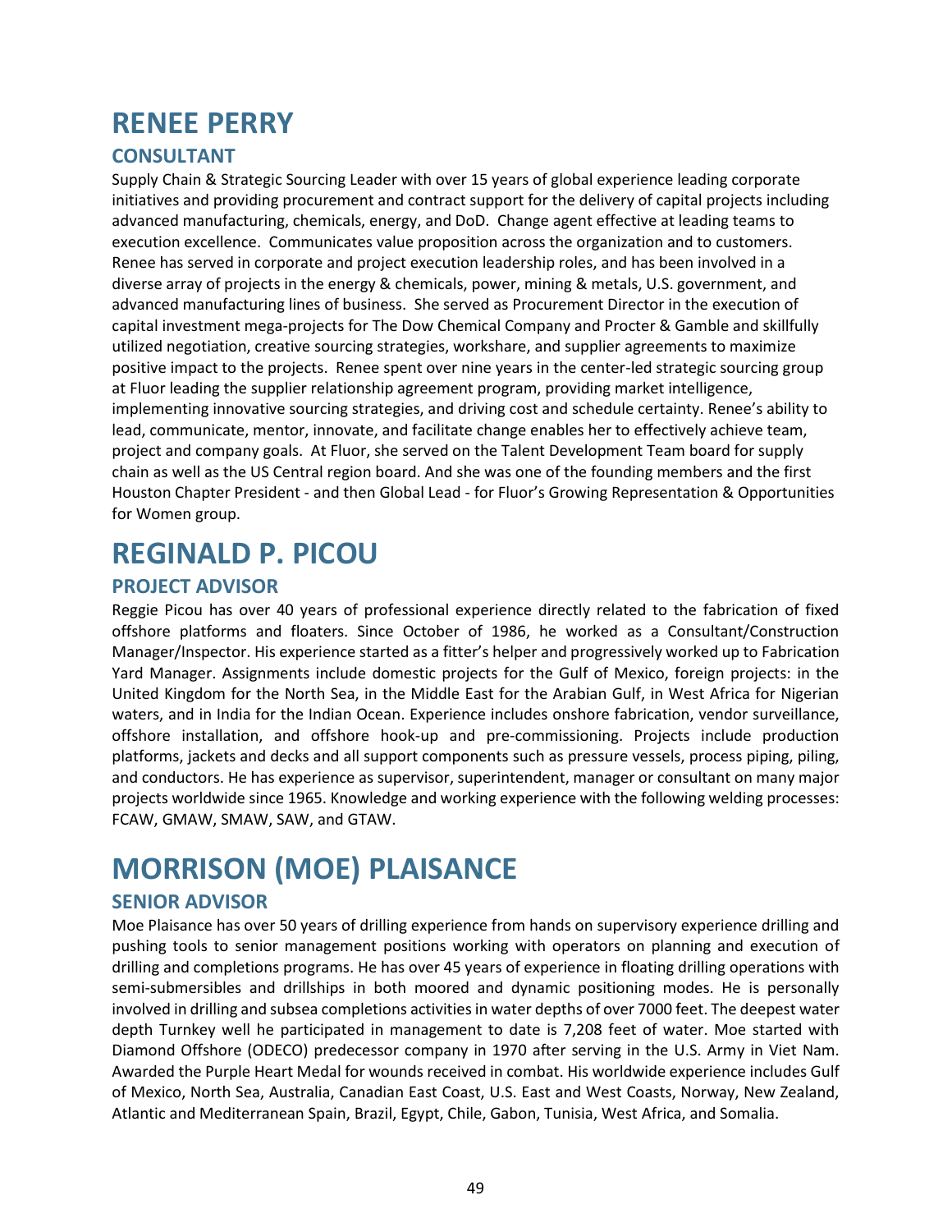# RENEE PERRY

## CONSULTANT

Supply Chain & Strategic Sourcing Leader with over 15 years of global experience leading corporate initiatives and providing procurement and contract support for the delivery of capital projects including advanced manufacturing, chemicals, energy, and DoD. Change agent effective at leading teams to execution excellence. Communicates value proposition across the organization and to customers. Renee has served in corporate and project execution leadership roles, and has been involved in a diverse array of projects in the energy & chemicals, power, mining & metals, U.S. government, and advanced manufacturing lines of business. She served as Procurement Director in the execution of capital investment mega-projects for The Dow Chemical Company and Procter & Gamble and skillfully utilized negotiation, creative sourcing strategies, workshare, and supplier agreements to maximize positive impact to the projects. Renee spent over nine years in the center-led strategic sourcing group at Fluor leading the supplier relationship agreement program, providing market intelligence, implementing innovative sourcing strategies, and driving cost and schedule certainty. Renee's ability to lead, communicate, mentor, innovate, and facilitate change enables her to effectively achieve team, project and company goals. At Fluor, she served on the Talent Development Team board for supply chain as well as the US Central region board. And she was one of the founding members and the first Houston Chapter President - and then Global Lead - for Fluor's Growing Representation & Opportunities for Women group.

# REGINALD P. PICOU

## PROJECT ADVISOR

Reggie Picou has over 40 years of professional experience directly related to the fabrication of fixed offshore platforms and floaters. Since October of 1986, he worked as a Consultant/Construction Manager/Inspector. His experience started as a fitter's helper and progressively worked up to Fabrication Yard Manager. Assignments include domestic projects for the Gulf of Mexico, foreign projects: in the United Kingdom for the North Sea, in the Middle East for the Arabian Gulf, in West Africa for Nigerian waters, and in India for the Indian Ocean. Experience includes onshore fabrication, vendor surveillance, offshore installation, and offshore hook-up and pre-commissioning. Projects include production platforms, jackets and decks and all support components such as pressure vessels, process piping, piling, and conductors. He has experience as supervisor, superintendent, manager or consultant on many major projects worldwide since 1965. Knowledge and working experience with the following welding processes: FCAW, GMAW, SMAW, SAW, and GTAW.

# MORRISON (MOE) PLAISANCE

## SENIOR ADVISOR

Moe Plaisance has over 50 years of drilling experience from hands on supervisory experience drilling and pushing tools to senior management positions working with operators on planning and execution of drilling and completions programs. He has over 45 years of experience in floating drilling operations with semi-submersibles and drillships in both moored and dynamic positioning modes. He is personally involved in drilling and subsea completions activities in water depths of over 7000 feet. The deepest water depth Turnkey well he participated in management to date is 7,208 feet of water. Moe started with Diamond Offshore (ODECO) predecessor company in 1970 after serving in the U.S. Army in Viet Nam. Awarded the Purple Heart Medal for wounds received in combat. His worldwide experience includes Gulf of Mexico, North Sea, Australia, Canadian East Coast, U.S. East and West Coasts, Norway, New Zealand, Atlantic and Mediterranean Spain, Brazil, Egypt, Chile, Gabon, Tunisia, West Africa, and Somalia.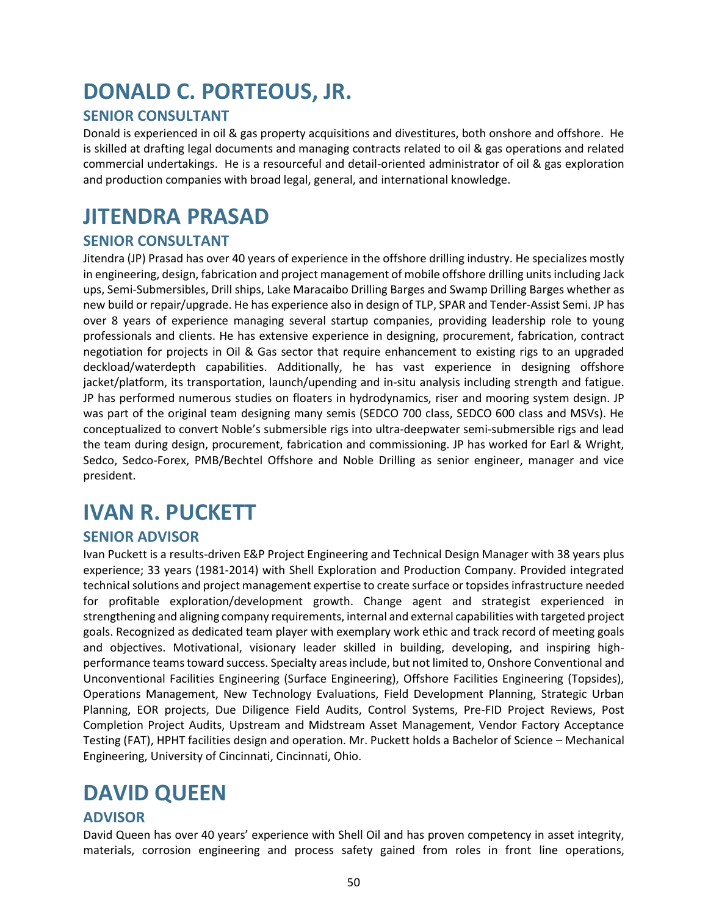# DONALD C. PORTEOUS, JR.

## SENIOR CONSULTANT

Donald is experienced in oil & gas property acquisitions and divestitures, both onshore and offshore. He is skilled at drafting legal documents and managing contracts related to oil & gas operations and related commercial undertakings. He is a resourceful and detail-oriented administrator of oil & gas exploration and production companies with broad legal, general, and international knowledge.

# JITENDRA PRASAD

## SENIOR CONSULTANT

Jitendra (JP) Prasad has over 40 years of experience in the offshore drilling industry. He specializes mostly in engineering, design, fabrication and project management of mobile offshore drilling units including Jack ups, Semi-Submersibles, Drill ships, Lake Maracaibo Drilling Barges and Swamp Drilling Barges whether as new build or repair/upgrade. He has experience also in design of TLP, SPAR and Tender-Assist Semi. JP has over 8 years of experience managing several startup companies, providing leadership role to young professionals and clients. He has extensive experience in designing, procurement, fabrication, contract negotiation for projects in Oil & Gas sector that require enhancement to existing rigs to an upgraded deckload/waterdepth capabilities. Additionally, he has vast experience in designing offshore jacket/platform, its transportation, launch/upending and in-situ analysis including strength and fatigue. JP has performed numerous studies on floaters in hydrodynamics, riser and mooring system design. JP was part of the original team designing many semis (SEDCO 700 class, SEDCO 600 class and MSVs). He conceptualized to convert Noble's submersible rigs into ultra-deepwater semi-submersible rigs and lead the team during design, procurement, fabrication and commissioning. JP has worked for Earl & Wright, Sedco, Sedco-Forex, PMB/Bechtel Offshore and Noble Drilling as senior engineer, manager and vice president.

# IVAN R. PUCKETT

## SENIOR ADVISOR

Ivan Puckett is a results-driven E&P Project Engineering and Technical Design Manager with 38 years plus experience; 33 years (1981-2014) with Shell Exploration and Production Company. Provided integrated technical solutions and project management expertise to create surface or topsides infrastructure needed for profitable exploration/development growth. Change agent and strategist experienced in strengthening and aligning company requirements, internal and external capabilities with targeted project goals. Recognized as dedicated team player with exemplary work ethic and track record of meeting goals and objectives. Motivational, visionary leader skilled in building, developing, and inspiring high-performance teams toward success. Specialty areas include, but not limited to, Onshore Conventional and Unconventional Facilities Engineering (Surface Engineering), Offshore Facilities Engineering (Topsides), Operations Management, New Technology Evaluations, Field Development Planning, Strategic Urban Planning, EOR projects, Due Diligence Field Audits, Control Systems, Pre-FID Project Reviews, Post Completion Project Audits, Upstream and Midstream Asset Management, Vendor Factory Acceptance Testing (FAT), HPHT facilities design and operation. Mr. Puckett holds a Bachelor of Science – Mechanical Engineering, University of Cincinnati, Cincinnati, Ohio.

# DAVID QUEEN

## ADVISOR

David Queen has over 40 years' experience with Shell Oil and has proven competency in asset integrity, materials, corrosion engineering and process safety gained from roles in front line operations,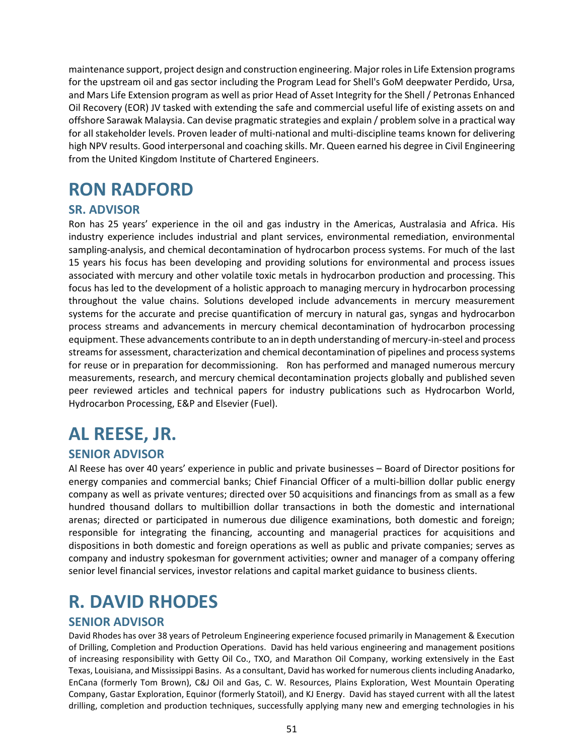maintenance support, project design and construction engineering. Major roles in Life Extension programs for the upstream oil and gas sector including the Program Lead for Shell's GoM deepwater Perdido, Ursa, and Mars Life Extension program as well as prior Head of Asset Integrity for the Shell / Petronas Enhanced Oil Recovery (EOR) JV tasked with extending the safe and commercial useful life of existing assets on and offshore Sarawak Malaysia. Can devise pragmatic strategies and explain / problem solve in a practical way for all stakeholder levels. Proven leader of multi-national and multi-discipline teams known for delivering high NPV results. Good interpersonal and coaching skills. Mr. Queen earned his degree in Civil Engineering from the United Kingdom Institute of Chartered Engineers.

# RON RADFORD

## SR. ADVISOR

Ron has 25 years' experience in the oil and gas industry in the Americas, Australasia and Africa. His industry experience includes industrial and plant services, environmental remediation, environmental sampling-analysis, and chemical decontamination of hydrocarbon process systems. For much of the last 15 years his focus has been developing and providing solutions for environmental and process issues associated with mercury and other volatile toxic metals in hydrocarbon production and processing. This focus has led to the development of a holistic approach to managing mercury in hydrocarbon processing throughout the value chains. Solutions developed include advancements in mercury measurement systems for the accurate and precise quantification of mercury in natural gas, syngas and hydrocarbon process streams and advancements in mercury chemical decontamination of hydrocarbon processing equipment. These advancements contribute to an in depth understanding of mercury-in-steel and process streams for assessment, characterization and chemical decontamination of pipelines and process systems for reuse or in preparation for decommissioning. Ron has performed and managed numerous mercury measurements, research, and mercury chemical decontamination projects globally and published seven peer reviewed articles and technical papers for industry publications such as Hydrocarbon World, Hydrocarbon Processing, E&P and Elsevier (Fuel).

# AL REESE, JR.

## SENIOR ADVISOR

Al Reese has over 40 years' experience in public and private businesses – Board of Director positions for energy companies and commercial banks; Chief Financial Officer of a multi-billion dollar public energy company as well as private ventures; directed over 50 acquisitions and financings from as small as a few hundred thousand dollars to multibillion dollar transactions in both the domestic and international arenas; directed or participated in numerous due diligence examinations, both domestic and foreign; responsible for integrating the financing, accounting and managerial practices for acquisitions and dispositions in both domestic and foreign operations as well as public and private companies; serves as company and industry spokesman for government activities; owner and manager of a company offering senior level financial services, investor relations and capital market guidance to business clients.

# R. DAVID RHODES

## SENIOR ADVISOR

David Rhodes has over 38 years of Petroleum Engineering experience focused primarily in Management & Execution of Drilling, Completion and Production Operations. David has held various engineering and management positions of increasing responsibility with Getty Oil Co., TXO, and Marathon Oil Company, working extensively in the East Texas, Louisiana, and Mississippi Basins. As a consultant, David has worked for numerous clients including Anadarko, EnCana (formerly Tom Brown), C&J Oil and Gas, C. W. Resources, Plains Exploration, West Mountain Operating Company, Gastar Exploration, Equinor (formerly Statoil), and KJ Energy. David has stayed current with all the latest drilling, completion and production techniques, successfully applying many new and emerging technologies in his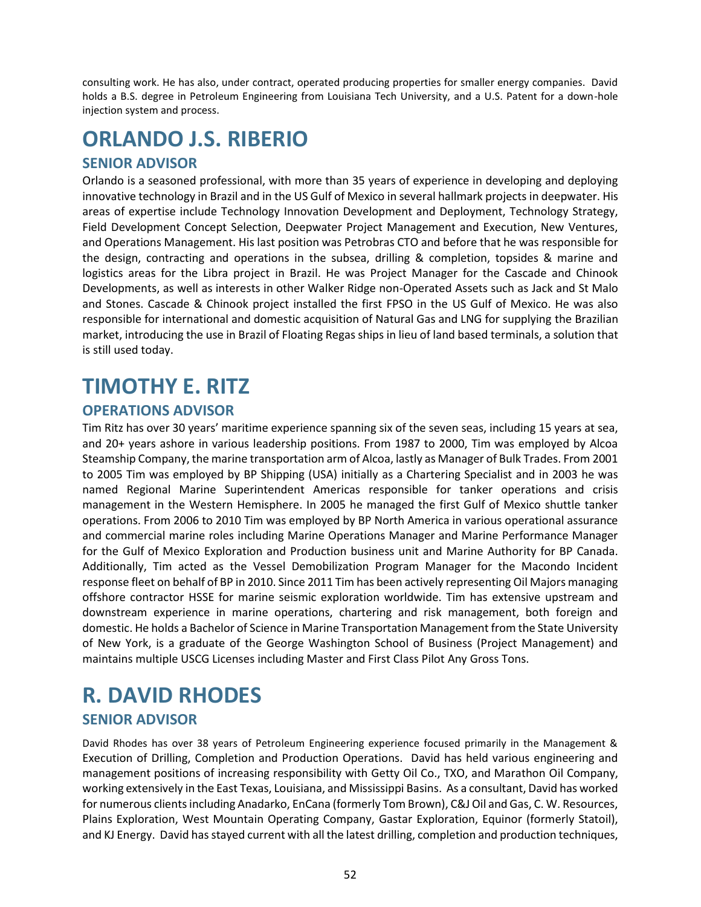consulting work. He has also, under contract, operated producing properties for smaller energy companies. David holds a B.S. degree in Petroleum Engineering from Louisiana Tech University, and a U.S. Patent for a down-hole injection system and process.

# ORLANDO J.S. RIBERIO

## SENIOR ADVISOR

Orlando is a seasoned professional, with more than 35 years of experience in developing and deploying innovative technology in Brazil and in the US Gulf of Mexico in several hallmark projects in deepwater. His areas of expertise include Technology Innovation Development and Deployment, Technology Strategy, Field Development Concept Selection, Deepwater Project Management and Execution, New Ventures, and Operations Management. His last position was Petrobras CTO and before that he was responsible for the design, contracting and operations in the subsea, drilling & completion, topsides & marine and logistics areas for the Libra project in Brazil. He was Project Manager for the Cascade and Chinook Developments, as well as interests in other Walker Ridge non-Operated Assets such as Jack and St Malo and Stones. Cascade & Chinook project installed the first FPSO in the US Gulf of Mexico. He was also responsible for international and domestic acquisition of Natural Gas and LNG for supplying the Brazilian market, introducing the use in Brazil of Floating Regas ships in lieu of land based terminals, a solution that is still used today.

# TIMOTHY E. RITZ

## OPERATIONS ADVISOR

Tim Ritz has over 30 years' maritime experience spanning six of the seven seas, including 15 years at sea, and 20+ years ashore in various leadership positions. From 1987 to 2000, Tim was employed by Alcoa Steamship Company, the marine transportation arm of Alcoa, lastly as Manager of Bulk Trades. From 2001 to 2005 Tim was employed by BP Shipping (USA) initially as a Chartering Specialist and in 2003 he was named Regional Marine Superintendent Americas responsible for tanker operations and crisis management in the Western Hemisphere. In 2005 he managed the first Gulf of Mexico shuttle tanker operations. From 2006 to 2010 Tim was employed by BP North America in various operational assurance and commercial marine roles including Marine Operations Manager and Marine Performance Manager for the Gulf of Mexico Exploration and Production business unit and Marine Authority for BP Canada. Additionally, Tim acted as the Vessel Demobilization Program Manager for the Macondo Incident response fleet on behalf of BP in 2010. Since 2011 Tim has been actively representing Oil Majors managing offshore contractor HSSE for marine seismic exploration worldwide. Tim has extensive upstream and downstream experience in marine operations, chartering and risk management, both foreign and domestic. He holds a Bachelor of Science in Marine Transportation Management from the State University of New York, is a graduate of the George Washington School of Business (Project Management) and maintains multiple USCG Licenses including Master and First Class Pilot Any Gross Tons.

# R. DAVID RHODES

## SENIOR ADVISOR

David Rhodes has over 38 years of Petroleum Engineering experience focused primarily in the Management & Execution of Drilling, Completion and Production Operations. David has held various engineering and management positions of increasing responsibility with Getty Oil Co., TXO, and Marathon Oil Company, working extensively in the East Texas, Louisiana, and Mississippi Basins. As a consultant, David has worked for numerous clients including Anadarko, EnCana (formerly Tom Brown), C&J Oil and Gas, C. W. Resources, Plains Exploration, West Mountain Operating Company, Gastar Exploration, Equinor (formerly Statoil), and KJ Energy. David has stayed current with all the latest drilling, completion and production techniques,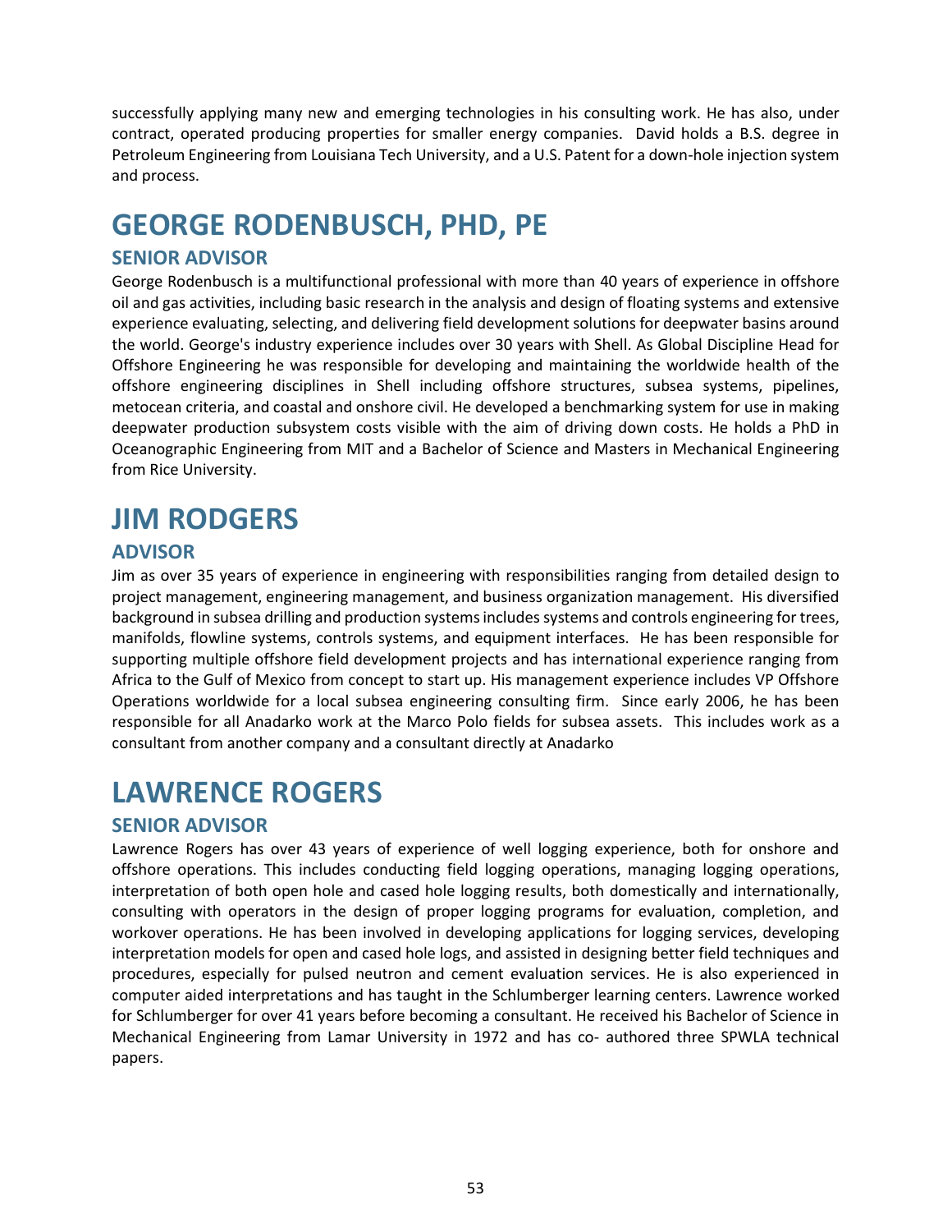successfully applying many new and emerging technologies in his consulting work. He has also, under contract, operated producing properties for smaller energy companies. David holds a B.S. degree in Petroleum Engineering from Louisiana Tech University, and a U.S. Patent for a down-hole injection system and process.

# GEORGE RODENBUSCH, PHD, PE

## SENIOR ADVISOR

George Rodenbusch is a multifunctional professional with more than 40 years of experience in offshore oil and gas activities, including basic research in the analysis and design of floating systems and extensive experience evaluating, selecting, and delivering field development solutions for deepwater basins around the world. George's industry experience includes over 30 years with Shell. As Global Discipline Head for Offshore Engineering he was responsible for developing and maintaining the worldwide health of the offshore engineering disciplines in Shell including offshore structures, subsea systems, pipelines, metocean criteria, and coastal and onshore civil. He developed a benchmarking system for use in making deepwater production subsystem costs visible with the aim of driving down costs. He holds a PhD in Oceanographic Engineering from MIT and a Bachelor of Science and Masters in Mechanical Engineering from Rice University.

# JIM RODGERS

## ADVISOR

Jim as over 35 years of experience in engineering with responsibilities ranging from detailed design to project management, engineering management, and business organization management. His diversified background in subsea drilling and production systems includes systems and controls engineering for trees, manifolds, flowline systems, controls systems, and equipment interfaces. He has been responsible for supporting multiple offshore field development projects and has international experience ranging from Africa to the Gulf of Mexico from concept to start up. His management experience includes VP Offshore Operations worldwide for a local subsea engineering consulting firm. Since early 2006, he has been responsible for all Anadarko work at the Marco Polo fields for subsea assets. This includes work as a consultant from another company and a consultant directly at Anadarko

# LAWRENCE ROGERS

## SENIOR ADVISOR

Lawrence Rogers has over 43 years of experience of well logging experience, both for onshore and offshore operations. This includes conducting field logging operations, managing logging operations, interpretation of both open hole and cased hole logging results, both domestically and internationally, consulting with operators in the design of proper logging programs for evaluation, completion, and workover operations. He has been involved in developing applications for logging services, developing interpretation models for open and cased hole logs, and assisted in designing better field techniques and procedures, especially for pulsed neutron and cement evaluation services. He is also experienced in computer aided interpretations and has taught in the Schlumberger learning centers. Lawrence worked for Schlumberger for over 41 years before becoming a consultant. He received his Bachelor of Science in Mechanical Engineering from Lamar University in 1972 and has co- authored three SPWLA technical papers.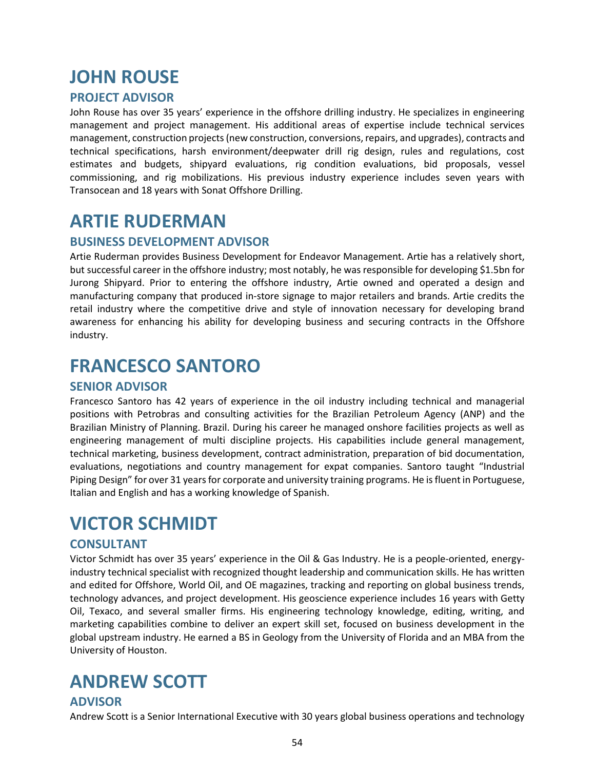# JOHN ROUSE

## PROJECT ADVISOR

John Rouse has over 35 years' experience in the offshore drilling industry. He specializes in engineering management and project management. His additional areas of expertise include technical services management, construction projects (new construction, conversions, repairs, and upgrades), contracts and technical specifications, harsh environment/deepwater drill rig design, rules and regulations, cost estimates and budgets, shipyard evaluations, rig condition evaluations, bid proposals, vessel commissioning, and rig mobilizations. His previous industry experience includes seven years with Transocean and 18 years with Sonat Offshore Drilling.

# ARTIE RUDERMAN

## BUSINESS DEVELOPMENT ADVISOR

Artie Ruderman provides Business Development for Endeavor Management. Artie has a relatively short, but successful career in the offshore industry; most notably, he was responsible for developing $1.5bn for Jurong Shipyard. Prior to entering the offshore industry, Artie owned and operated a design and manufacturing company that produced in-store signage to major retailers and brands. Artie credits the retail industry where the competitive drive and style of innovation necessary for developing brand awareness for enhancing his ability for developing business and securing contracts in the Offshore industry.

# FRANCESCO SANTORO

## SENIOR ADVISOR

Francesco Santoro has 42 years of experience in the oil industry including technical and managerial positions with Petrobras and consulting activities for the Brazilian Petroleum Agency (ANP) and the Brazilian Ministry of Planning. Brazil. During his career he managed onshore facilities projects as well as engineering management of multi discipline projects. His capabilities include general management, technical marketing, business development, contract administration, preparation of bid documentation, evaluations, negotiations and country management for expat companies. Santoro taught "Industrial Piping Design" for over 31 years for corporate and university training programs. He is fluent in Portuguese, Italian and English and has a working knowledge of Spanish.

# VICTOR SCHMIDT

## CONSULTANT

Victor Schmidt has over 35 years' experience in the Oil & Gas Industry. He is a people-oriented, energy-industry technical specialist with recognized thought leadership and communication skills. He has written and edited for Offshore, World Oil, and OE magazines, tracking and reporting on global business trends, technology advances, and project development. His geoscience experience includes 16 years with Getty Oil, Texaco, and several smaller firms. His engineering technology knowledge, editing, writing, and marketing capabilities combine to deliver an expert skill set, focused on business development in the global upstream industry. He earned a BS in Geology from the University of Florida and an MBA from the University of Houston.

# ANDREW SCOTT

## ADVISOR

Andrew Scott is a Senior International Executive with 30 years global business operations and technology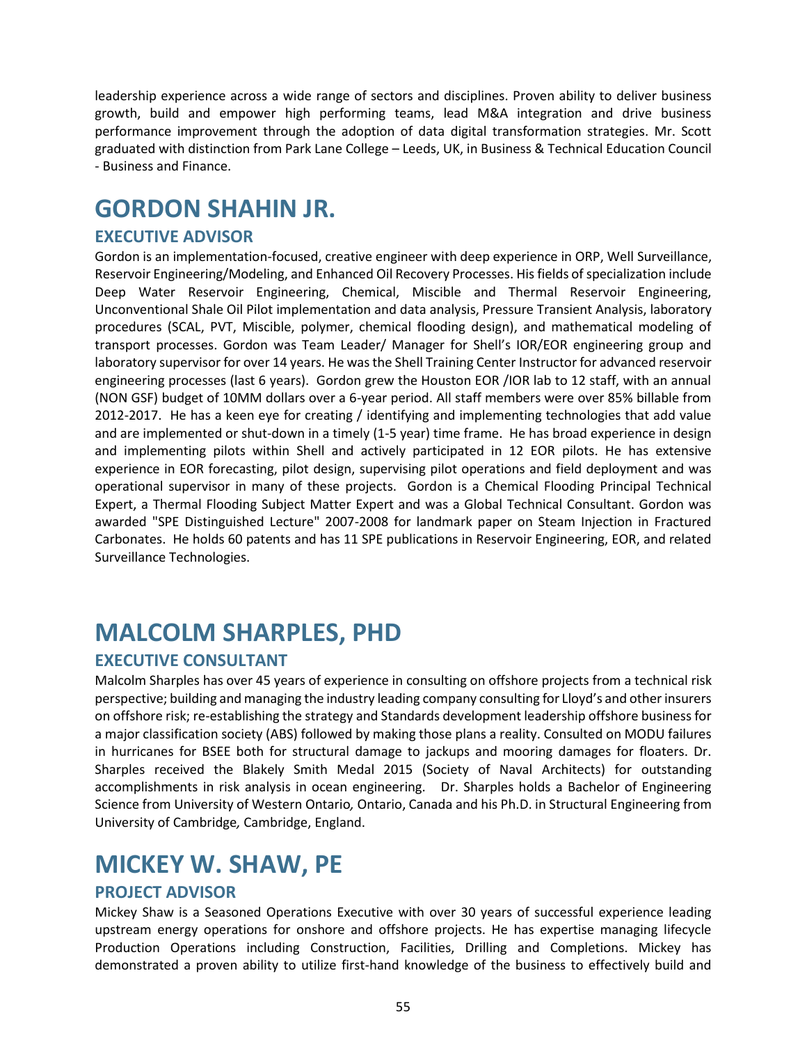leadership experience across a wide range of sectors and disciplines. Proven ability to deliver business growth, build and empower high performing teams, lead M&A integration and drive business performance improvement through the adoption of data digital transformation strategies. Mr. Scott graduated with distinction from Park Lane College – Leeds, UK, in Business & Technical Education Council - Business and Finance.

# GORDON SHAHIN JR.

## EXECUTIVE ADVISOR

Gordon is an implementation-focused, creative engineer with deep experience in ORP, Well Surveillance, Reservoir Engineering/Modeling, and Enhanced Oil Recovery Processes. His fields of specialization include Deep Water Reservoir Engineering, Chemical, Miscible and Thermal Reservoir Engineering, Unconventional Shale Oil Pilot implementation and data analysis, Pressure Transient Analysis, laboratory procedures (SCAL, PVT, Miscible, polymer, chemical flooding design), and mathematical modeling of transport processes. Gordon was Team Leader/ Manager for Shell's IOR/EOR engineering group and laboratory supervisor for over 14 years. He was the Shell Training Center Instructor for advanced reservoir engineering processes (last 6 years). Gordon grew the Houston EOR /IOR lab to 12 staff, with an annual (NON GSF) budget of 10MM dollars over a 6-year period. All staff members were over 85% billable from 2012-2017. He has a keen eye for creating / identifying and implementing technologies that add value and are implemented or shut-down in a timely (1-5 year) time frame. He has broad experience in design and implementing pilots within Shell and actively participated in 12 EOR pilots. He has extensive experience in EOR forecasting, pilot design, supervising pilot operations and field deployment and was operational supervisor in many of these projects. Gordon is a Chemical Flooding Principal Technical Expert, a Thermal Flooding Subject Matter Expert and was a Global Technical Consultant. Gordon was awarded "SPE Distinguished Lecture" 2007-2008 for landmark paper on Steam Injection in Fractured Carbonates. He holds 60 patents and has 11 SPE publications in Reservoir Engineering, EOR, and related Surveillance Technologies.

# MALCOLM SHARPLES, PHD

## EXECUTIVE CONSULTANT

Malcolm Sharples has over 45 years of experience in consulting on offshore projects from a technical risk perspective; building and managing the industry leading company consulting for Lloyd's and other insurers on offshore risk; re-establishing the strategy and Standards development leadership offshore business for a major classification society (ABS) followed by making those plans a reality. Consulted on MODU failures in hurricanes for BSEE both for structural damage to jackups and mooring damages for floaters. Dr. Sharples received the Blakely Smith Medal 2015 (Society of Naval Architects) for outstanding accomplishments in risk analysis in ocean engineering. Dr. Sharples holds a Bachelor of Engineering Science from University of Western Ontario*,* Ontario, Canada and his Ph.D. in Structural Engineering from University of Cambridge*,* Cambridge, England.

# MICKEY W. SHAW, PE

## PROJECT ADVISOR

Mickey Shaw is a Seasoned Operations Executive with over 30 years of successful experience leading upstream energy operations for onshore and offshore projects. He has expertise managing lifecycle Production Operations including Construction, Facilities, Drilling and Completions. Mickey has demonstrated a proven ability to utilize first-hand knowledge of the business to effectively build and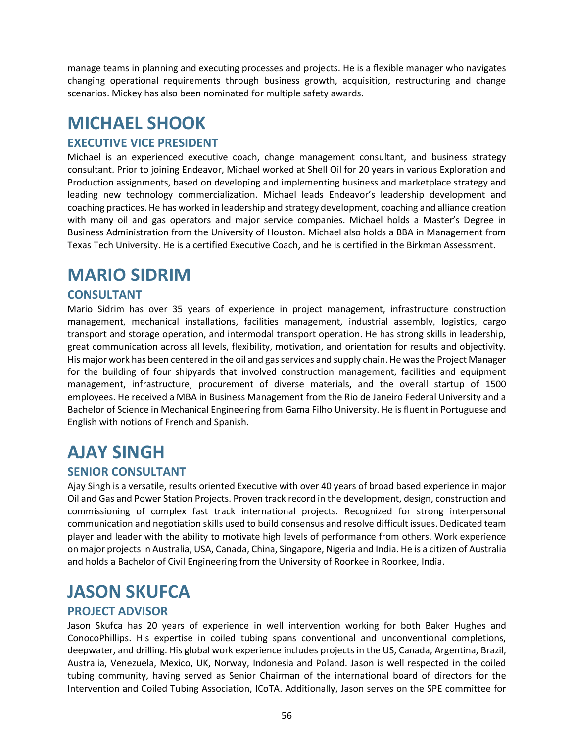manage teams in planning and executing processes and projects. He is a flexible manager who navigates changing operational requirements through business growth, acquisition, restructuring and change scenarios. Mickey has also been nominated for multiple safety awards.

# MICHAEL SHOOK

## EXECUTIVE VICE PRESIDENT

Michael is an experienced executive coach, change management consultant, and business strategy consultant. Prior to joining Endeavor, Michael worked at Shell Oil for 20 years in various Exploration and Production assignments, based on developing and implementing business and marketplace strategy and leading new technology commercialization. Michael leads Endeavor's leadership development and coaching practices. He has worked in leadership and strategy development, coaching and alliance creation with many oil and gas operators and major service companies. Michael holds a Master's Degree in Business Administration from the University of Houston. Michael also holds a BBA in Management from Texas Tech University. He is a certified Executive Coach, and he is certified in the Birkman Assessment.

# MARIO SIDRIM

## CONSULTANT

Mario Sidrim has over 35 years of experience in project management, infrastructure construction management, mechanical installations, facilities management, industrial assembly, logistics, cargo transport and storage operation, and intermodal transport operation. He has strong skills in leadership, great communication across all levels, flexibility, motivation, and orientation for results and objectivity. His major work has been centered in the oil and gas services and supply chain. He was the Project Manager for the building of four shipyards that involved construction management, facilities and equipment management, infrastructure, procurement of diverse materials, and the overall startup of 1500 employees. He received a MBA in Business Management from the Rio de Janeiro Federal University and a Bachelor of Science in Mechanical Engineering from Gama Filho University. He is fluent in Portuguese and English with notions of French and Spanish.

# AJAY SINGH

## SENIOR CONSULTANT

Ajay Singh is a versatile, results oriented Executive with over 40 years of broad based experience in major Oil and Gas and Power Station Projects. Proven track record in the development, design, construction and commissioning of complex fast track international projects. Recognized for strong interpersonal communication and negotiation skills used to build consensus and resolve difficult issues. Dedicated team player and leader with the ability to motivate high levels of performance from others. Work experience on major projects in Australia, USA, Canada, China, Singapore, Nigeria and India. He is a citizen of Australia and holds a Bachelor of Civil Engineering from the University of Roorkee in Roorkee, India.

# JASON SKUFCA

## PROJECT ADVISOR

Jason Skufca has 20 years of experience in well intervention working for both Baker Hughes and ConocoPhillips. His expertise in coiled tubing spans conventional and unconventional completions, deepwater, and drilling. His global work experience includes projects in the US, Canada, Argentina, Brazil, Australia, Venezuela, Mexico, UK, Norway, Indonesia and Poland. Jason is well respected in the coiled tubing community, having served as Senior Chairman of the international board of directors for the Intervention and Coiled Tubing Association, ICoTA. Additionally, Jason serves on the SPE committee for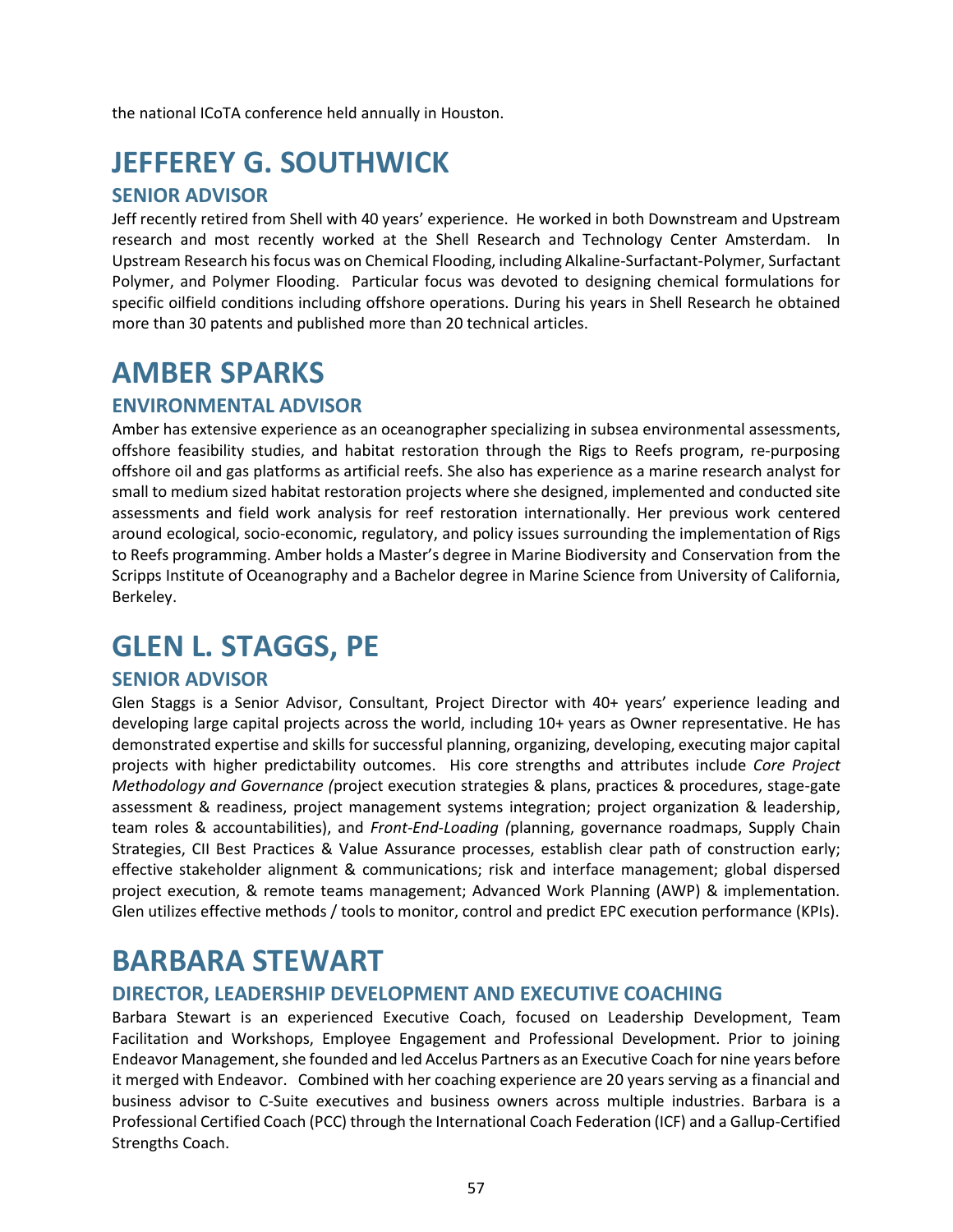the national ICoTA conference held annually in Houston.

# JEFFEREY G. SOUTHWICK

## SENIOR ADVISOR

Jeff recently retired from Shell with 40 years' experience. He worked in both Downstream and Upstream research and most recently worked at the Shell Research and Technology Center Amsterdam. In Upstream Research his focus was on Chemical Flooding, including Alkaline-Surfactant-Polymer, Surfactant Polymer, and Polymer Flooding. Particular focus was devoted to designing chemical formulations for specific oilfield conditions including offshore operations. During his years in Shell Research he obtained more than 30 patents and published more than 20 technical articles.

# AMBER SPARKS

## ENVIRONMENTAL ADVISOR

Amber has extensive experience as an oceanographer specializing in subsea environmental assessments, offshore feasibility studies, and habitat restoration through the Rigs to Reefs program, re-purposing offshore oil and gas platforms as artificial reefs. She also has experience as a marine research analyst for small to medium sized habitat restoration projects where she designed, implemented and conducted site assessments and field work analysis for reef restoration internationally. Her previous work centered around ecological, socio-economic, regulatory, and policy issues surrounding the implementation of Rigs to Reefs programming. Amber holds a Master's degree in Marine Biodiversity and Conservation from the Scripps Institute of Oceanography and a Bachelor degree in Marine Science from University of California, Berkeley.

# GLEN L. STAGGS, PE

## SENIOR ADVISOR

Glen Staggs is a Senior Advisor, Consultant, Project Director with 40+ years' experience leading and developing large capital projects across the world, including 10+ years as Owner representative. He has demonstrated expertise and skills for successful planning, organizing, developing, executing major capital projects with higher predictability outcomes. His core strengths and attributes include *Core Project Methodology and Governance (*project execution strategies & plans, practices & procedures, stage-gate assessment & readiness, project management systems integration; project organization & leadership, team roles & accountabilities), and *Front-End-Loading (*planning, governance roadmaps, Supply Chain Strategies, CII Best Practices & Value Assurance processes, establish clear path of construction early; effective stakeholder alignment & communications; risk and interface management; global dispersed project execution, & remote teams management; Advanced Work Planning (AWP) & implementation. Glen utilizes effective methods / tools to monitor, control and predict EPC execution performance (KPIs).

# BARBARA STEWART

## DIRECTOR, LEADERSHIP DEVELOPMENT AND EXECUTIVE COACHING

Barbara Stewart is an experienced Executive Coach, focused on Leadership Development, Team Facilitation and Workshops, Employee Engagement and Professional Development. Prior to joining Endeavor Management, she founded and led Accelus Partners as an Executive Coach for nine years before it merged with Endeavor. Combined with her coaching experience are 20 years serving as a financial and business advisor to C-Suite executives and business owners across multiple industries. Barbara is a Professional Certified Coach (PCC) through the International Coach Federation (ICF) and a Gallup-Certified Strengths Coach.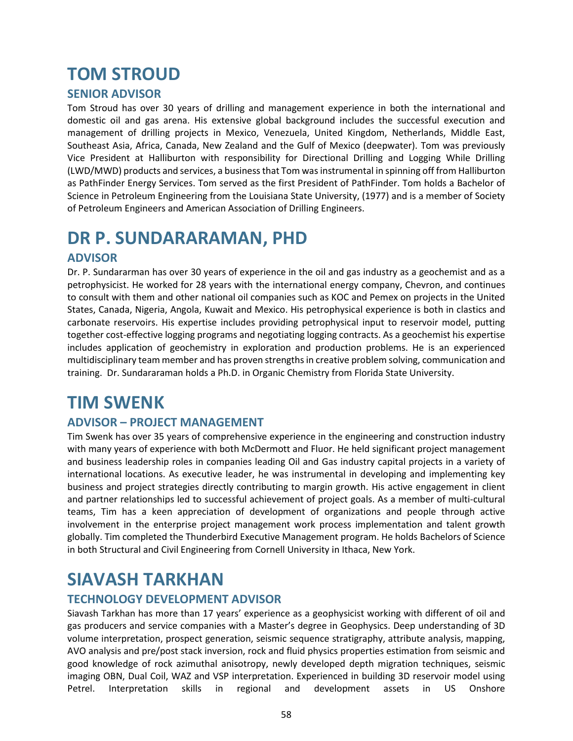# TOM STROUD

## SENIOR ADVISOR

Tom Stroud has over 30 years of drilling and management experience in both the international and domestic oil and gas arena. His extensive global background includes the successful execution and management of drilling projects in Mexico, Venezuela, United Kingdom, Netherlands, Middle East, Southeast Asia, Africa, Canada, New Zealand and the Gulf of Mexico (deepwater). Tom was previously Vice President at Halliburton with responsibility for Directional Drilling and Logging While Drilling (LWD/MWD) products and services, a business that Tom was instrumental in spinning off from Halliburton as PathFinder Energy Services. Tom served as the first President of PathFinder. Tom holds a Bachelor of Science in Petroleum Engineering from the Louisiana State University, (1977) and is a member of Society of Petroleum Engineers and American Association of Drilling Engineers.

# DR P. SUNDARARAMAN, PHD

## ADVISOR

Dr. P. Sundararman has over 30 years of experience in the oil and gas industry as a geochemist and as a petrophysicist. He worked for 28 years with the international energy company, Chevron, and continues to consult with them and other national oil companies such as KOC and Pemex on projects in the United States, Canada, Nigeria, Angola, Kuwait and Mexico. His petrophysical experience is both in clastics and carbonate reservoirs. His expertise includes providing petrophysical input to reservoir model, putting together cost-effective logging programs and negotiating logging contracts. As a geochemist his expertise includes application of geochemistry in exploration and production problems. He is an experienced multidisciplinary team member and has proven strengths in creative problem solving, communication and training. Dr. Sundararaman holds a Ph.D. in Organic Chemistry from Florida State University.

# TIM SWENK

## ADVISOR – PROJECT MANAGEMENT

Tim Swenk has over 35 years of comprehensive experience in the engineering and construction industry with many years of experience with both McDermott and Fluor. He held significant project management and business leadership roles in companies leading Oil and Gas industry capital projects in a variety of international locations. As executive leader, he was instrumental in developing and implementing key business and project strategies directly contributing to margin growth. His active engagement in client and partner relationships led to successful achievement of project goals. As a member of multi-cultural teams, Tim has a keen appreciation of development of organizations and people through active involvement in the enterprise project management work process implementation and talent growth globally. Tim completed the Thunderbird Executive Management program. He holds Bachelors of Science in both Structural and Civil Engineering from Cornell University in Ithaca, New York.

# SIAVASH TARKHAN

## TECHNOLOGY DEVELOPMENT ADVISOR

Siavash Tarkhan has more than 17 years' experience as a geophysicist working with different of oil and gas producers and service companies with a Master's degree in Geophysics. Deep understanding of 3D volume interpretation, prospect generation, seismic sequence stratigraphy, attribute analysis, mapping, AVO analysis and pre/post stack inversion, rock and fluid physics properties estimation from seismic and good knowledge of rock azimuthal anisotropy, newly developed depth migration techniques, seismic imaging OBN, Dual Coil, WAZ and VSP interpretation. Experienced in building 3D reservoir model using Petrel. Interpretation skills in regional and development assets in US Onshore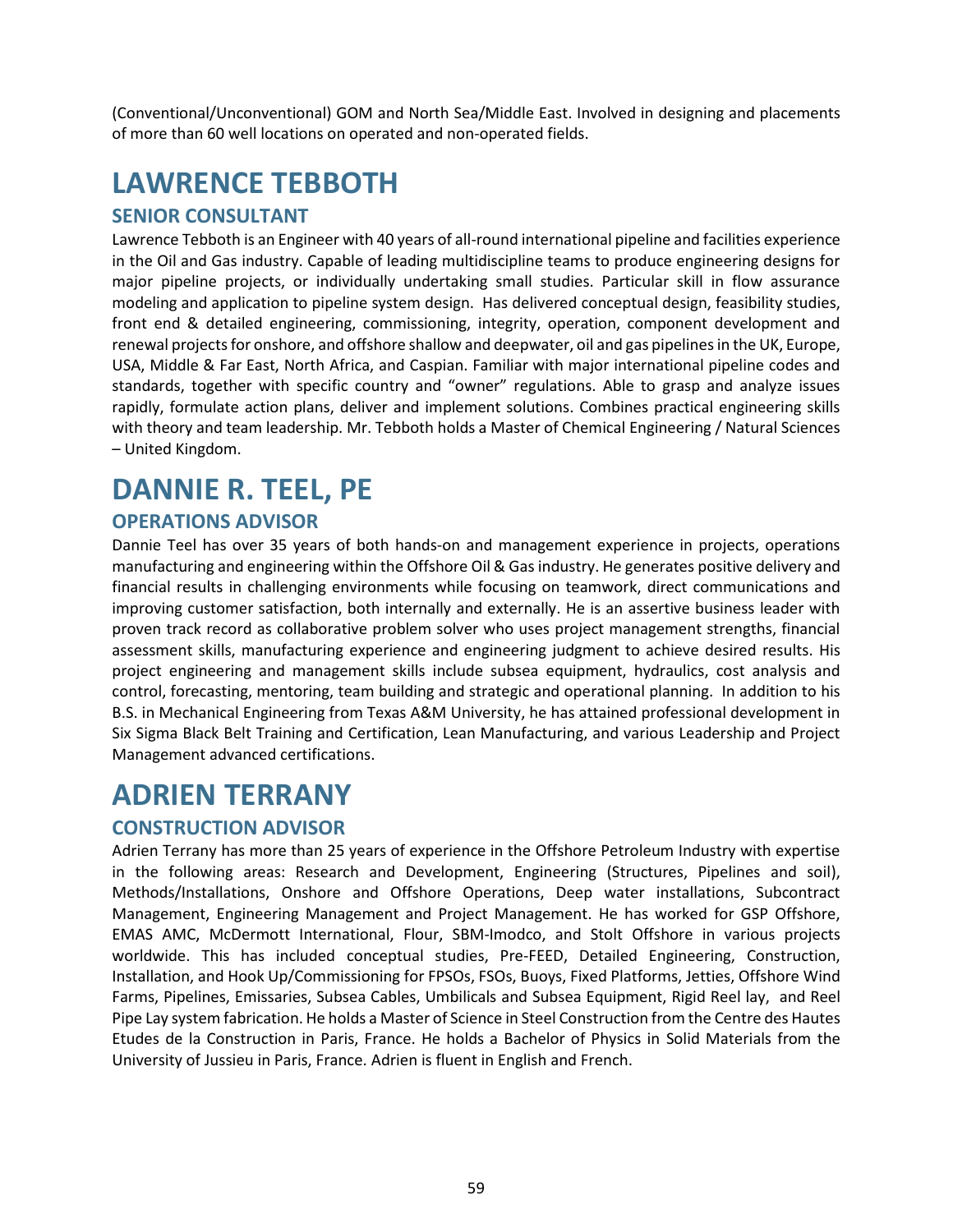(Conventional/Unconventional) GOM and North Sea/Middle East. Involved in designing and placements of more than 60 well locations on operated and non-operated fields.

# LAWRENCE TEBBOTH

## SENIOR CONSULTANT

Lawrence Tebboth is an Engineer with 40 years of all-round international pipeline and facilities experience in the Oil and Gas industry. Capable of leading multidiscipline teams to produce engineering designs for major pipeline projects, or individually undertaking small studies. Particular skill in flow assurance modeling and application to pipeline system design. Has delivered conceptual design, feasibility studies, front end & detailed engineering, commissioning, integrity, operation, component development and renewal projects for onshore, and offshore shallow and deepwater, oil and gas pipelines in the UK, Europe, USA, Middle & Far East, North Africa, and Caspian. Familiar with major international pipeline codes and standards, together with specific country and "owner" regulations. Able to grasp and analyze issues rapidly, formulate action plans, deliver and implement solutions. Combines practical engineering skills with theory and team leadership. Mr. Tebboth holds a Master of Chemical Engineering / Natural Sciences – United Kingdom.

# DANNIE R. TEEL, PE

## OPERATIONS ADVISOR

Dannie Teel has over 35 years of both hands-on and management experience in projects, operations manufacturing and engineering within the Offshore Oil & Gas industry. He generates positive delivery and financial results in challenging environments while focusing on teamwork, direct communications and improving customer satisfaction, both internally and externally. He is an assertive business leader with proven track record as collaborative problem solver who uses project management strengths, financial assessment skills, manufacturing experience and engineering judgment to achieve desired results. His project engineering and management skills include subsea equipment, hydraulics, cost analysis and control, forecasting, mentoring, team building and strategic and operational planning. In addition to his B.S. in Mechanical Engineering from Texas A&M University, he has attained professional development in Six Sigma Black Belt Training and Certification, Lean Manufacturing, and various Leadership and Project Management advanced certifications.

# ADRIEN TERRANY

## CONSTRUCTION ADVISOR

Adrien Terrany has more than 25 years of experience in the Offshore Petroleum Industry with expertise in the following areas: Research and Development, Engineering (Structures, Pipelines and soil), Methods/Installations, Onshore and Offshore Operations, Deep water installations, Subcontract Management, Engineering Management and Project Management. He has worked for GSP Offshore, EMAS AMC, McDermott International, Flour, SBM-Imodco, and Stolt Offshore in various projects worldwide. This has included conceptual studies, Pre-FEED, Detailed Engineering, Construction, Installation, and Hook Up/Commissioning for FPSOs, FSOs, Buoys, Fixed Platforms, Jetties, Offshore Wind Farms, Pipelines, Emissaries, Subsea Cables, Umbilicals and Subsea Equipment, Rigid Reel lay, and Reel Pipe Lay system fabrication. He holds a Master of Science in Steel Construction from the Centre des Hautes Etudes de la Construction in Paris, France. He holds a Bachelor of Physics in Solid Materials from the University of Jussieu in Paris, France. Adrien is fluent in English and French.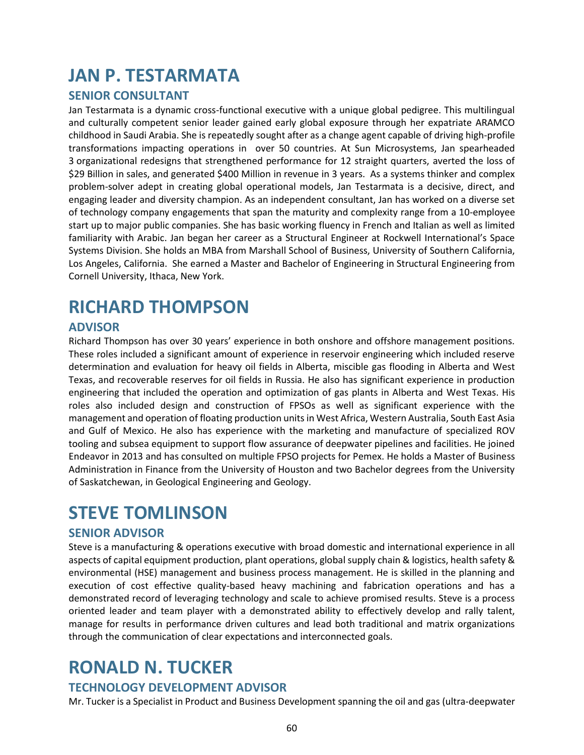# JAN P. TESTARMATA

## SENIOR CONSULTANT

Jan Testarmata is a dynamic cross-functional executive with a unique global pedigree. This multilingual and culturally competent senior leader gained early global exposure through her expatriate ARAMCO childhood in Saudi Arabia. She is repeatedly sought after as a change agent capable of driving high-profile transformations impacting operations in over 50 countries. At Sun Microsystems, Jan spearheaded 3 organizational redesigns that strengthened performance for 12 straight quarters, averted the loss of $29 Billion in sales, and generated $400 Million in revenue in 3 years. As a systems thinker and complex problem-solver adept in creating global operational models, Jan Testarmata is a decisive, direct, and engaging leader and diversity champion. As an independent consultant, Jan has worked on a diverse set of technology company engagements that span the maturity and complexity range from a 10-employee start up to major public companies. She has basic working fluency in French and Italian as well as limited familiarity with Arabic. Jan began her career as a Structural Engineer at Rockwell International's Space Systems Division. She holds an MBA from Marshall School of Business, University of Southern California, Los Angeles, California. She earned a Master and Bachelor of Engineering in Structural Engineering from Cornell University, Ithaca, New York.

# RICHARD THOMPSON

## ADVISOR

Richard Thompson has over 30 years' experience in both onshore and offshore management positions. These roles included a significant amount of experience in reservoir engineering which included reserve determination and evaluation for heavy oil fields in Alberta, miscible gas flooding in Alberta and West Texas, and recoverable reserves for oil fields in Russia. He also has significant experience in production engineering that included the operation and optimization of gas plants in Alberta and West Texas. His roles also included design and construction of FPSOs as well as significant experience with the management and operation of floating production units in West Africa, Western Australia, South East Asia and Gulf of Mexico. He also has experience with the marketing and manufacture of specialized ROV tooling and subsea equipment to support flow assurance of deepwater pipelines and facilities. He joined Endeavor in 2013 and has consulted on multiple FPSO projects for Pemex. He holds a Master of Business Administration in Finance from the University of Houston and two Bachelor degrees from the University of Saskatchewan, in Geological Engineering and Geology.

# STEVE TOMLINSON

## SENIOR ADVISOR

Steve is a manufacturing & operations executive with broad domestic and international experience in all aspects of capital equipment production, plant operations, global supply chain & logistics, health safety & environmental (HSE) management and business process management. He is skilled in the planning and execution of cost effective quality-based heavy machining and fabrication operations and has a demonstrated record of leveraging technology and scale to achieve promised results. Steve is a process oriented leader and team player with a demonstrated ability to effectively develop and rally talent, manage for results in performance driven cultures and lead both traditional and matrix organizations through the communication of clear expectations and interconnected goals.

# RONALD N. TUCKER

## TECHNOLOGY DEVELOPMENT ADVISOR

Mr. Tucker is a Specialist in Product and Business Development spanning the oil and gas (ultra-deepwater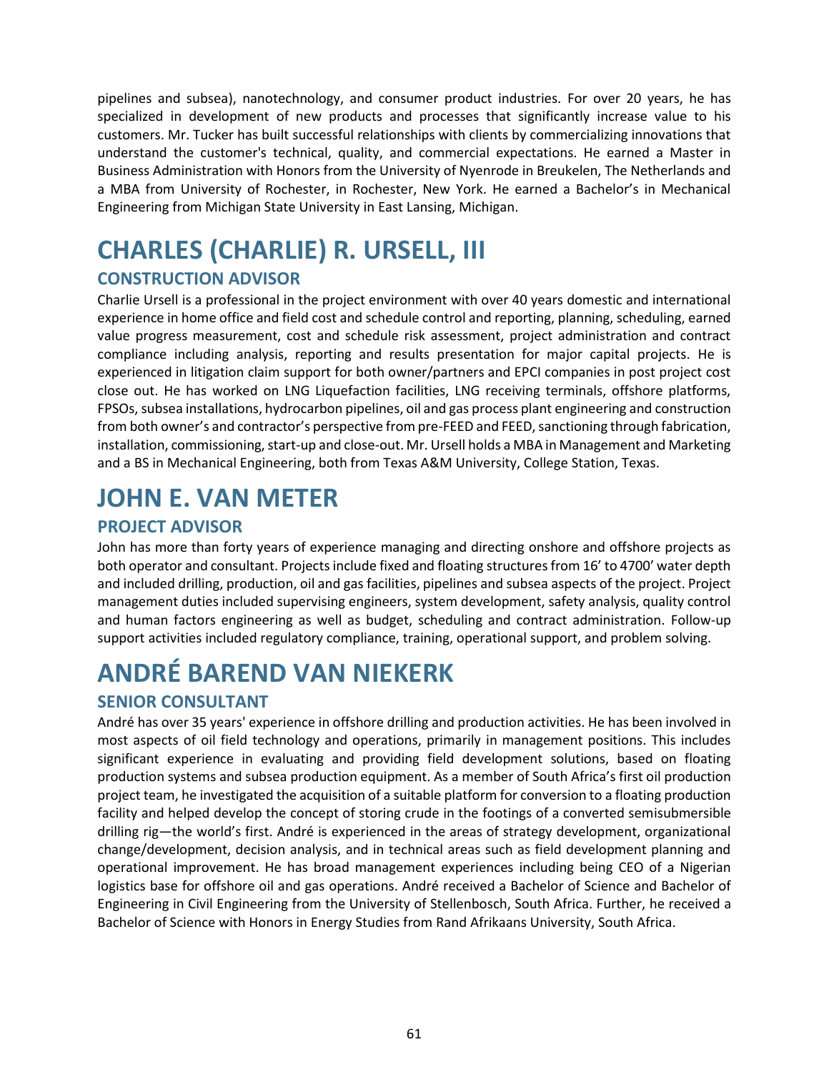pipelines and subsea), nanotechnology, and consumer product industries. For over 20 years, he has specialized in development of new products and processes that significantly increase value to his customers. Mr. Tucker has built successful relationships with clients by commercializing innovations that understand the customer's technical, quality, and commercial expectations. He earned a Master in Business Administration with Honors from the University of Nyenrode in Breukelen, The Netherlands and a MBA from University of Rochester, in Rochester, New York. He earned a Bachelor's in Mechanical Engineering from Michigan State University in East Lansing, Michigan.

# CHARLES (CHARLIE) R. URSELL, III

## CONSTRUCTION ADVISOR

Charlie Ursell is a professional in the project environment with over 40 years domestic and international experience in home office and field cost and schedule control and reporting, planning, scheduling, earned value progress measurement, cost and schedule risk assessment, project administration and contract compliance including analysis, reporting and results presentation for major capital projects. He is experienced in litigation claim support for both owner/partners and EPCI companies in post project cost close out. He has worked on LNG Liquefaction facilities, LNG receiving terminals, offshore platforms, FPSOs, subsea installations, hydrocarbon pipelines, oil and gas process plant engineering and construction from both owner's and contractor's perspective from pre-FEED and FEED, sanctioning through fabrication, installation, commissioning, start-up and close-out. Mr. Ursell holds a MBA in Management and Marketing and a BS in Mechanical Engineering, both from Texas A&M University, College Station, Texas.

# JOHN E. VAN METER

## PROJECT ADVISOR

John has more than forty years of experience managing and directing onshore and offshore projects as both operator and consultant. Projects include fixed and floating structures from 16' to 4700' water depth and included drilling, production, oil and gas facilities, pipelines and subsea aspects of the project. Project management duties included supervising engineers, system development, safety analysis, quality control and human factors engineering as well as budget, scheduling and contract administration. Follow-up support activities included regulatory compliance, training, operational support, and problem solving.

# ANDRÉ BAREND VAN NIEKERK

## SENIOR CONSULTANT

André has over 35 years' experience in offshore drilling and production activities. He has been involved in most aspects of oil field technology and operations, primarily in management positions. This includes significant experience in evaluating and providing field development solutions, based on floating production systems and subsea production equipment. As a member of South Africa's first oil production project team, he investigated the acquisition of a suitable platform for conversion to a floating production facility and helped develop the concept of storing crude in the footings of a converted semisubmersible drilling rig—the world's first. André is experienced in the areas of strategy development, organizational change/development, decision analysis, and in technical areas such as field development planning and operational improvement. He has broad management experiences including being CEO of a Nigerian logistics base for offshore oil and gas operations. André received a Bachelor of Science and Bachelor of Engineering in Civil Engineering from the University of Stellenbosch, South Africa. Further, he received a Bachelor of Science with Honors in Energy Studies from Rand Afrikaans University, South Africa.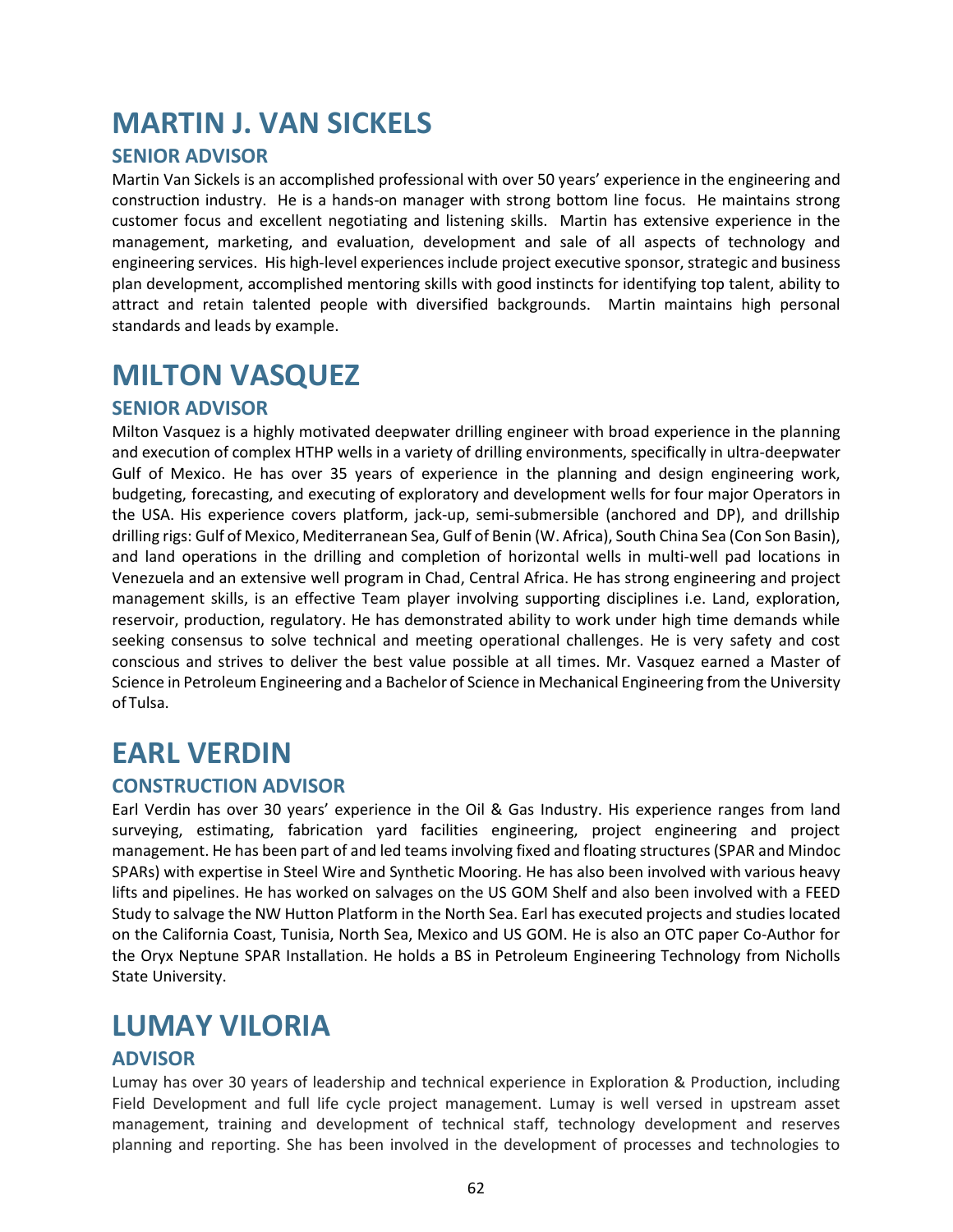# MARTIN J. VAN SICKELS

## SENIOR ADVISOR

Martin Van Sickels is an accomplished professional with over 50 years' experience in the engineering and construction industry. He is a hands-on manager with strong bottom line focus. He maintains strong customer focus and excellent negotiating and listening skills. Martin has extensive experience in the management, marketing, and evaluation, development and sale of all aspects of technology and engineering services. His high-level experiences include project executive sponsor, strategic and business plan development, accomplished mentoring skills with good instincts for identifying top talent, ability to attract and retain talented people with diversified backgrounds. Martin maintains high personal standards and leads by example.

# MILTON VASQUEZ

## SENIOR ADVISOR

Milton Vasquez is a highly motivated deepwater drilling engineer with broad experience in the planning and execution of complex HTHP wells in a variety of drilling environments, specifically in ultra-deepwater Gulf of Mexico. He has over 35 years of experience in the planning and design engineering work, budgeting, forecasting, and executing of exploratory and development wells for four major Operators in the USA. His experience covers platform, jack-up, semi-submersible (anchored and DP), and drillship drilling rigs: Gulf of Mexico, Mediterranean Sea, Gulf of Benin (W. Africa), South China Sea (Con Son Basin), and land operations in the drilling and completion of horizontal wells in multi-well pad locations in Venezuela and an extensive well program in Chad, Central Africa. He has strong engineering and project management skills, is an effective Team player involving supporting disciplines i.e. Land, exploration, reservoir, production, regulatory. He has demonstrated ability to work under high time demands while seeking consensus to solve technical and meeting operational challenges. He is very safety and cost conscious and strives to deliver the best value possible at all times. Mr. Vasquez earned a Master of Science in Petroleum Engineering and a Bachelor of Science in Mechanical Engineering from the University of Tulsa.

# EARL VERDIN

## CONSTRUCTION ADVISOR

Earl Verdin has over 30 years' experience in the Oil & Gas Industry. His experience ranges from land surveying, estimating, fabrication yard facilities engineering, project engineering and project management. He has been part of and led teams involving fixed and floating structures (SPAR and Mindoc SPARs) with expertise in Steel Wire and Synthetic Mooring. He has also been involved with various heavy lifts and pipelines. He has worked on salvages on the US GOM Shelf and also been involved with a FEED Study to salvage the NW Hutton Platform in the North Sea. Earl has executed projects and studies located on the California Coast, Tunisia, North Sea, Mexico and US GOM. He is also an OTC paper Co-Author for the Oryx Neptune SPAR Installation. He holds a BS in Petroleum Engineering Technology from Nicholls State University.

# LUMAY VILORIA

## ADVISOR

Lumay has over 30 years of leadership and technical experience in Exploration & Production, including Field Development and full life cycle project management. Lumay is well versed in upstream asset management, training and development of technical staff, technology development and reserves planning and reporting. She has been involved in the development of processes and technologies to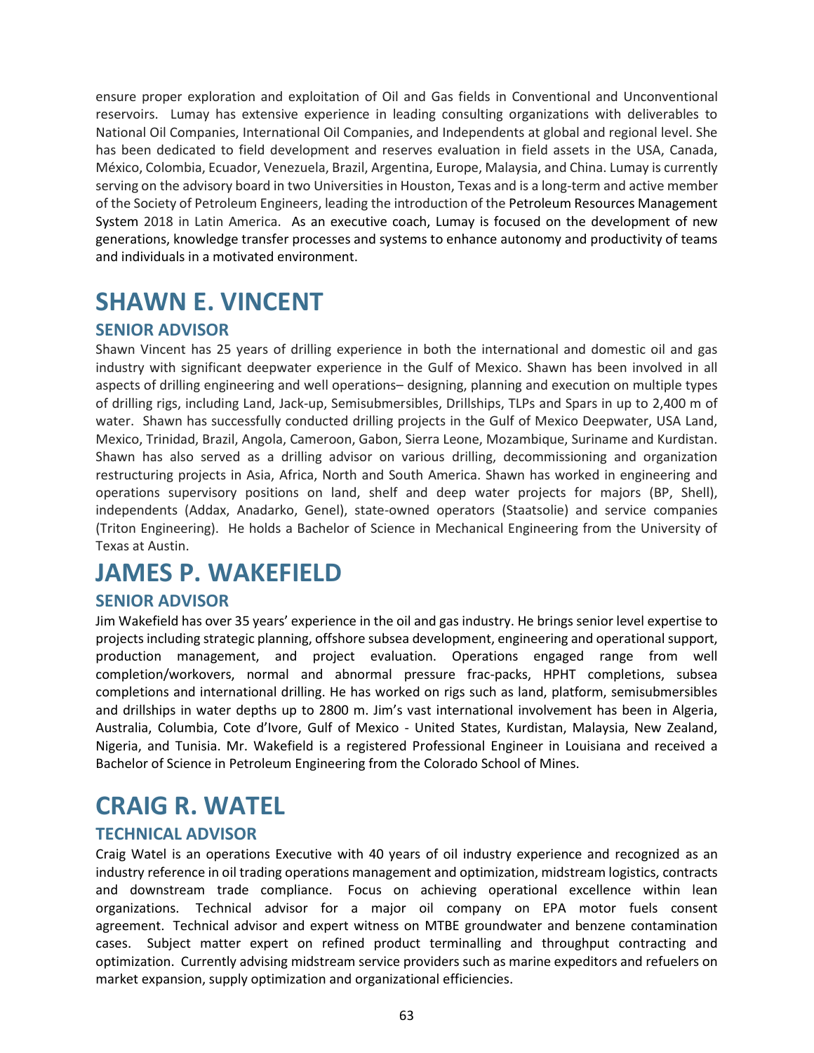ensure proper exploration and exploitation of Oil and Gas fields in Conventional and Unconventional reservoirs. Lumay has extensive experience in leading consulting organizations with deliverables to National Oil Companies, International Oil Companies, and Independents at global and regional level. She has been dedicated to field development and reserves evaluation in field assets in the USA, Canada, México, Colombia, Ecuador, Venezuela, Brazil, Argentina, Europe, Malaysia, and China. Lumay is currently serving on the advisory board in two Universities in Houston, Texas and is a long-term and active member of the Society of Petroleum Engineers, leading the introduction of the Petroleum Resources Management System 2018 in Latin America. As an executive coach, Lumay is focused on the development of new generations, knowledge transfer processes and systems to enhance autonomy and productivity of teams and individuals in a motivated environment.

# SHAWN E. VINCENT

## SENIOR ADVISOR

Shawn Vincent has 25 years of drilling experience in both the international and domestic oil and gas industry with significant deepwater experience in the Gulf of Mexico. Shawn has been involved in all aspects of drilling engineering and well operations– designing, planning and execution on multiple types of drilling rigs, including Land, Jack-up, Semisubmersibles, Drillships, TLPs and Spars in up to 2,400 m of water. Shawn has successfully conducted drilling projects in the Gulf of Mexico Deepwater, USA Land, Mexico, Trinidad, Brazil, Angola, Cameroon, Gabon, Sierra Leone, Mozambique, Suriname and Kurdistan. Shawn has also served as a drilling advisor on various drilling, decommissioning and organization restructuring projects in Asia, Africa, North and South America. Shawn has worked in engineering and operations supervisory positions on land, shelf and deep water projects for majors (BP, Shell), independents (Addax, Anadarko, Genel), state-owned operators (Staatsolie) and service companies (Triton Engineering). He holds a Bachelor of Science in Mechanical Engineering from the University of Texas at Austin.

# JAMES P. WAKEFIELD

## SENIOR ADVISOR

Jim Wakefield has over 35 years' experience in the oil and gas industry. He brings senior level expertise to projects including strategic planning, offshore subsea development, engineering and operational support, production management, and project evaluation. Operations engaged range from well completion/workovers, normal and abnormal pressure frac-packs, HPHT completions, subsea completions and international drilling. He has worked on rigs such as land, platform, semisubmersibles and drillships in water depths up to 2800 m. Jim's vast international involvement has been in Algeria, Australia, Columbia, Cote d'Ivore, Gulf of Mexico - United States, Kurdistan, Malaysia, New Zealand, Nigeria, and Tunisia. Mr. Wakefield is a registered Professional Engineer in Louisiana and received a Bachelor of Science in Petroleum Engineering from the Colorado School of Mines.

# CRAIG R. WATEL

## TECHNICAL ADVISOR

Craig Watel is an operations Executive with 40 years of oil industry experience and recognized as an industry reference in oil trading operations management and optimization, midstream logistics, contracts and downstream trade compliance. Focus on achieving operational excellence within lean organizations. Technical advisor for a major oil company on EPA motor fuels consent agreement. Technical advisor and expert witness on MTBE groundwater and benzene contamination cases. Subject matter expert on refined product terminalling and throughput contracting and optimization. Currently advising midstream service providers such as marine expeditors and refuelers on market expansion, supply optimization and organizational efficiencies.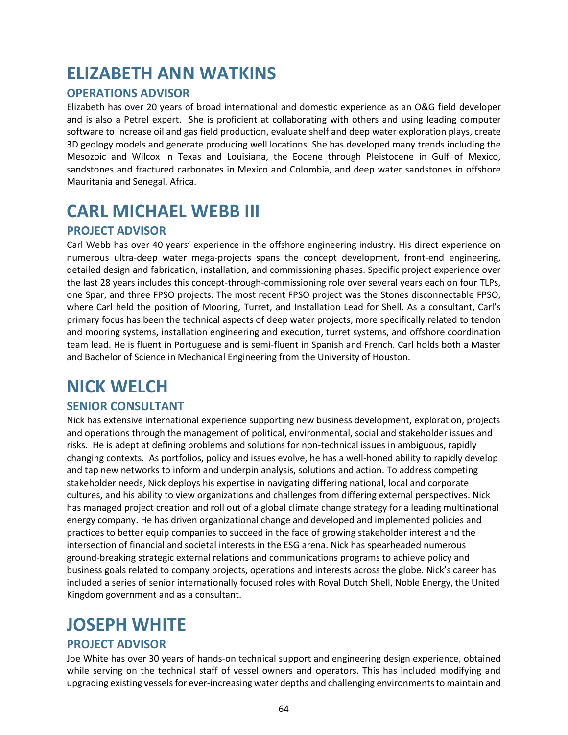# ELIZABETH ANN WATKINS

## OPERATIONS ADVISOR

Elizabeth has over 20 years of broad international and domestic experience as an O&G field developer and is also a Petrel expert. She is proficient at collaborating with others and using leading computer software to increase oil and gas field production, evaluate shelf and deep water exploration plays, create 3D geology models and generate producing well locations. She has developed many trends including the Mesozoic and Wilcox in Texas and Louisiana, the Eocene through Pleistocene in Gulf of Mexico, sandstones and fractured carbonates in Mexico and Colombia, and deep water sandstones in offshore Mauritania and Senegal, Africa.

# CARL MICHAEL WEBB III

## PROJECT ADVISOR

Carl Webb has over 40 years' experience in the offshore engineering industry. His direct experience on numerous ultra-deep water mega-projects spans the concept development, front-end engineering, detailed design and fabrication, installation, and commissioning phases. Specific project experience over the last 28 years includes this concept-through-commissioning role over several years each on four TLPs, one Spar, and three FPSO projects. The most recent FPSO project was the Stones disconnectable FPSO, where Carl held the position of Mooring, Turret, and Installation Lead for Shell. As a consultant, Carl's primary focus has been the technical aspects of deep water projects, more specifically related to tendon and mooring systems, installation engineering and execution, turret systems, and offshore coordination team lead. He is fluent in Portuguese and is semi-fluent in Spanish and French. Carl holds both a Master and Bachelor of Science in Mechanical Engineering from the University of Houston.

# NICK WELCH

## SENIOR CONSULTANT

Nick has extensive international experience supporting new business development, exploration, projects and operations through the management of political, environmental, social and stakeholder issues and risks. He is adept at defining problems and solutions for non-technical issues in ambiguous, rapidly changing contexts. As portfolios, policy and issues evolve, he has a well-honed ability to rapidly develop and tap new networks to inform and underpin analysis, solutions and action. To address competing stakeholder needs, Nick deploys his expertise in navigating differing national, local and corporate cultures, and his ability to view organizations and challenges from differing external perspectives. Nick has managed project creation and roll out of a global climate change strategy for a leading multinational energy company. He has driven organizational change and developed and implemented policies and practices to better equip companies to succeed in the face of growing stakeholder interest and the intersection of financial and societal interests in the ESG arena. Nick has spearheaded numerous ground-breaking strategic external relations and communications programs to achieve policy and business goals related to company projects, operations and interests across the globe. Nick's career has included a series of senior internationally focused roles with Royal Dutch Shell, Noble Energy, the United Kingdom government and as a consultant.

# JOSEPH WHITE

## PROJECT ADVISOR

Joe White has over 30 years of hands-on technical support and engineering design experience, obtained while serving on the technical staff of vessel owners and operators. This has included modifying and upgrading existing vessels for ever-increasing water depths and challenging environments to maintain and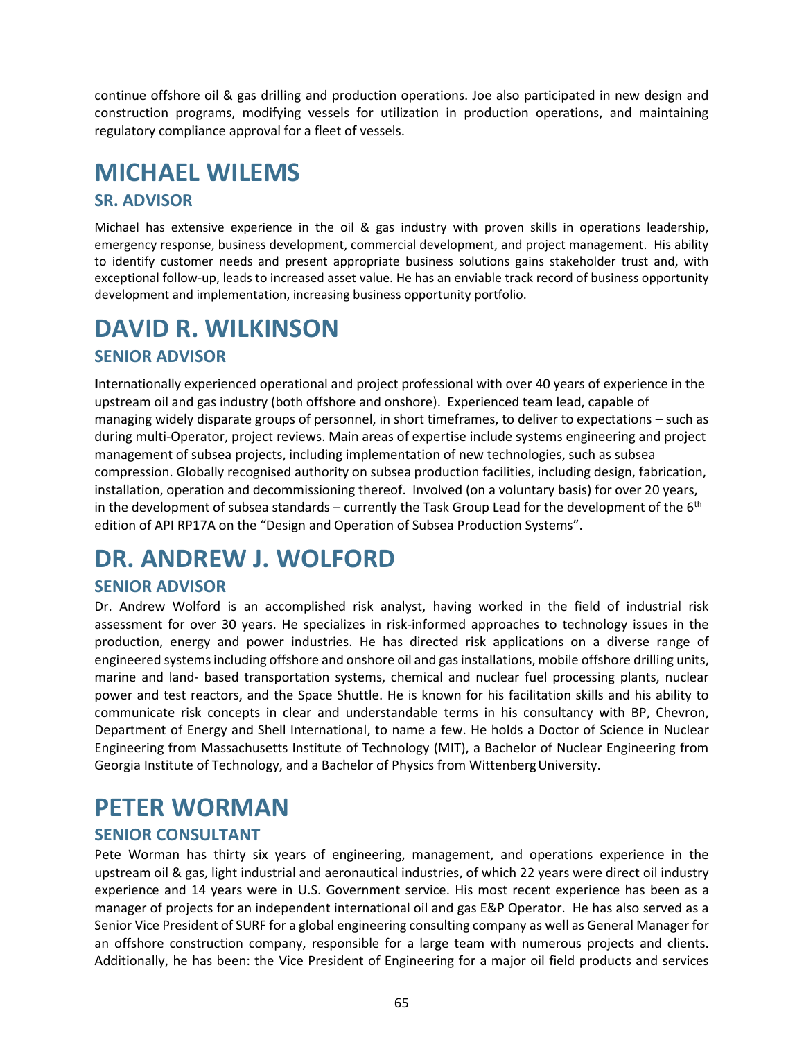continue offshore oil & gas drilling and production operations. Joe also participated in new design and construction programs, modifying vessels for utilization in production operations, and maintaining regulatory compliance approval for a fleet of vessels.

# MICHAEL WILEMS

## SR. ADVISOR

Michael has extensive experience in the oil & gas industry with proven skills in operations leadership, emergency response, business development, commercial development, and project management. His ability to identify customer needs and present appropriate business solutions gains stakeholder trust and, with exceptional follow-up, leads to increased asset value. He has an enviable track record of business opportunity development and implementation, increasing business opportunity portfolio.

# DAVID R. WILKINSON

## SENIOR ADVISOR

Internationally experienced operational and project professional with over 40 years of experience in the upstream oil and gas industry (both offshore and onshore). Experienced team lead, capable of managing widely disparate groups of personnel, in short timeframes, to deliver to expectations – such as during multi-Operator, project reviews. Main areas of expertise include systems engineering and project management of subsea projects, including implementation of new technologies, such as subsea compression. Globally recognised authority on subsea production facilities, including design, fabrication, installation, operation and decommissioning thereof. Involved (on a voluntary basis) for over 20 years, in the development of subsea standards – currently the Task Group Lead for the development of the 6th edition of API RP17A on the "Design and Operation of Subsea Production Systems".

# DR. ANDREW J. WOLFORD

## SENIOR ADVISOR

Dr. Andrew Wolford is an accomplished risk analyst, having worked in the field of industrial risk assessment for over 30 years. He specializes in risk-informed approaches to technology issues in the production, energy and power industries. He has directed risk applications on a diverse range of engineered systems including offshore and onshore oil and gas installations, mobile offshore drilling units, marine and land- based transportation systems, chemical and nuclear fuel processing plants, nuclear power and test reactors, and the Space Shuttle. He is known for his facilitation skills and his ability to communicate risk concepts in clear and understandable terms in his consultancy with BP, Chevron, Department of Energy and Shell International, to name a few. He holds a Doctor of Science in Nuclear Engineering from Massachusetts Institute of Technology (MIT), a Bachelor of Nuclear Engineering from Georgia Institute of Technology, and a Bachelor of Physics from Wittenberg University.

# PETER WORMAN

## SENIOR CONSULTANT

Pete Worman has thirty six years of engineering, management, and operations experience in the upstream oil & gas, light industrial and aeronautical industries, of which 22 years were direct oil industry experience and 14 years were in U.S. Government service. His most recent experience has been as a manager of projects for an independent international oil and gas E&P Operator. He has also served as a Senior Vice President of SURF for a global engineering consulting company as well as General Manager for an offshore construction company, responsible for a large team with numerous projects and clients. Additionally, he has been: the Vice President of Engineering for a major oil field products and services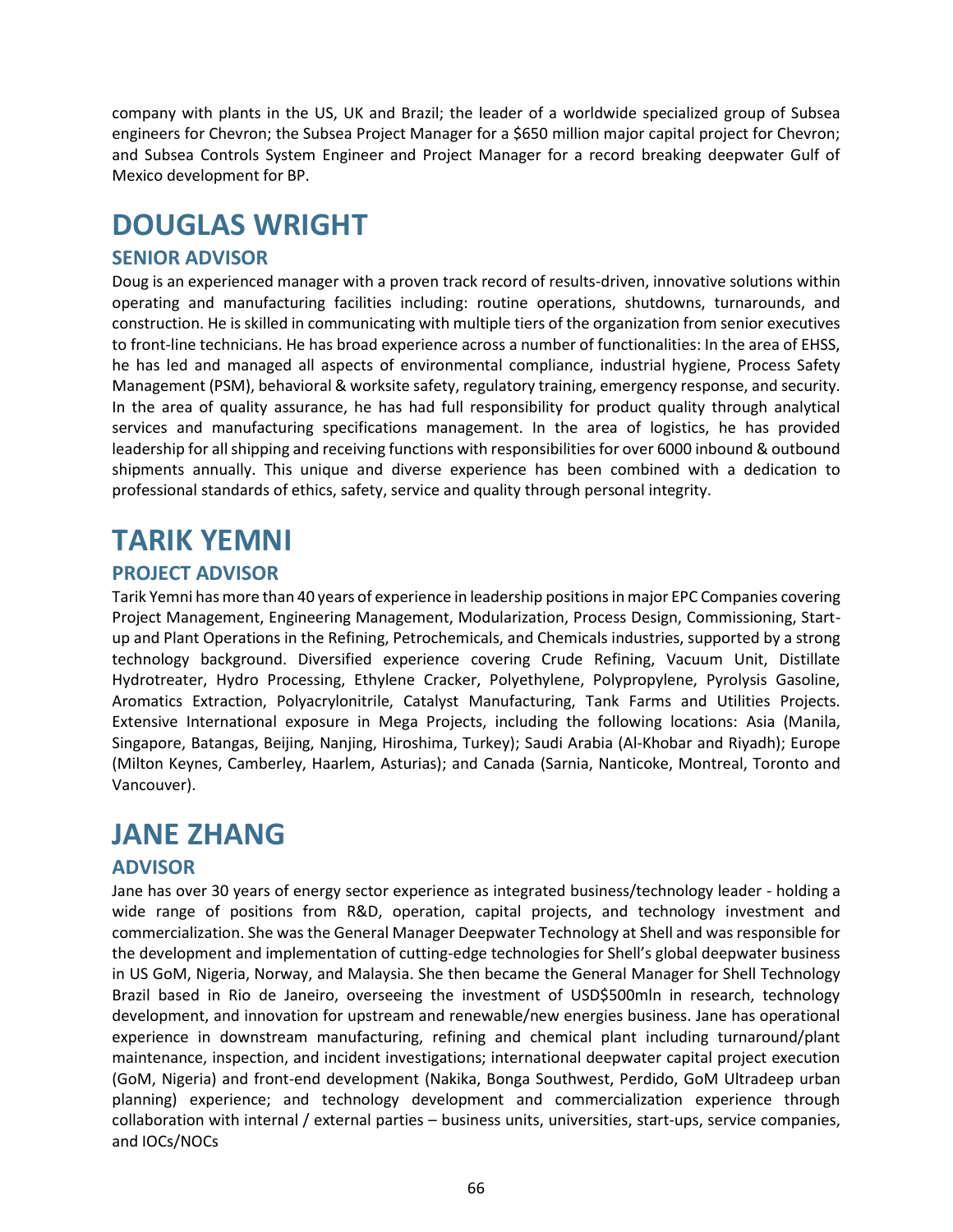company with plants in the US, UK and Brazil; the leader of a worldwide specialized group of Subsea engineers for Chevron; the Subsea Project Manager for a $650 million major capital project for Chevron; and Subsea Controls System Engineer and Project Manager for a record breaking deepwater Gulf of Mexico development for BP.

# DOUGLAS WRIGHT

## SENIOR ADVISOR

Doug is an experienced manager with a proven track record of results-driven, innovative solutions within operating and manufacturing facilities including: routine operations, shutdowns, turnarounds, and construction. He is skilled in communicating with multiple tiers of the organization from senior executives to front-line technicians. He has broad experience across a number of functionalities: In the area of EHSS, he has led and managed all aspects of environmental compliance, industrial hygiene, Process Safety Management (PSM), behavioral & worksite safety, regulatory training, emergency response, and security. In the area of quality assurance, he has had full responsibility for product quality through analytical services and manufacturing specifications management. In the area of logistics, he has provided leadership for all shipping and receiving functions with responsibilities for over 6000 inbound & outbound shipments annually. This unique and diverse experience has been combined with a dedication to professional standards of ethics, safety, service and quality through personal integrity.

# TARIK YEMNI

## PROJECT ADVISOR

Tarik Yemni has more than 40 years of experience in leadership positions in major EPC Companies covering Project Management, Engineering Management, Modularization, Process Design, Commissioning, Start-up and Plant Operations in the Refining, Petrochemicals, and Chemicals industries, supported by a strong technology background. Diversified experience covering Crude Refining, Vacuum Unit, Distillate Hydrotreater, Hydro Processing, Ethylene Cracker, Polyethylene, Polypropylene, Pyrolysis Gasoline, Aromatics Extraction, Polyacrylonitrile, Catalyst Manufacturing, Tank Farms and Utilities Projects. Extensive International exposure in Mega Projects, including the following locations: Asia (Manila, Singapore, Batangas, Beijing, Nanjing, Hiroshima, Turkey); Saudi Arabia (Al-Khobar and Riyadh); Europe (Milton Keynes, Camberley, Haarlem, Asturias); and Canada (Sarnia, Nanticoke, Montreal, Toronto and Vancouver).

# JANE ZHANG

## ADVISOR

Jane has over 30 years of energy sector experience as integrated business/technology leader - holding a wide range of positions from R&D, operation, capital projects, and technology investment and commercialization. She was the General Manager Deepwater Technology at Shell and was responsible for the development and implementation of cutting-edge technologies for Shell's global deepwater business in US GoM, Nigeria, Norway, and Malaysia. She then became the General Manager for Shell Technology Brazil based in Rio de Janeiro, overseeing the investment of USD$500mln in research, technology development, and innovation for upstream and renewable/new energies business. Jane has operational experience in downstream manufacturing, refining and chemical plant including turnaround/plant maintenance, inspection, and incident investigations; international deepwater capital project execution (GoM, Nigeria) and front-end development (Nakika, Bonga Southwest, Perdido, GoM Ultradeep urban planning) experience; and technology development and commercialization experience through collaboration with internal / external parties – business units, universities, start-ups, service companies, and IOCs/NOCs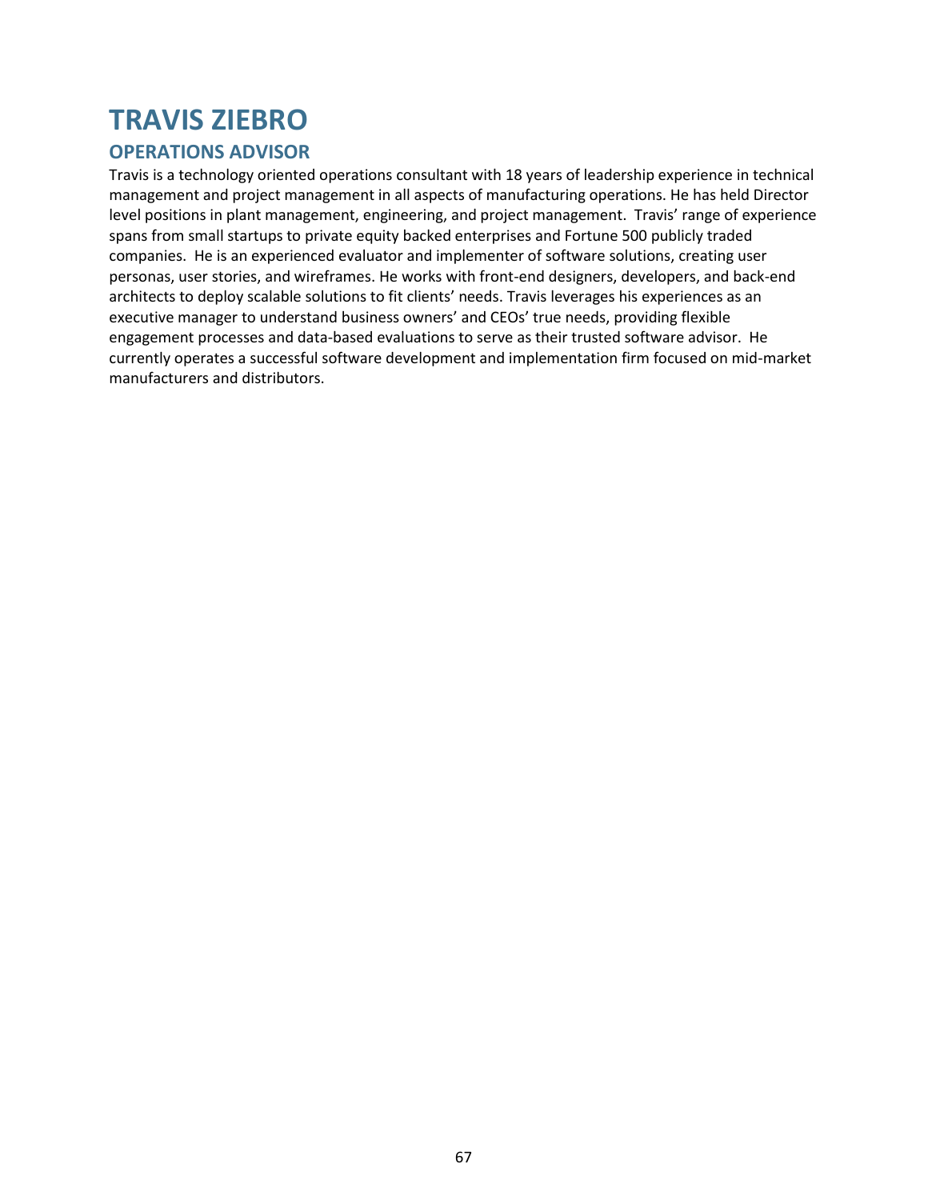# TRAVIS ZIEBRO

## OPERATIONS ADVISOR

Travis is a technology oriented operations consultant with 18 years of leadership experience in technical management and project management in all aspects of manufacturing operations. He has held Director level positions in plant management, engineering, and project management. Travis' range of experience spans from small startups to private equity backed enterprises and Fortune 500 publicly traded companies. He is an experienced evaluator and implementer of software solutions, creating user personas, user stories, and wireframes. He works with front-end designers, developers, and back-end architects to deploy scalable solutions to fit clients' needs. Travis leverages his experiences as an executive manager to understand business owners' and CEOs' true needs, providing flexible engagement processes and data-based evaluations to serve as their trusted software advisor. He currently operates a successful software development and implementation firm focused on mid-market manufacturers and distributors.